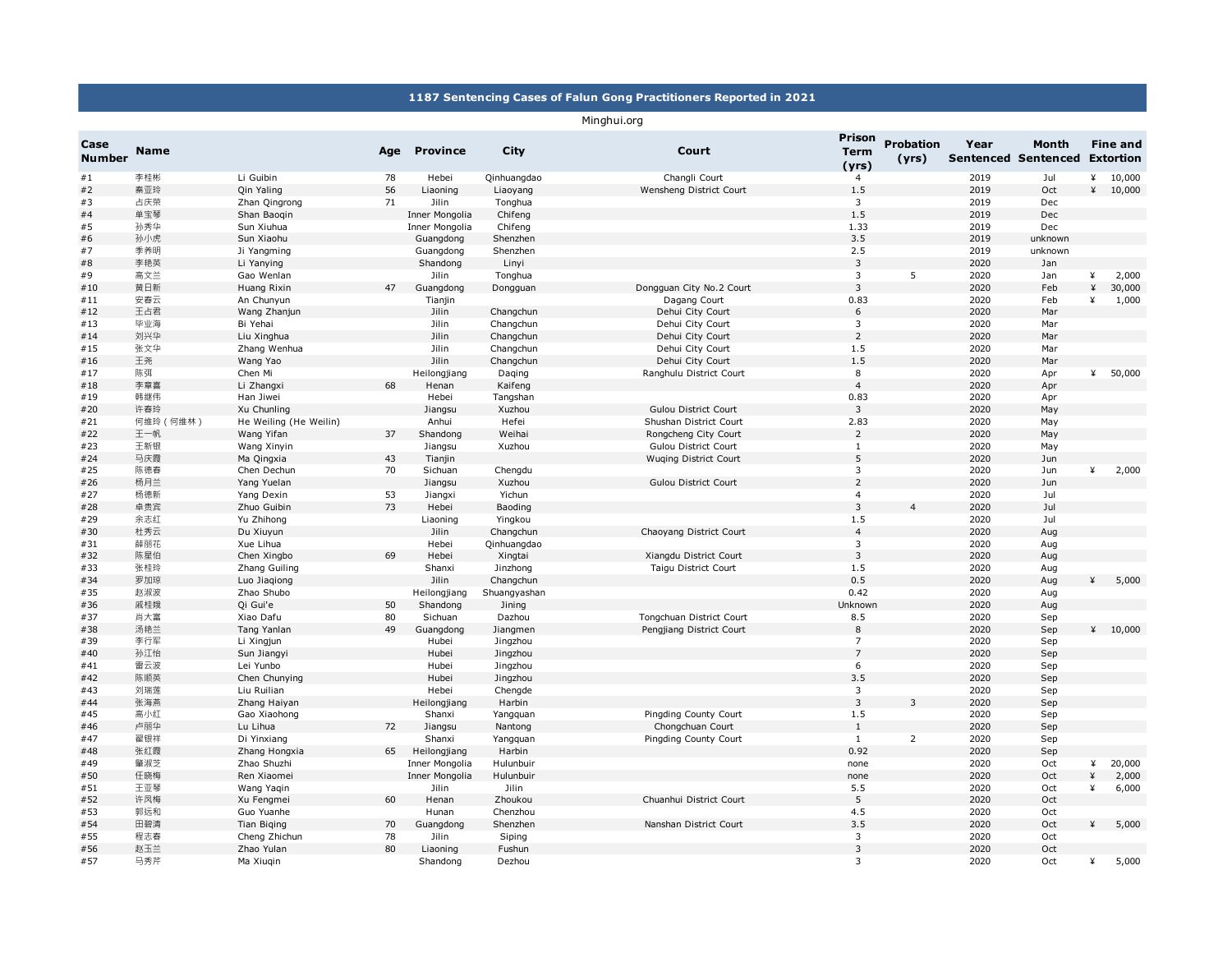## 1187 Sentencing Cases of Falun Gong Practitioners Reported in 2021

Minghui.org

| Case Number | Name | | Age | Province | City | Court | Prison Term (yrs) | Probation (yrs) | Year Sentenced | Month Sentenced | Fine and Extortion |
|---|---|---|---|---|---|---|---|---|---|---|---|
| #1 | 李桂彬 | Li Guibin | 78 | Hebei | Qinhuangdao | Changli Court | 4 | | 2019 | Jul | ¥ 10,000 |
| #2 | 秦亚玲 | Qin Yaling | 56 | Liaoning | Liaoyang | Wensheng District Court | 1.5 | | 2019 | Oct | ¥ 10,000 |
| #3 | 占庆荣 | Zhan Qingrong | 71 | Jilin | Tonghua | | 3 | | 2019 | Dec | |
| #4 | 单宝琴 | Shan Baoqin | | Inner Mongolia | Chifeng | | 1.5 | | 2019 | Dec | |
| #5 | 孙秀华 | Sun Xiuhua | | Inner Mongolia | Chifeng | | 1.33 | | 2019 | Dec | |
| #6 | 孙小虎 | Sun Xiaohu | | Guangdong | Shenzhen | | 3.5 | | 2019 | unknown | |
| #7 | 季养明 | Ji Yangming | | Guangdong | Shenzhen | | 2.5 | | 2019 | unknown | |
| #8 | 李艳英 | Li Yanying | | Shandong | Linyi | | 3 | | 2020 | Jan | |
| #9 | 高文兰 | Gao Wenlan | | Jilin | Tonghua | | 3 | 5 | 2020 | Jan | ¥ 2,000 |
| #10 | 黄日新 | Huang Rixin | 47 | Guangdong | Dongguan | Dongguan City No.2 Court | 3 | | 2020 | Feb | ¥ 30,000 |
| #11 | 安春云 | An Chunyun | | Tianjin | | Dagang Court | 0.83 | | 2020 | Feb | ¥ 1,000 |
| #12 | 王占君 | Wang Zhanjun | | Jilin | Changchun | Dehui City Court | 6 | | 2020 | Mar | |
| #13 | 毕业海 | Bi Yehai | | Jilin | Changchun | Dehui City Court | 3 | | 2020 | Mar | |
| #14 | 刘兴华 | Liu Xinghua | | Jilin | Changchun | Dehui City Court | 2 | | 2020 | Mar | |
| #15 | 张文华 | Zhang Wenhua | | Jilin | Changchun | Dehui City Court | 1.5 | | 2020 | Mar | |
| #16 | 王尧 | Wang Yao | | Jilin | Changchun | Dehui City Court | 1.5 | | 2020 | Mar | |
| #17 | 陈弭 | Chen Mi | | Heilongjiang | Daqing | Ranghulu District Court | 8 | | 2020 | Apr | ¥ 50,000 |
| #18 | 李章喜 | Li Zhangxi | 68 | Henan | Kaifeng | | 4 | | 2020 | Apr | |
| #19 | 韩继伟 | Han Jiwei | | Hebei | Tangshan | | 0.83 | | 2020 | Apr | |
| #20 | 许春玲 | Xu Chunling | | Jiangsu | Xuzhou | Gulou District Court | 3 | | 2020 | May | |
| #21 | 何维玲（何维林） | He Weiling (He Weilin) | | Anhui | Hefei | Shushan District Court | 2.83 | | 2020 | May | |
| #22 | 王一帆 | Wang Yifan | 37 | Shandong | Weihai | Rongcheng City Court | 2 | | 2020 | May | |
| #23 | 王新银 | Wang Xinyin | | Jiangsu | Xuzhou | Gulou District Court | 1 | | 2020 | May | |
| #24 | 马庆霞 | Ma Qingxia | 43 | Tianjin | | Wuqing District Court | 5 | | 2020 | Jun | |
| #25 | 陈德春 | Chen Dechun | 70 | Sichuan | Chengdu | | 3 | | 2020 | Jun | ¥ 2,000 |
| #26 | 杨月兰 | Yang Yuelan | | Jiangsu | Xuzhou | Gulou District Court | 2 | | 2020 | Jun | |
| #27 | 杨德新 | Yang Dexin | 53 | Jiangxi | Yichun | | 4 | | 2020 | Jul | |
| #28 | 卓贵宾 | Zhuo Guibin | 73 | Hebei | Baoding | | 3 | 4 | 2020 | Jul | |
| #29 | 余志红 | Yu Zhihong | | Liaoning | Yingkou | | 1.5 | | 2020 | Jul | |
| #30 | 杜秀云 | Du Xiuyun | | Jilin | Changchun | Chaoyang District Court | 4 | | 2020 | Aug | |
| #31 | 薛丽花 | Xue Lihua | | Hebei | Qinhuangdao | | 3 | | 2020 | Aug | |
| #32 | 陈星伯 | Chen Xingbo | 69 | Hebei | Xingtai | Xiangdu District Court | 3 | | 2020 | Aug | |
| #33 | 张桂玲 | Zhang Guiling | | Shanxi | Jinzhong | Taigu District Court | 1.5 | | 2020 | Aug | |
| #34 | 罗加琼 | Luo Jiaqiong | | Jilin | Changchun | | 0.5 | | 2020 | Aug | ¥ 5,000 |
| #35 | 赵淑波 | Zhao Shubo | | Heilongjiang | Shuangyashan | | 0.42 | | 2020 | Aug | |
| #36 | 戚桂娥 | Qi Gui'e | 50 | Shandong | Jining | | Unknown | | 2020 | Aug | |
| #37 | 肖大富 | Xiao Dafu | 80 | Sichuan | Dazhou | Tongchuan District Court | 8.5 | | 2020 | Sep | |
| #38 | 汤艳兰 | Tang Yanlan | 49 | Guangdong | Jiangmen | Pengjiang District Court | 8 | | 2020 | Sep | ¥ 10,000 |
| #39 | 李行军 | Li Xingjun | | Hubei | Jingzhou | | 7 | | 2020 | Sep | |
| #40 | 孙江怡 | Sun Jiangyi | | Hubei | Jingzhou | | 7 | | 2020 | Sep | |
| #41 | 雷云波 | Lei Yunbo | | Hubei | Jingzhou | | 6 | | 2020 | Sep | |
| #42 | 陈顺英 | Chen Chunying | | Hubei | Jingzhou | | 3.5 | | 2020 | Sep | |
| #43 | 刘瑞莲 | Liu Ruilian | | Hebei | Chengde | | 3 | | 2020 | Sep | |
| #44 | 张海燕 | Zhang Haiyan | | Heilongjiang | Harbin | | 3 | 3 | 2020 | Sep | |
| #45 | 高小红 | Gao Xiaohong | | Shanxi | Yangquan | Pingding County Court | 1.5 | | 2020 | Sep | |
| #46 | 卢丽华 | Lu Lihua | 72 | Jiangsu | Nantong | Chongchuan Court | 1 | | 2020 | Sep | |
| #47 | 翟银祥 | Di Yinxiang | | Shanxi | Yangquan | Pingding County Court | 1 | 2 | 2020 | Sep | |
| #48 | 张红霞 | Zhang Hongxia | 65 | Heilongjiang | Harbin | | 0.92 | | 2020 | Sep | |
| #49 | 肇淑芝 | Zhao Shuzhi | | Inner Mongolia | Hulunbuir | | none | | 2020 | Oct | ¥ 20,000 |
| #50 | 任晓梅 | Ren Xiaomei | | Inner Mongolia | Hulunbuir | | none | | 2020 | Oct | ¥ 2,000 |
| #51 | 王亚琴 | Wang Yaqin | | Jilin | Jilin | | 5.5 | | 2020 | Oct | ¥ 6,000 |
| #52 | 许凤梅 | Xu Fengmei | 60 | Henan | Zhoukou | Chuanhui District Court | 5 | | 2020 | Oct | |
| #53 | 郭远和 | Guo Yuanhe | | Hunan | Chenzhou | | 4.5 | | 2020 | Oct | |
| #54 | 田碧清 | Tian Biqing | 70 | Guangdong | Shenzhen | Nanshan District Court | 3.5 | | 2020 | Oct | ¥ 5,000 |
| #55 | 程志春 | Cheng Zhichun | 78 | Jilin | Siping | | 3 | | 2020 | Oct | |
| #56 | 赵玉兰 | Zhao Yulan | 80 | Liaoning | Fushun | | 3 | | 2020 | Oct | |
| #57 | 马秀芹 | Ma Xiuqin | | Shandong | Dezhou | | 3 | | 2020 | Oct | ¥ 5,000 |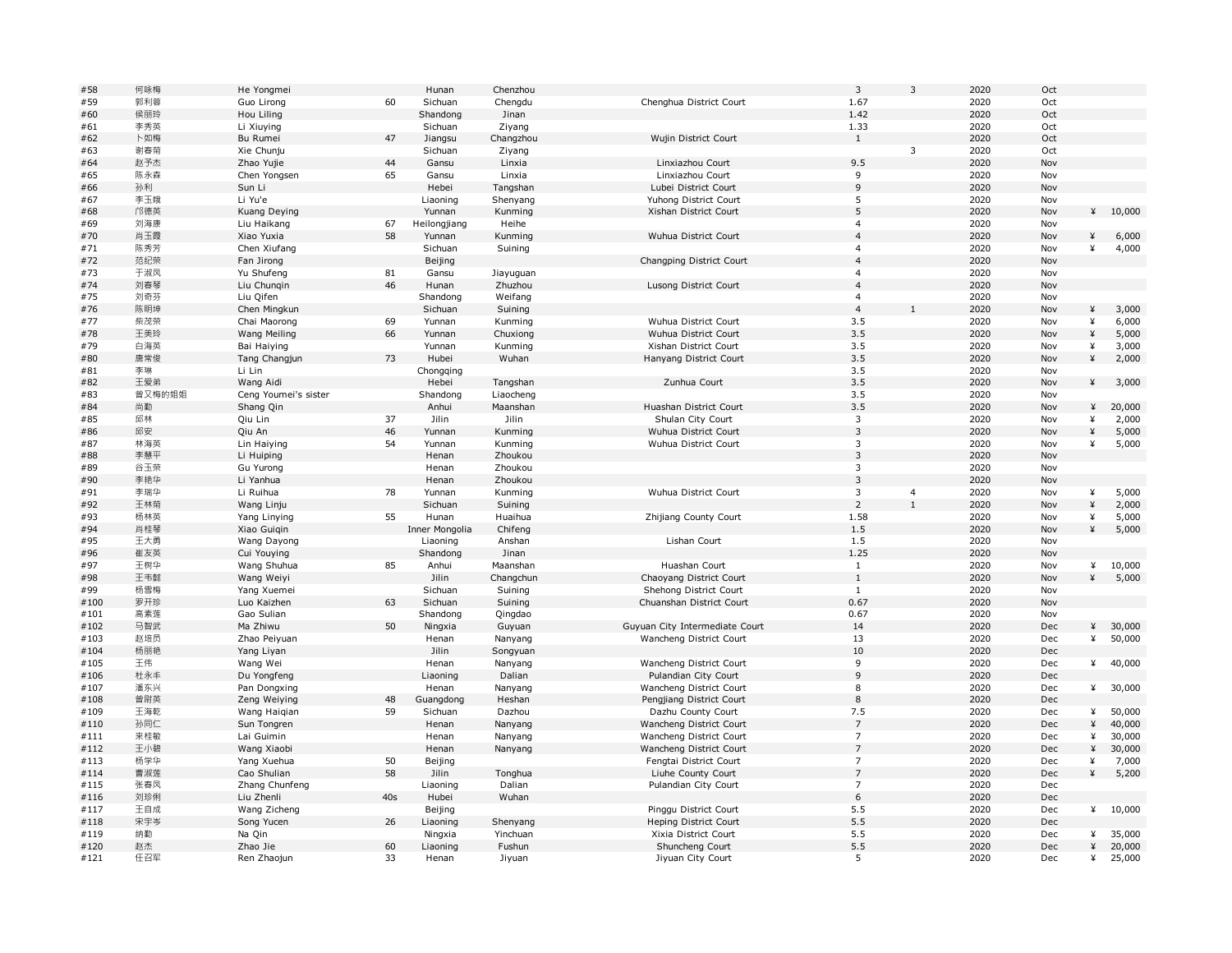| | | | | | | | | | | | | | |
|---|---|---|---|---|---|---|---|---|---|---|---|---|---|
| #58 | 何咏梅 | He Yongmei | | Hunan | Chenzhou | | 3 | 3 | 2020 | Oct | | |
| #59 | 郭利蓉 | Guo Lirong | 60 | Sichuan | Chengdu | Chenghua District Court | 1.67 | | 2020 | Oct | | |
| #60 | 侯丽玲 | Hou Liling | | Shandong | Jinan | | 1.42 | | 2020 | Oct | | |
| #61 | 李秀英 | Li Xiuying | | Sichuan | Ziyang | | 1.33 | | 2020 | Oct | | |
| #62 | 卜如梅 | Bu Rumei | 47 | Jiangsu | Changzhou | Wujin District Court | 1 | | 2020 | Oct | | |
| #63 | 谢春菊 | Xie Chunju | | Sichuan | Ziyang | | | 3 | 2020 | Oct | | |
| #64 | 赵予杰 | Zhao Yujie | 44 | Gansu | Linxia | Linxiazhou Court | 9.5 | | 2020 | Nov | | |
| #65 | 陈永森 | Chen Yongsen | 65 | Gansu | Linxia | Linxiazhou Court | 9 | | 2020 | Nov | | |
| #66 | 孙利 | Sun Li | | Hebei | Tangshan | Lubei District Court | 9 | | 2020 | Nov | | |
| #67 | 李玉娥 | Li Yu'e | | Liaoning | Shenyang | Yuhong District Court | 5 | | 2020 | Nov | | |
| #68 | 邝德英 | Kuang Deying | | Yunnan | Kunming | Xishan District Court | 5 | | 2020 | Nov | ¥ | 10,000 |
| #69 | 刘海康 | Liu Haikang | 67 | Heilongjiang | Heihe | | 4 | | 2020 | Nov | | |
| #70 | 肖玉霞 | Xiao Yuxia | 58 | Yunnan | Kunming | Wuhua District Court | 4 | | 2020 | Nov | ¥ | 6,000 |
| #71 | 陈秀芳 | Chen Xiufang | | Sichuan | Suining | | 4 | | 2020 | Nov | ¥ | 4,000 |
| #72 | 范纪荣 | Fan Jirong | | Beijing | | Changping District Court | 4 | | 2020 | Nov | | |
| #73 | 于淑凤 | Yu Shufeng | 81 | Gansu | Jiayuguan | | 4 | | 2020 | Nov | | |
| #74 | 刘春琴 | Liu Chunqin | 46 | Hunan | Zhuzhou | Lusong District Court | 4 | | 2020 | Nov | | |
| #75 | 刘奇芬 | Liu Qifen | | Shandong | Weifang | | 4 | | 2020 | Nov | | |
| #76 | 陈明坤 | Chen Mingkun | | Sichuan | Suining | | 4 | 1 | 2020 | Nov | ¥ | 3,000 |
| #77 | 柴茂荣 | Chai Maorong | 69 | Yunnan | Kunming | Wuhua District Court | 3.5 | | 2020 | Nov | ¥ | 6,000 |
| #78 | 王美玲 | Wang Meiling | 66 | Yunnan | Chuxiong | Wuhua District Court | 3.5 | | 2020 | Nov | ¥ | 5,000 |
| #79 | 白海英 | Bai Haiying | | Yunnan | Kunming | Xishan District Court | 3.5 | | 2020 | Nov | ¥ | 3,000 |
| #80 | 唐常俊 | Tang Changjun | 73 | Hubei | Wuhan | Hanyang District Court | 3.5 | | 2020 | Nov | ¥ | 2,000 |
| #81 | 李琳 | Li Lin | | Chongqing | | | 3.5 | | 2020 | Nov | | |
| #82 | 王爱弟 | Wang Aidi | | Hebei | Tangshan | Zunhua Court | 3.5 | | 2020 | Nov | ¥ | 3,000 |
| #83 | 曾又梅的姐姐 | Ceng Youmei's sister | | Shandong | Liaocheng | | 3.5 | | 2020 | Nov | | |
| #84 | 尚勤 | Shang Qin | | Anhui | Maanshan | Huashan District Court | 3.5 | | 2020 | Nov | ¥ | 20,000 |
| #85 | 邱林 | Qiu Lin | 37 | Jilin | Jilin | Shulan City Court | 3 | | 2020 | Nov | ¥ | 2,000 |
| #86 | 邱安 | Qiu An | 46 | Yunnan | Kunming | Wuhua District Court | 3 | | 2020 | Nov | ¥ | 5,000 |
| #87 | 林海英 | Lin Haiying | 54 | Yunnan | Kunming | Wuhua District Court | 3 | | 2020 | Nov | ¥ | 5,000 |
| #88 | 李慧平 | Li Huiping | | Henan | Zhoukou | | 3 | | 2020 | Nov | | |
| #89 | 谷玉荣 | Gu Yurong | | Henan | Zhoukou | | 3 | | 2020 | Nov | | |
| #90 | 李艳华 | Li Yanhua | | Henan | Zhoukou | | 3 | | 2020 | Nov | | |
| #91 | 李瑞华 | Li Ruihua | 78 | Yunnan | Kunming | Wuhua District Court | 3 | 4 | 2020 | Nov | ¥ | 5,000 |
| #92 | 王林菊 | Wang Linju | | Sichuan | Suining | | 2 | 1 | 2020 | Nov | ¥ | 2,000 |
| #93 | 杨林英 | Yang Linying | 55 | Hunan | Huaihua | Zhijiang County Court | 1.58 | | 2020 | Nov | ¥ | 5,000 |
| #94 | 肖桂琴 | Xiao Guiqin | | Inner Mongolia | Chifeng | | 1.5 | | 2020 | Nov | ¥ | 5,000 |
| #95 | 王大勇 | Wang Dayong | | Liaoning | Anshan | Lishan Court | 1.5 | | 2020 | Nov | | |
| #96 | 崔友英 | Cui Youying | | Shandong | Jinan | | 1.25 | | 2020 | Nov | | |
| #97 | 王树华 | Wang Shuhua | 85 | Anhui | Maanshan | Huashan Court | 1 | | 2020 | Nov | ¥ | 10,000 |
| #98 | 王韦懿 | Wang Weiyi | | Jilin | Changchun | Chaoyang District Court | 1 | | 2020 | Nov | ¥ | 5,000 |
| #99 | 杨雪梅 | Yang Xuemei | | Sichuan | Suining | Shehong District Court | 1 | | 2020 | Nov | | |
| #100 | 罗开珍 | Luo Kaizhen | 63 | Sichuan | Suining | Chuanshan District Court | 0.67 | | 2020 | Nov | | |
| #101 | 高素莲 | Gao Sulian | | Shandong | Qingdao | | 0.67 | | 2020 | Nov | | |
| #102 | 马智武 | Ma Zhiwu | 50 | Ningxia | Guyuan | Guyuan City Intermediate Court | 14 | | 2020 | Dec | ¥ | 30,000 |
| #103 | 赵培员 | Zhao Peiyuan | | Henan | Nanyang | Wancheng District Court | 13 | | 2020 | Dec | ¥ | 50,000 |
| #104 | 杨丽艳 | Yang Liyan | | Jilin | Songyuan | | 10 | | 2020 | Dec | | |
| #105 | 王伟 | Wang Wei | | Henan | Nanyang | Wancheng District Court | 9 | | 2020 | Dec | ¥ | 40,000 |
| #106 | 杜永丰 | Du Yongfeng | | Liaoning | Dalian | Pulandian City Court | 9 | | 2020 | Dec | | |
| #107 | 潘东兴 | Pan Dongxing | | Henan | Nanyang | Wancheng District Court | 8 | | 2020 | Dec | ¥ | 30,000 |
| #108 | 曾尉英 | Zeng Weiying | 48 | Guangdong | Heshan | Pengjiang District Court | 8 | | 2020 | Dec | | |
| #109 | 王海乾 | Wang Haiqian | 59 | Sichuan | Dazhou | Dazhu County Court | 7.5 | | 2020 | Dec | ¥ | 50,000 |
| #110 | 孙同仁 | Sun Tongren | | Henan | Nanyang | Wancheng District Court | 7 | | 2020 | Dec | ¥ | 40,000 |
| #111 | 来桂敏 | Lai Guimin | | Henan | Nanyang | Wancheng District Court | 7 | | 2020 | Dec | ¥ | 30,000 |
| #112 | 王小碧 | Wang Xiaobi | | Henan | Nanyang | Wancheng District Court | 7 | | 2020 | Dec | ¥ | 30,000 |
| #113 | 杨学华 | Yang Xuehua | 50 | Beijing | | Fengtai District Court | 7 | | 2020 | Dec | ¥ | 7,000 |
| #114 | 曹淑莲 | Cao Shulian | 58 | Jilin | Tonghua | Liuhe County Court | 7 | | 2020 | Dec | ¥ | 5,200 |
| #115 | 张春凤 | Zhang Chunfeng | | Liaoning | Dalian | Pulandian City Court | 7 | | 2020 | Dec | | |
| #116 | 刘珍俐 | Liu Zhenli | 40s | Hubei | Wuhan | | 6 | | 2020 | Dec | | |
| #117 | 王自成 | Wang Zicheng | | Beijing | | Pinggu District Court | 5.5 | | 2020 | Dec | ¥ | 10,000 |
| #118 | 宋宇岑 | Song Yucen | 26 | Liaoning | Shenyang | Heping District Court | 5.5 | | 2020 | Dec | | |
| #119 | 纳勤 | Na Qin | | Ningxia | Yinchuan | Xixia District Court | 5.5 | | 2020 | Dec | ¥ | 35,000 |
| #120 | 赵杰 | Zhao Jie | 60 | Liaoning | Fushun | Shuncheng Court | 5.5 | | 2020 | Dec | ¥ | 20,000 |
| #121 | 任召军 | Ren Zhaojun | 33 | Henan | Jiyuan | Jiyuan City Court | 5 | | 2020 | Dec | ¥ | 25,000 |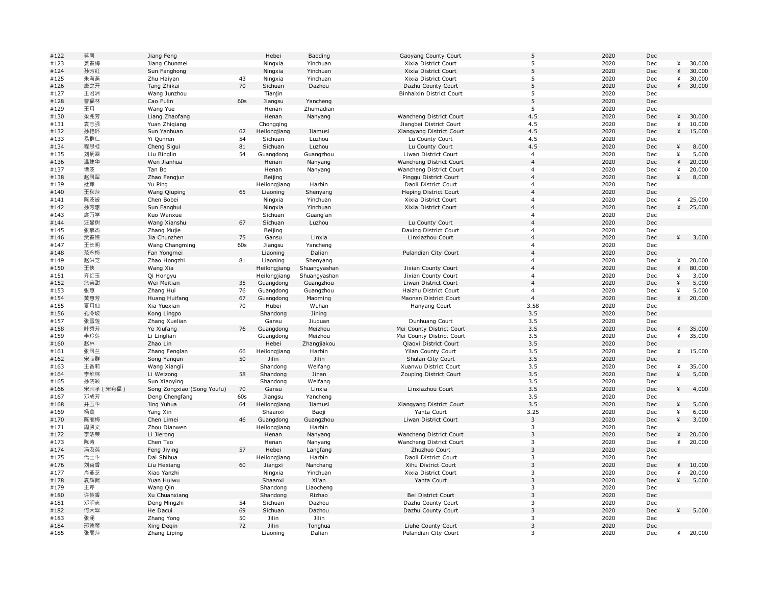| | | | | | | | | | | | |
|---|---|---|---|---|---|---|---|---|---|---|---|
| #122 | 蒋凤 | Jiang Feng | | Hebei | Baoding | Gaoyang County Court | 5 | 2020 | Dec | | |
| #123 | 姜春梅 | Jiang Chunmei | | Ningxia | Yinchuan | Xixia District Court | 5 | 2020 | Dec | ¥ | 30,000 |
| #124 | 孙芳红 | Sun Fanghong | | Ningxia | Yinchuan | Xixia District Court | 5 | 2020 | Dec | ¥ | 30,000 |
| #125 | 朱海燕 | Zhu Haiyan | 43 | Ningxia | Yinchuan | Xixia District Court | 5 | 2020 | Dec | ¥ | 30,000 |
| #126 | 唐之开 | Tang Zhikai | 70 | Sichuan | Dazhou | Dazhu County Court | 5 | 2020 | Dec | ¥ | 30,000 |
| #127 | 王君洲 | Wang Junzhou | | Tianjin | | Binhaixin District Court | 5 | 2020 | Dec | | |
| #128 | 曹福林 | Cao Fulin | 60s | Jiangsu | Yancheng | | 5 | 2020 | Dec | | |
| #129 | 王月 | Wang Yue | | Henan | Zhumadian | | 5 | 2020 | Dec | | |
| #130 | 梁兆芳 | Liang Zhaofang | | Henan | Nanyang | Wancheng District Court | 4.5 | 2020 | Dec | ¥ | 30,000 |
| #131 | 袁志强 | Yuan Zhiqiang | | Chongqing | | Jiangbei District Court | 4.5 | 2020 | Dec | ¥ | 10,000 |
| #132 | 孙艳环 | Sun Yanhuan | 62 | Heilongjiang | Jiamusi | Xiangyang District Court | 4.5 | 2020 | Dec | ¥ | 15,000 |
| #133 | 易群仁 | Yi Qunren | 54 | Sichuan | Luzhou | Lu County Court | 4.5 | 2020 | Dec | | |
| #134 | 程思桂 | Cheng Sigui | 81 | Sichuan | Luzhou | Lu County Court | 4.5 | 2020 | Dec | ¥ | 8,000 |
| #135 | 刘炳霖 | Liu Binglin | 54 | Guangdong | Guangzhou | Liwan District Court | 4 | 2020 | Dec | ¥ | 5,000 |
| #136 | 温建华 | Wen Jianhua | | Henan | Nanyang | Wancheng District Court | 4 | 2020 | Dec | ¥ | 20,000 |
| #137 | 谭波 | Tan Bo | | Henan | Nanyang | Wancheng District Court | 4 | 2020 | Dec | ¥ | 20,000 |
| #138 | 赵凤军 | Zhao Fengjun | | Beijing | | Pinggu District Court | 4 | 2020 | Dec | ¥ | 8,000 |
| #139 | 迂萍 | Yu Ping | | Heilongjiang | Harbin | Daoli District Court | 4 | 2020 | Dec | | |
| #140 | 王秋萍 | Wang Qiuping | 65 | Liaoning | Shenyang | Heping District Court | 4 | 2020 | Dec | | |
| #141 | 陈波被 | Chen Bobei | | Ningxia | Yinchuan | Xixia District Court | 4 | 2020 | Dec | ¥ | 25,000 |
| #142 | 孙芳惠 | Sun Fanghui | | Ningxia | Yinchuan | Xixia District Court | 4 | 2020 | Dec | ¥ | 25,000 |
| #143 | 廓万学 | Kuo Wanxue | | Sichuan | Guang'an | | 4 | 2020 | Dec | | |
| #144 | 汪显树 | Wang Xianshu | 67 | Sichuan | Luzhou | Lu County Court | 4 | 2020 | Dec | | |
| #145 | 张慕杰 | Zhang Mujie | | Beijing | | Daxing District Court | 4 | 2020 | Dec | | |
| #146 | 贾春臻 | Jia Chunzhen | 75 | Gansu | Linxia | Linxiazhou Court | 4 | 2020 | Dec | ¥ | 3,000 |
| #147 | 王长明 | Wang Changming | 60s | Jiangsu | Yancheng | | 4 | 2020 | Dec | | |
| #148 | 范永梅 | Fan Yongmei | | Liaoning | Dalian | Pulandian City Court | 4 | 2020 | Dec | | |
| #149 | 赵洪芝 | Zhao Hongzhi | 81 | Liaoning | Shenyang | | 4 | 2020 | Dec | ¥ | 20,000 |
| #150 | 王侠 | Wang Xia | | Heilongjiang | Shuangyashan | Jixian County Court | 4 | 2020 | Dec | ¥ | 80,000 |
| #151 | 齐红玉 | Qi Hongyu | | Heilongjiang | Shuangyashan | Jixian County Court | 4 | 2020 | Dec | ¥ | 3,000 |
| #152 | 危美甜 | Wei Meitian | 35 | Guangdong | Guangzhou | Liwan District Court | 4 | 2020 | Dec | ¥ | 5,000 |
| #153 | 张惠 | Zhang Hui | 76 | Guangdong | Guangzhou | Haizhu District Court | 4 | 2020 | Dec | ¥ | 5,000 |
| #154 | 黄惠芳 | Huang Huifang | 67 | Guangdong | Maoming | Maonan District Court | 4 | 2020 | Dec | ¥ | 20,000 |
| #155 | 夏月仙 | Xia Yuexian | 70 | Hubei | Wuhan | Hanyang Court | 3.58 | 2020 | Dec | | |
| #156 | 孔令坡 | Kong Lingpo | | Shandong | Jining | | 3.5 | 2020 | Dec | | |
| #157 | 张雪莲 | Zhang Xuelian | | Gansu | Jiuquan | Dunhuang Court | 3.5 | 2020 | Dec | | |
| #158 | 叶秀芳 | Ye Xiufang | 76 | Guangdong | Meizhou | Mei County District Court | 3.5 | 2020 | Dec | ¥ | 35,000 |
| #159 | 李玲莲 | Li Linglian | | Guangdong | Meizhou | Mei County District Court | 3.5 | 2020 | Dec | ¥ | 35,000 |
| #160 | 赵林 | Zhao Lin | | Hebei | Zhangjiakou | Qiaoxi District Court | 3.5 | 2020 | Dec | | |
| #161 | 张凤兰 | Zhang Fenglan | 66 | Heilongjiang | Harbin | Yilan County Court | 3.5 | 2020 | Dec | ¥ | 15,000 |
| #162 | 宋彦群 | Song Yanqun | 50 | Jilin | Jilin | Shulan City Court | 3.5 | 2020 | Dec | | |
| #163 | 王香莉 | Wang Xiangli | | Shandong | Weifang | Xuanwu District Court | 3.5 | 2020 | Dec | ¥ | 35,000 |
| #164 | 李维棕 | Li Weizong | 58 | Shandong | Jinan | Zouping District Court | 3.5 | 2020 | Dec | ¥ | 5,000 |
| #165 | 孙晓颖 | Sun Xiaoying | | Shandong | Weifang | | 3.5 | 2020 | Dec | | |
| #166 | 宋宗孝（宋有福） | Song Zongxiao (Song Youfu) | 70 | Gansu | Linxia | Linxiazhou Court | 3.5 | 2020 | Dec | ¥ | 4,000 |
| #167 | 邓成芳 | Deng Chengfang | 60s | Jiangsu | Yancheng | | 3.5 | 2020 | Dec | | |
| #168 | 井玉华 | Jing Yuhua | 64 | Heilongjiang | Jiamusi | Xiangyang District Court | 3.5 | 2020 | Dec | ¥ | 5,000 |
| #169 | 杨鑫 | Yang Xin | | Shaanxi | Baoji | Yanta Court | 3.25 | 2020 | Dec | ¥ | 6,000 |
| #170 | 陈丽梅 | Chen Limei | 46 | Guangdong | Guangzhou | Liwan District Court | 3 | 2020 | Dec | ¥ | 3,000 |
| #171 | 周殿文 | Zhou Dianwen | | Heilongjiang | Harbin | | 3 | 2020 | Dec | | |
| #172 | 李洁荣 | Li Jierong | | Henan | Nanyang | Wancheng District Court | 3 | 2020 | Dec | ¥ | 20,000 |
| #173 | 陈涛 | Chen Tao | | Henan | Nanyang | Wancheng District Court | 3 | 2020 | Dec | ¥ | 20,000 |
| #174 | 冯及英 | Feng Jiying | 57 | Hebei | Langfang | Zhuzhuo Court | 3 | 2020 | Dec | | |
| #175 | 代士华 | Dai Shihua | | Heilongjiang | Harbin | Daoli District Court | 3 | 2020 | Dec | | |
| #176 | 刘荷香 | Liu Hexiang | 60 | Jiangxi | Nanchang | Xihu District Court | 3 | 2020 | Dec | ¥ | 10,000 |
| #177 | 肖燕芝 | Xiao Yanzhi | | Ningxia | Yinchuan | Xixia District Court | 3 | 2020 | Dec | ¥ | 20,000 |
| #178 | 袁辉武 | Yuan Huiwu | | Shaanxi | Xi'an | Yanta Court | 3 | 2020 | Dec | ¥ | 5,000 |
| #179 | 王芹 | Wang Qin | | Shandong | Liaocheng | | 3 | 2020 | Dec | | |
| #180 | 许传香 | Xu Chuanxiang | | Shandong | Rizhao | Bei District Court | 3 | 2020 | Dec | | |
| #181 | 邓明志 | Deng Mingzhi | 54 | Sichuan | Dazhou | Dazhu County Court | 3 | 2020 | Dec | | |
| #182 | 何大翠 | He Dacui | 69 | Sichuan | Dazhou | Dazhu County Court | 3 | 2020 | Dec | ¥ | 5,000 |
| #183 | 张涌 | Zhang Yong | 50 | Jilin | Jilin | | 3 | 2020 | Dec | | |
| #184 | 邢德琴 | Xing Deqin | 72 | Jilin | Tonghua | Liuhe County Court | 3 | 2020 | Dec | | |
| #185 | 张丽萍 | Zhang Liping | | Liaoning | Dalian | Pulandian City Court | 3 | 2020 | Dec | ¥ | 20,000 |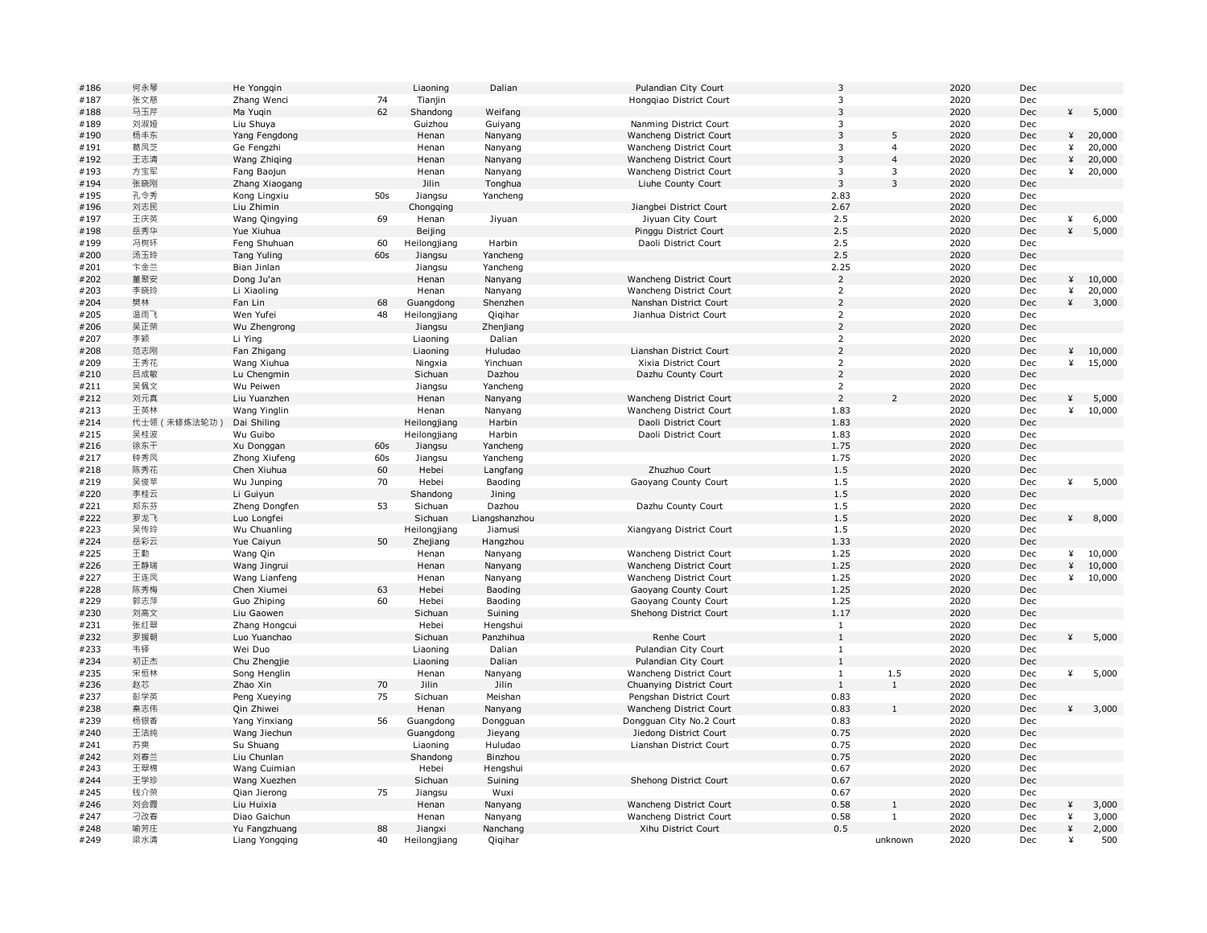| | | | | | | | | | | | | |
|---|---|---|---|---|---|---|---|---|---|---|---|---|
| #186 | 何永琴 | He Yongqin | | Liaoning | Dalian | Pulandian City Court | 3 | | 2020 | Dec | | |
| #187 | 张文慈 | Zhang Wenci | 74 | Tianjin | | Hongqiao District Court | 3 | | 2020 | Dec | | |
| #188 | 马玉芹 | Ma Yuqin | 62 | Shandong | Weifang | | 3 | | 2020 | Dec | ¥ | 5,000 |
| #189 | 刘淑娅 | Liu Shuya | | Guizhou | Guiyang | Nanming District Court | 3 | | 2020 | Dec | | |
| #190 | 杨丰东 | Yang Fengdong | | Henan | Nanyang | Wancheng District Court | 3 | 5 | 2020 | Dec | ¥ | 20,000 |
| #191 | 葛凤芝 | Ge Fengzhi | | Henan | Nanyang | Wancheng District Court | 3 | 4 | 2020 | Dec | ¥ | 20,000 |
| #192 | 王志清 | Wang Zhiqing | | Henan | Nanyang | Wancheng District Court | 3 | 4 | 2020 | Dec | ¥ | 20,000 |
| #193 | 方宝军 | Fang Baojun | | Henan | Nanyang | Wancheng District Court | 3 | 3 | 2020 | Dec | ¥ | 20,000 |
| #194 | 张晓刚 | Zhang Xiaogang | | Jilin | Tonghua | Liuhe County Court | 3 | 3 | 2020 | Dec | | |
| #195 | 孔令秀 | Kong Lingxiu | 50s | Jiangsu | Yancheng | | 2.83 | | 2020 | Dec | | |
| #196 | 刘志民 | Liu Zhimin | | Chongqing | | Jiangbei District Court | 2.67 | | 2020 | Dec | | |
| #197 | 王庆英 | Wang Qingying | 69 | Henan | Jiyuan | Jiyuan City Court | 2.5 | | 2020 | Dec | ¥ | 6,000 |
| #198 | 岳秀华 | Yue Xiuhua | | Beijing | | Pinggu District Court | 2.5 | | 2020 | Dec | ¥ | 5,000 |
| #199 | 冯树环 | Feng Shuhuan | 60 | Heilongjiang | Harbin | Daoli District Court | 2.5 | | 2020 | Dec | | |
| #200 | 汤玉玲 | Tang Yuling | 60s | Jiangsu | Yancheng | | 2.5 | | 2020 | Dec | | |
| #201 | 卞金兰 | Bian Jinlan | | Jiangsu | Yancheng | | 2.25 | | 2020 | Dec | | |
| #202 | 董聚安 | Dong Ju'an | | Henan | Nanyang | Wancheng District Court | 2 | | 2020 | Dec | ¥ | 10,000 |
| #203 | 李晓玲 | Li Xiaoling | | Henan | Nanyang | Wancheng District Court | 2 | | 2020 | Dec | ¥ | 20,000 |
| #204 | 樊林 | Fan Lin | 68 | Guangdong | Shenzhen | Nanshan District Court | 2 | | 2020 | Dec | ¥ | 3,000 |
| #205 | 温雨飞 | Wen Yufei | 48 | Heilongjiang | Qiqihar | Jianhua District Court | 2 | | 2020 | Dec | | |
| #206 | 吴正荣 | Wu Zhengrong | | Jiangsu | Zhenjiang | | 2 | | 2020 | Dec | | |
| #207 | 李颖 | Li Ying | | Liaoning | Dalian | | 2 | | 2020 | Dec | | |
| #208 | 范志刚 | Fan Zhigang | | Liaoning | Huludao | Lianshan District Court | 2 | | 2020 | Dec | ¥ | 10,000 |
| #209 | 王秀花 | Wang Xiuhua | | Ningxia | Yinchuan | Xixia District Court | 2 | | 2020 | Dec | ¥ | 15,000 |
| #210 | 吕成敏 | Lu Chengmin | | Sichuan | Dazhou | Dazhu County Court | 2 | | 2020 | Dec | | |
| #211 | 吴佩文 | Wu Peiwen | | Jiangsu | Yancheng | | 2 | | 2020 | Dec | | |
| #212 | 刘元真 | Liu Yuanzhen | | Henan | Nanyang | Wancheng District Court | 2 | 2 | 2020 | Dec | ¥ | 5,000 |
| #213 | 王英林 | Wang Yinglin | | Henan | Nanyang | Wancheng District Court | 1.83 | | 2020 | Dec | ¥ | 10,000 |
| #214 | 代士领（未修炼法轮功） | Dai Shiling | | Heilongjiang | Harbin | Daoli District Court | 1.83 | | 2020 | Dec | | |
| #215 | 吴桂波 | Wu Guibo | | Heilongjiang | Harbin | Daoli District Court | 1.83 | | 2020 | Dec | | |
| #216 | 徐东干 | Xu Donggan | 60s | Jiangsu | Yancheng | | 1.75 | | 2020 | Dec | | |
| #217 | 钟秀凤 | Zhong Xiufeng | 60s | Jiangsu | Yancheng | | 1.75 | | 2020 | Dec | | |
| #218 | 陈秀花 | Chen Xiuhua | 60 | Hebei | Langfang | Zhuzhuo Court | 1.5 | | 2020 | Dec | | |
| #219 | 吴俊苹 | Wu Junping | 70 | Hebei | Baoding | Gaoyang County Court | 1.5 | | 2020 | Dec | ¥ | 5,000 |
| #220 | 李桂云 | Li Guiyun | | Shandong | Jining | | 1.5 | | 2020 | Dec | | |
| #221 | 郑东芬 | Zheng Dongfen | 53 | Sichuan | Dazhou | Dazhu County Court | 1.5 | | 2020 | Dec | | |
| #222 | 罗龙飞 | Luo Longfei | | Sichuan | Liangshanzhou | | 1.5 | | 2020 | Dec | ¥ | 8,000 |
| #223 | 吴传玲 | Wu Chuanling | | Heilongjiang | Jiamusi | Xiangyang District Court | 1.5 | | 2020 | Dec | | |
| #224 | 岳彩云 | Yue Caiyun | 50 | Zhejiang | Hangzhou | | 1.33 | | 2020 | Dec | | |
| #225 | 王勤 | Wang Qin | | Henan | Nanyang | Wancheng District Court | 1.25 | | 2020 | Dec | ¥ | 10,000 |
| #226 | 王静瑞 | Wang Jingrui | | Henan | Nanyang | Wancheng District Court | 1.25 | | 2020 | Dec | ¥ | 10,000 |
| #227 | 王连凤 | Wang Lianfeng | | Henan | Nanyang | Wancheng District Court | 1.25 | | 2020 | Dec | ¥ | 10,000 |
| #228 | 陈秀梅 | Chen Xiumei | 63 | Hebei | Baoding | Gaoyang County Court | 1.25 | | 2020 | Dec | | |
| #229 | 郭志萍 | Guo Zhiping | 60 | Hebei | Baoding | Gaoyang County Court | 1.25 | | 2020 | Dec | | |
| #230 | 刘高文 | Liu Gaowen | | Sichuan | Suining | Shehong District Court | 1.17 | | 2020 | Dec | | |
| #231 | 张红翠 | Zhang Hongcui | | Hebei | Hengshui | | 1 | | 2020 | Dec | | |
| #232 | 罗援朝 | Luo Yuanchao | | Sichuan | Panzhihua | Renhe Court | 1 | | 2020 | Dec | ¥ | 5,000 |
| #233 | 韦铎 | Wei Duo | | Liaoning | Dalian | Pulandian City Court | 1 | | 2020 | Dec | | |
| #234 | 初正杰 | Chu Zhengjie | | Liaoning | Dalian | Pulandian City Court | 1 | | 2020 | Dec | | |
| #235 | 宋恒林 | Song Henglin | | Henan | Nanyang | Wancheng District Court | 1 | 1.5 | 2020 | Dec | ¥ | 5,000 |
| #236 | 赵芯 | Zhao Xin | 70 | Jilin | Jilin | Chuanying District Court | 1 | 1 | 2020 | Dec | | |
| #237 | 彭学英 | Peng Xueying | 75 | Sichuan | Meishan | Pengshan District Court | 0.83 | | 2020 | Dec | | |
| #238 | 秦志伟 | Qin Zhiwei | | Henan | Nanyang | Wancheng District Court | 0.83 | 1 | 2020 | Dec | ¥ | 3,000 |
| #239 | 杨银香 | Yang Yinxiang | 56 | Guangdong | Dongguan | Dongguan City No.2 Court | 0.83 | | 2020 | Dec | | |
| #240 | 王洁纯 | Wang Jiechun | | Guangdong | Jieyang | Jiedong District Court | 0.75 | | 2020 | Dec | | |
| #241 | 苏爽 | Su Shuang | | Liaoning | Huludao | Lianshan District Court | 0.75 | | 2020 | Dec | | |
| #242 | 刘春兰 | Liu Chunlan | | Shandong | Binzhou | | 0.75 | | 2020 | Dec | | |
| #243 | 王翠棉 | Wang Cuimian | | Hebei | Hengshui | | 0.67 | | 2020 | Dec | | |
| #244 | 王学珍 | Wang Xuezhen | | Sichuan | Suining | Shehong District Court | 0.67 | | 2020 | Dec | | |
| #245 | 钱介荣 | Qian Jierong | 75 | Jiangsu | Wuxi | | 0.67 | | 2020 | Dec | | |
| #246 | 刘会霞 | Liu Huixia | | Henan | Nanyang | Wancheng District Court | 0.58 | 1 | 2020 | Dec | ¥ | 3,000 |
| #247 | 刁改春 | Diao Gaichun | | Henan | Nanyang | Wancheng District Court | 0.58 | 1 | 2020 | Dec | ¥ | 3,000 |
| #248 | 喻芳庄 | Yu Fangzhuang | 88 | Jiangxi | Nanchang | Xihu District Court | 0.5 | | 2020 | Dec | ¥ | 2,000 |
| #249 | 梁永清 | Liang Yongqing | 40 | Heilongjiang | Qiqihar | | | unknown | 2020 | Dec | ¥ | 500 |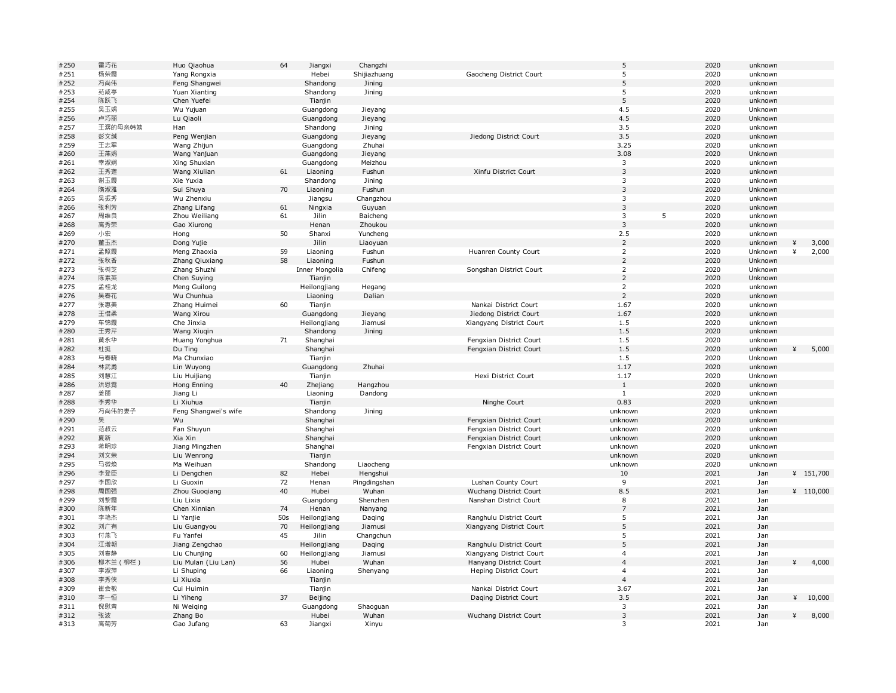| | | | | | | | | | | | | |
|---|---|---|---|---|---|---|---|---|---|---|---|---|
| #250 | 霍巧花 | Huo Qiaohua | 64 | Jiangxi | Changzhi | | 5 | | 2020 | unknown | | |
| #251 | 杨荣霞 | Yang Rongxia | | Hebei | Shijiazhuang | Gaocheng District Court | 5 | | 2020 | unknown | | |
| #252 | 冯尚伟 | Feng Shangwei | | Shandong | Jining | | 5 | | 2020 | unknown | | |
| #253 | 苑咸亭 | Yuan Xianting | | Shandong | Jining | | 5 | | 2020 | unknown | | |
| #254 | 陈跃飞 | Chen Yuefei | | Tianjin | | | 5 | | 2020 | unknown | | |
| #255 | 吴玉娟 | Wu Yujuan | | Guangdong | Jieyang | | 4.5 | | 2020 | Unknown | | |
| #256 | 卢巧丽 | Lu Qiaoli | | Guangdong | Jieyang | | 4.5 | | 2020 | Unknown | | |
| #257 | 王潺的母亲韩姨 | Han | | Shandong | Jining | | 3.5 | | 2020 | unknown | | |
| #258 | 彭文娫 | Peng Wenjian | | Guangdong | Jieyang | Jiedong District Court | 3.5 | | 2020 | unknown | | |
| #259 | 王志军 | Wang Zhijun | | Guangdong | Zhuhai | | 3.25 | | 2020 | unknown | | |
| #260 | 王燕娟 | Wang Yanjuan | | Guangdong | Jieyang | | 3.08 | | 2020 | Unknown | | |
| #261 | 幸淑娴 | Xing Shuxian | | Guangdong | Meizhou | | 3 | | 2020 | unknown | | |
| #262 | 王秀莲 | Wang Xiulian | 61 | Liaoning | Fushun | Xinfu District Court | 3 | | 2020 | unknown | | |
| #263 | 谢玉霞 | Xie Yuxia | | Shandong | Jining | | 3 | | 2020 | unknown | | |
| #264 | 隋淑雅 | Sui Shuya | 70 | Liaoning | Fushun | | 3 | | 2020 | Unknown | | |
| #265 | 吴振秀 | Wu Zhenxiu | | Jiangsu | Changzhou | | 3 | | 2020 | unknown | | |
| #266 | 张利芳 | Zhang Lifang | 61 | Ningxia | Guyuan | | 3 | | 2020 | unknown | | |
| #267 | 周维良 | Zhou Weiliang | 61 | Jilin | Baicheng | | 3 | 5 | 2020 | unknown | | |
| #268 | 高秀荣 | Gao Xiurong | | Henan | Zhoukou | | 3 | | 2020 | unknown | | |
| #269 | 小宏 | Hong | 50 | Shanxi | Yuncheng | | 2.5 | | 2020 | unknown | | |
| #270 | 董玉杰 | Dong Yujie | | Jilin | Liaoyuan | | 2 | | 2020 | unknown | ¥ | 3,000 |
| #271 | 孟照霞 | Meng Zhaoxia | 59 | Liaoning | Fushun | Huanren County Court | 2 | | 2020 | Unknown | ¥ | 2,000 |
| #272 | 张秋香 | Zhang Qiuxiang | 58 | Liaoning | Fushun | | 2 | | 2020 | Unknown | | |
| #273 | 张树芝 | Zhang Shuzhi | | Inner Mongolia | Chifeng | Songshan District Court | 2 | | 2020 | Unknown | | |
| #274 | 陈素英 | Chen Suying | | Tianjin | | | 2 | | 2020 | Unknown | | |
| #275 | 孟桂龙 | Meng Guilong | | Heilongjiang | Hegang | | 2 | | 2020 | unknown | | |
| #276 | 吴春花 | Wu Chunhua | | Liaoning | Dalian | | 2 | | 2020 | unknown | | |
| #277 | 张惠美 | Zhang Huimei | 60 | Tianjin | | Nankai District Court | 1.67 | | 2020 | unknown | | |
| #278 | 王惜柔 | Wang Xirou | | Guangdong | Jieyang | Jiedong District Court | 1.67 | | 2020 | unknown | | |
| #279 | 车锦霞 | Che Jinxia | | Heilongjiang | Jiamusi | Xiangyang District Court | 1.5 | | 2020 | unknown | | |
| #280 | 王秀芹 | Wang Xiuqin | | Shandong | Jining | | 1.5 | | 2020 | unknown | | |
| #281 | 黄永华 | Huang Yonghua | 71 | Shanghai | | Fengxian District Court | 1.5 | | 2020 | unknown | | |
| #282 | 杜挺 | Du Ting | | Shanghai | | Fengxian District Court | 1.5 | | 2020 | unknown | ¥ | 5,000 |
| #283 | 马春晓 | Ma Chunxiao | | Tianjin | | | 1.5 | | 2020 | Unknown | | |
| #284 | 林武勇 | Lin Wuyong | | Guangdong | Zhuhai | | 1.17 | | 2020 | unknown | | |
| #285 | 刘慧江 | Liu Huijiang | | Tianjin | | Hexi District Court | 1.17 | | 2020 | Unknown | | |
| #286 | 洪恩霞 | Hong Enning | 40 | Zhejiang | Hangzhou | | 1 | | 2020 | unknown | | |
| #287 | 姜丽 | Jiang Li | | Liaoning | Dandong | | 1 | | 2020 | unknown | | |
| #288 | 李秀华 | Li Xiuhua | | Tianjin | | Ninghe Court | 0.83 | | 2020 | unknown | | |
| #289 | 冯尚伟的妻子 | Feng Shangwei's wife | | Shandong | Jining | | unknown | | 2020 | unknown | | |
| #290 | 吴 | Wu | | Shanghai | | Fengxian District Court | unknown | | 2020 | unknown | | |
| #291 | 范叔云 | Fan Shuyun | | Shanghai | | Fengxian District Court | unknown | | 2020 | unknown | | |
| #292 | 夏新 | Xia Xin | | Shanghai | | Fengxian District Court | unknown | | 2020 | unknown | | |
| #293 | 蒋明珍 | Jiang Mingzhen | | Shanghai | | Fengxian District Court | unknown | | 2020 | unknown | | |
| #294 | 刘文荣 | Liu Wenrong | | Tianjin | | | unknown | | 2020 | unknown | | |
| #295 | 马微焕 | Ma Weihuan | | Shandong | Liaocheng | | unknown | | 2020 | unknown | | |
| #296 | 李登臣 | Li Dengchen | 82 | Hebei | Hengshui | | 10 | | 2021 | Jan | ¥ | 151,700 |
| #297 | 李国欣 | Li Guoxin | 72 | Henan | Pingdingshan | Lushan County Court | 9 | | 2021 | Jan | | |
| #298 | 周国强 | Zhou Guoqiang | 40 | Hubei | Wuhan | Wuchang District Court | 8.5 | | 2021 | Jan | ¥ | 110,000 |
| #299 | 刘黎霞 | Liu Lixia | | Guangdong | Shenzhen | Nanshan District Court | 8 | | 2021 | Jan | | |
| #300 | 陈新年 | Chen Xinnian | 74 | Henan | Nanyang | | 7 | | 2021 | Jan | | |
| #301 | 李艳杰 | Li Yanjie | 50s | Heilongjiang | Daqing | Ranghulu District Court | 5 | | 2021 | Jan | | |
| #302 | 刘广有 | Liu Guangyou | 70 | Heilongjiang | Jiamusi | Xiangyang District Court | 5 | | 2021 | Jan | | |
| #303 | 付燕飞 | Fu Yanfei | 45 | Jilin | Changchun | | 5 | | 2021 | Jan | | |
| #304 | 江增朝 | Jiang Zengchao | | Heilongjiang | Daqing | Ranghulu District Court | 5 | | 2021 | Jan | | |
| #305 | 刘春静 | Liu Chunjing | 60 | Heilongjiang | Jiamusi | Xiangyang District Court | 4 | | 2021 | Jan | | |
| #306 | 柳木兰（柳栏） | Liu Mulan (Liu Lan) | 56 | Hubei | Wuhan | Hanyang District Court | 4 | | 2021 | Jan | ¥ | 4,000 |
| #307 | 李淑萍 | Li Shuping | 66 | Liaoning | Shenyang | Heping District Court | 4 | | 2021 | Jan | | |
| #308 | 李秀侠 | Li Xiuxia | | Tianjin | | | 4 | | 2021 | Jan | | |
| #309 | 崔会敏 | Cui Huimin | | Tianjin | | Nankai District Court | 3.67 | | 2021 | Jan | | |
| #310 | 李一恒 | Li Yiheng | 37 | Beijing | | Daqing District Court | 3.5 | | 2021 | Jan | ¥ | 10,000 |
| #311 | 倪慰青 | Ni Weiqing | | Guangdong | Shaoguan | | 3 | | 2021 | Jan | | |
| #312 | 张波 | Zhang Bo | | Hubei | Wuhan | Wuchang District Court | 3 | | 2021 | Jan | ¥ | 8,000 |
| #313 | 高菊芳 | Gao Jufang | 63 | Jiangxi | Xinyu | | 3 | | 2021 | Jan | | |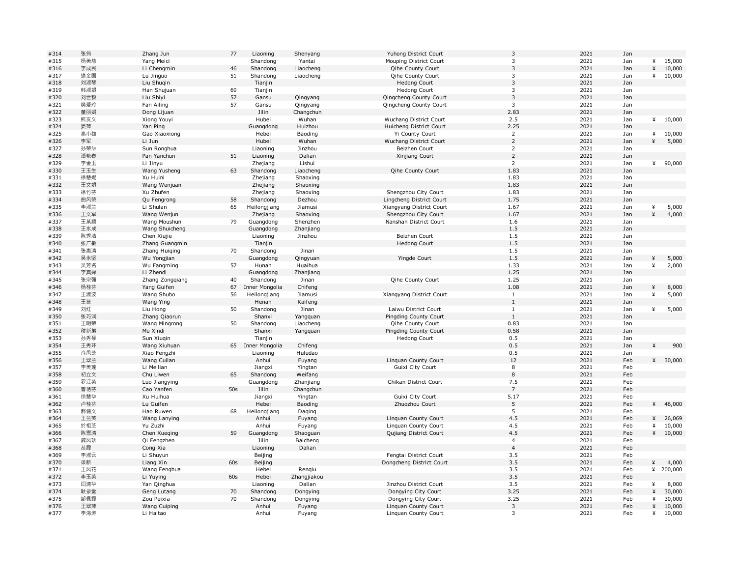| | | | | | | | | | | | |
|---|---|---|---|---|---|---|---|---|---|---|---|
| #314 | 张筠 | Zhang Jun | 77 | Liaoning | Shenyang | Yuhong District Court | 3 | 2021 | Jan | | |
| #315 | 杨美慈 | Yang Meici | | Shandong | Yantai | Mouping District Court | 3 | 2021 | Jan | ¥ | 15,000 |
| #316 | 李成民 | Li Chengmin | 46 | Shandong | Liaocheng | Qihe County Court | 3 | 2021 | Jan | ¥ | 10,000 |
| #317 | 逯金国 | Lu Jinguo | 51 | Shandong | Liaocheng | Qihe County Court | 3 | 2021 | Jan | ¥ | 10,000 |
| #318 | 刘淑琴 | Liu Shuqin | | Tianjin | | Hedong Court | 3 | 2021 | Jan | | |
| #319 | 韩淑娟 | Han Shujuan | 69 | Tianjin | | Hedong Court | 3 | 2021 | Jan | | |
| #320 | 刘世毅 | Liu Shiyi | 57 | Gansu | Qingyang | Qingcheng County Court | 3 | 2021 | Jan | | |
| #321 | 樊爱玲 | Fan Ailing | 57 | Gansu | Qingyang | Qingcheng County Court | 3 | 2021 | Jan | | |
| #322 | 董丽娟 | Dong Lijuan | | Jilin | Changchun | | 2.83 | 2021 | Jan | | |
| #323 | 熊友义 | Xiong Youyi | | Hubei | Wuhan | Wuchang District Court | 2.5 | 2021 | Jan | ¥ | 10,000 |
| #324 | 晏萍 | Yan Ping | | Guangdong | Huizhou | Huicheng District Court | 2.25 | 2021 | Jan | | |
| #325 | 高小雄 | Gao Xiaoxiong | | Hebei | Baoding | Yi County Court | 2 | 2021 | Jan | ¥ | 10,000 |
| #326 | 李军 | Li Jun | | Hubei | Wuhan | Wuchang District Court | 2 | 2021 | Jan | ¥ | 5,000 |
| #327 | 孙荣华 | Sun Ronghua | | Liaoning | Jinzhou | Beizhen Court | 2 | 2021 | Jan | | |
| #328 | 潘艳春 | Pan Yanchun | 51 | Liaoning | Dalian | Xinjiang Court | 2 | 2021 | Jan | | |
| #329 | 李金玉 | Li Jinyu | | Zhejiang | Lishui | | 2 | 2021 | Jan | ¥ | 90,000 |
| #330 | 王玉生 | Wang Yusheng | 63 | Shandong | Liaocheng | Qihe County Court | 1.83 | 2021 | Jan | | |
| #331 | 徐慧妮 | Xu Huini | | Zhejiang | Shaoxing | | 1.83 | 2021 | Jan | | |
| #332 | 王文娟 | Wang Wenjuan | | Zhejiang | Shaoxing | | 1.83 | 2021 | Jan | | |
| #333 | 徐竹芬 | Xu Zhufen | | Zhejiang | Shaoxing | Shengzhou City Court | 1.83 | 2021 | Jan | | |
| #334 | 曲凤荣 | Qu Fengrong | 58 | Shandong | Dezhou | Lingcheng District Court | 1.75 | 2021 | Jan | | |
| #335 | 李淑兰 | Li Shulan | 65 | Heilongjiang | Jiamusi | Xiangyang District Court | 1.67 | 2021 | Jan | ¥ | 5,000 |
| #336 | 王文军 | Wang Wenjun | | Zhejiang | Shaoxing | Shengzhou City Court | 1.67 | 2021 | Jan | ¥ | 4,000 |
| #337 | 王某顺 | Wang Moushun | 79 | Guangdong | Shenzhen | Nanshan District Court | 1.6 | 2021 | Jan | | |
| #338 | 王水成 | Wang Shuicheng | | Guangdong | Zhanjiang | | 1.5 | 2021 | Jan | | |
| #339 | 陈秀洁 | Chen Xiujie | | Liaoning | Jinzhou | Beizhen Court | 1.5 | 2021 | Jan | | |
| #340 | 张广敏 | Zhang Guangmin | | Tianjin | | Hedong Court | 1.5 | 2021 | Jan | | |
| #341 | 张惠清 | Zhang Huiqing | 70 | Shandong | Jinan | | 1.5 | 2021 | Jan | | |
| #342 | 吴永坚 | Wu Yongjian | | Guangdong | Qingyuan | Yingde Court | 1.5 | 2021 | Jan | ¥ | 5,000 |
| #343 | 吴芳名 | Wu Fangming | 57 | Hunan | Huaihua | | 1.33 | 2021 | Jan | ¥ | 2,000 |
| #344 | 李真娣 | Li Zhendi | | Guangdong | Zhanjiang | | 1.25 | 2021 | Jan | | |
| #345 | 张宗强 | Zhang Zongqiang | 40 | Shandong | Jinan | Qihe County Court | 1.25 | 2021 | Jan | | |
| #346 | 杨桂芬 | Yang Guifen | 67 | Inner Mongolia | Chifeng | | 1.08 | 2021 | Jan | ¥ | 8,000 |
| #347 | 王淑波 | Wang Shubo | 56 | Heilongjiang | Jiamusi | Xiangyang District Court | 1 | 2021 | Jan | ¥ | 5,000 |
| #348 | 王营 | Wang Ying | | Henan | Kaifeng | | 1 | 2021 | Jan | | |
| #349 | 刘红 | Liu Hong | 50 | Shandong | Jinan | Laiwu District Court | 1 | 2021 | Jan | ¥ | 5,000 |
| #350 | 张巧润 | Zhang Qiaorun | | Shanxi | Yangquan | Pingding County Court | 1 | 2021 | Jan | | |
| #351 | 王明荣 | Wang Mingrong | 50 | Shandong | Liaocheng | Qihe County Court | 0.83 | 2021 | Jan | | |
| #352 | 穆新弟 | Mu Xindi | | Shanxi | Yangquan | Pingding County Court | 0.58 | 2021 | Jan | | |
| #353 | 孙秀琴 | Sun Xiuqin | | Tianjin | | Hedong Court | 0.5 | 2021 | Jan | | |
| #354 | 王秀环 | Wang Xiuhuan | 65 | Inner Mongolia | Chifeng | | 0.5 | 2021 | Jan | ¥ | 900 |
| #355 | 肖凤芝 | Xiao Fengzhi | | Liaoning | Huludao | | 0.5 | 2021 | Jan | | |
| #356 | 王翠兰 | Wang Cuilan | | Anhui | Fuyang | Linquan County Court | 12 | 2021 | Feb | ¥ | 30,000 |
| #357 | 李美莲 | Li Meilian | | Jiangxi | Yingtan | Guixi City Court | 8 | 2021 | Feb | | |
| #358 | 初立文 | Chu Liwen | 65 | Shandong | Weifang | | 8 | 2021 | Feb | | |
| #359 | 罗江英 | Luo Jiangying | | Guangdong | Zhanjiang | Chikan District Court | 7.5 | 2021 | Feb | | |
| #360 | 曹艳芬 | Cao Yanfen | 50s | Jilin | Changchun | | 7 | 2021 | Feb | | |
| #361 | 徐慧华 | Xu Huihua | | Jiangxi | Yingtan | Guixi City Court | 5.17 | 2021 | Feb | | |
| #362 | 卢桂芬 | Lu Guifen | | Hebei | Baoding | Zhuozhou Court | 5 | 2021 | Feb | ¥ | 46,000 |
| #363 | 郝儒文 | Hao Ruwen | 68 | Heilongjiang | Daqing | | 5 | 2021 | Feb | | |
| #364 | 王兰英 | Wang Lanying | | Anhui | Fuyang | Linquan County Court | 4.5 | 2021 | Feb | ¥ | 26,069 |
| #365 | 於祖芝 | Yu Zuzhi | | Anhui | Fuyang | Linquan County Court | 4.5 | 2021 | Feb | ¥ | 10,000 |
| #366 | 陈雪清 | Chen Xueqing | 59 | Guangdong | Shaoguan | Qujiang District Court | 4.5 | 2021 | Feb | ¥ | 10,000 |
| #367 | 戚凤珍 | Qi Fengzhen | | Jilin | Baicheng | | 4 | 2021 | Feb | | |
| #368 | 丛霞 | Cong Xia | | Liaoning | Dalian | | 4 | 2021 | Feb | | |
| #369 | 李淑云 | Li Shuyun | | Beijing | | Fengtai District Court | 3.5 | 2021 | Feb | | |
| #370 | 梁新 | Liang Xin | 60s | Beijing | | Dongcheng District Court | 3.5 | 2021 | Feb | ¥ | 4,000 |
| #371 | 王凤花 | Wang Fenghua | | Hebei | Renqiu | | 3.5 | 2021 | Feb | ¥ | 200,000 |
| #372 | 李玉英 | Li Yuying | 60s | Hebei | Zhangjiakou | | 3.5 | 2021 | Feb | | |
| #373 | 闫清华 | Yan Qinghua | | Liaoning | Dalian | Jinzhou District Court | 3.5 | 2021 | Feb | ¥ | 8,000 |
| #374 | 耿录堂 | Geng Lutang | 70 | Shandong | Dongying | Dongying City Court | 3.25 | 2021 | Feb | ¥ | 30,000 |
| #375 | 邹佩霞 | Zou Peixia | 70 | Shandong | Dongying | Dongying City Court | 3.25 | 2021 | Feb | ¥ | 30,000 |
| #376 | 王翠萍 | Wang Cuiping | | Anhui | Fuyang | Linquan County Court | 3 | 2021 | Feb | ¥ | 10,000 |
| #377 | 李海涛 | Li Haitao | | Anhui | Fuyang | Linquan County Court | 3 | 2021 | Feb | ¥ | 10,000 |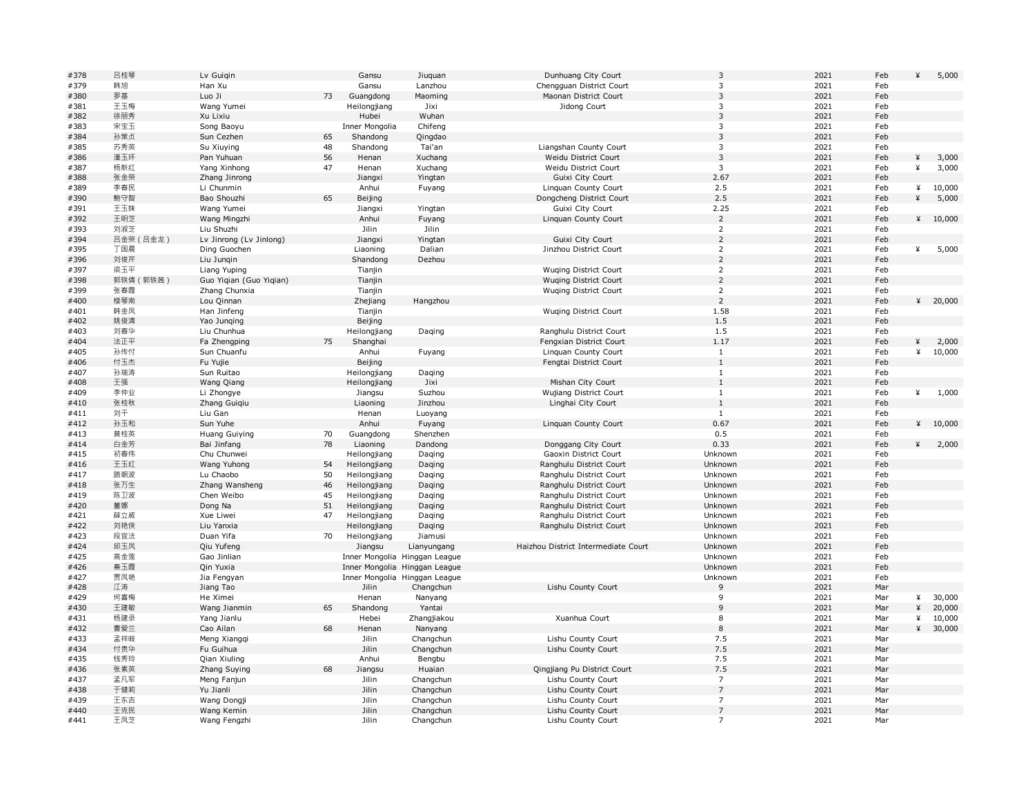| | | | | | | | | | | | |
|---|---|---|---|---|---|---|---|---|---|---|---|
| #378 | 吕桂琴 | Lv Guiqin | | Gansu | Jiuquan | Dunhuang City Court | 3 | 2021 | Feb | ¥ | 5,000 |
| #379 | 韩旭 | Han Xu | | Gansu | Lanzhou | Chengguan District Court | 3 | 2021 | Feb | | |
| #380 | 罗基 | Luo Ji | 73 | Guangdong | Maoming | Maonan District Court | 3 | 2021 | Feb | | |
| #381 | 王玉梅 | Wang Yumei | | Heilongjiang | Jixi | Jidong Court | 3 | 2021 | Feb | | |
| #382 | 徐丽秀 | Xu Lixiu | | Hubei | Wuhan | | 3 | 2021 | Feb | | |
| #383 | 宋宝玉 | Song Baoyu | | Inner Mongolia | Chifeng | | 3 | 2021 | Feb | | |
| #384 | 孙策贞 | Sun Cezhen | 65 | Shandong | Qingdao | | 3 | 2021 | Feb | | |
| #385 | 苏秀英 | Su Xiuying | 48 | Shandong | Tai'an | Liangshan County Court | 3 | 2021 | Feb | | |
| #386 | 潘玉环 | Pan Yuhuan | 56 | Henan | Xuchang | Weidu District Court | 3 | 2021 | Feb | ¥ | 3,000 |
| #387 | 杨新红 | Yang Xinhong | 47 | Henan | Xuchang | Weidu District Court | 3 | 2021 | Feb | ¥ | 3,000 |
| #388 | 张金荣 | Zhang Jinrong | | Jiangxi | Yingtan | Guixi City Court | 2.67 | 2021 | Feb | | |
| #389 | 李春民 | Li Chunmin | | Anhui | Fuyang | Linquan County Court | 2.5 | 2021 | Feb | ¥ | 10,000 |
| #390 | 鲍守智 | Bao Shouzhi | 65 | Beijing | | Dongcheng District Court | 2.5 | 2021 | Feb | ¥ | 5,000 |
| #391 | 王玉姝 | Wang Yumei | | Jiangxi | Yingtan | Guixi City Court | 2.25 | 2021 | Feb | | |
| #392 | 王明芝 | Wang Mingzhi | | Anhui | Fuyang | Linquan County Court | 2 | 2021 | Feb | ¥ | 10,000 |
| #393 | 刘淑芝 | Liu Shuzhi | | Jilin | Jilin | | 2 | 2021 | Feb | | |
| #394 | 吕金荣（吕金龙） | Lv Jinrong (Lv Jinlong) | | Jiangxi | Yingtan | Guixi City Court | 2 | 2021 | Feb | | |
| #395 | 丁国晨 | Ding Guochen | | Liaoning | Dalian | Jinzhou District Court | 2 | 2021 | Feb | ¥ | 5,000 |
| #396 | 刘俊芹 | Liu Junqin | | Shandong | Dezhou | | 2 | 2021 | Feb | | |
| #397 | 梁玉平 | Liang Yuping | | Tianjin | | Wuqing District Court | 2 | 2021 | Feb | | |
| #398 | 郭轶倩（郭轶茜） | Guo Yiqian (Guo Yiqian) | | Tianjin | | Wuqing District Court | 2 | 2021 | Feb | | |
| #399 | 张春霞 | Zhang Chunxia | | Tianjin | | Wuqing District Court | 2 | 2021 | Feb | | |
| #400 | 楼琴南 | Lou Qinnan | | Zhejiang | Hangzhou | | 2 | 2021 | Feb | ¥ | 20,000 |
| #401 | 韩金凤 | Han Jinfeng | | Tianjin | | Wuqing District Court | 1.58 | 2021 | Feb | | |
| #402 | 姚俊清 | Yao Junqing | | Beijing | | | 1.5 | 2021 | Feb | | |
| #403 | 刘春华 | Liu Chunhua | | Heilongjiang | Daqing | Ranghulu District Court | 1.5 | 2021 | Feb | | |
| #404 | 法正平 | Fa Zhengping | 75 | Shanghai | | Fengxian District Court | 1.17 | 2021 | Feb | ¥ | 2,000 |
| #405 | 孙传付 | Sun Chuanfu | | Anhui | Fuyang | Linquan County Court | 1 | 2021 | Feb | ¥ | 10,000 |
| #406 | 付玉杰 | Fu Yujie | | Beijing | | Fengtai District Court | 1 | 2021 | Feb | | |
| #407 | 孙瑞涛 | Sun Ruitao | | Heilongjiang | Daqing | | 1 | 2021 | Feb | | |
| #408 | 王强 | Wang Qiang | | Heilongjiang | Jixi | Mishan City Court | 1 | 2021 | Feb | | |
| #409 | 李仲业 | Li Zhongye | | Jiangsu | Suzhou | Wujiang District Court | 1 | 2021 | Feb | ¥ | 1,000 |
| #410 | 张桂秋 | Zhang Guiqiu | | Liaoning | Jinzhou | Linghai City Court | 1 | 2021 | Feb | | |
| #411 | 刘干 | Liu Gan | | Henan | Luoyang | | 1 | 2021 | Feb | | |
| #412 | 孙玉和 | Sun Yuhe | | Anhui | Fuyang | Linquan County Court | 0.67 | 2021 | Feb | ¥ | 10,000 |
| #413 | 黄桂英 | Huang Guiying | 70 | Guangdong | Shenzhen | | 0.5 | 2021 | Feb | | |
| #414 | 白金芳 | Bai Jinfang | 78 | Liaoning | Dandong | Donggang City Court | 0.33 | 2021 | Feb | ¥ | 2,000 |
| #415 | 初春伟 | Chu Chunwei | | Heilongjiang | Daqing | Gaoxin District Court | Unknown | 2021 | Feb | | |
| #416 | 王玉红 | Wang Yuhong | 54 | Heilongjiang | Daqing | Ranghulu District Court | Unknown | 2021 | Feb | | |
| #417 | 路朝波 | Lu Chaobo | 50 | Heilongjiang | Daqing | Ranghulu District Court | Unknown | 2021 | Feb | | |
| #418 | 张万生 | Zhang Wansheng | 46 | Heilongjiang | Daqing | Ranghulu District Court | Unknown | 2021 | Feb | | |
| #419 | 陈卫波 | Chen Weibo | 45 | Heilongjiang | Daqing | Ranghulu District Court | Unknown | 2021 | Feb | | |
| #420 | 董娜 | Dong Na | 51 | Heilongjiang | Daqing | Ranghulu District Court | Unknown | 2021 | Feb | | |
| #421 | 薛立威 | Xue Liwei | 47 | Heilongjiang | Daqing | Ranghulu District Court | Unknown | 2021 | Feb | | |
| #422 | 刘艳侠 | Liu Yanxia | | Heilongjiang | Daqing | Ranghulu District Court | Unknown | 2021 | Feb | | |
| #423 | 段宜法 | Duan Yifa | 70 | Heilongjiang | Jiamusi | | Unknown | 2021 | Feb | | |
| #424 | 邱玉凤 | Qiu Yufeng | | Jiangsu | Lianyungang | Haizhou District Intermediate Court | Unknown | 2021 | Feb | | |
| #425 | 高金莲 | Gao Jinlian | | Inner Mongolia | Hinggan League | | Unknown | 2021 | Feb | | |
| #426 | 秦玉霞 | Qin Yuxia | | Inner Mongolia | Hinggan League | | Unknown | 2021 | Feb | | |
| #427 | 贾凤艳 | Jia Fengyan | | Inner Mongolia | Hinggan League | | Unknown | 2021 | Feb | | |
| #428 | 江涛 | Jiang Tao | | Jilin | Changchun | Lishu County Court | 9 | 2021 | Mar | | |
| #429 | 何喜梅 | He Ximei | | Henan | Nanyang | | 9 | 2021 | Mar | ¥ | 30,000 |
| #430 | 王建敏 | Wang Jianmin | 65 | Shandong | Yantai | | 9 | 2021 | Mar | ¥ | 20,000 |
| #431 | 杨建录 | Yang Jianlu | | Hebei | Zhangjiakou | Xuanhua Court | 8 | 2021 | Mar | ¥ | 10,000 |
| #432 | 曹爱兰 | Cao Ailan | 68 | Henan | Nanyang | | 8 | 2021 | Mar | ¥ | 30,000 |
| #433 | 孟祥岐 | Meng Xiangqi | | Jilin | Changchun | Lishu County Court | 7.5 | 2021 | Mar | | |
| #434 | 付贵华 | Fu Guihua | | Jilin | Changchun | Lishu County Court | 7.5 | 2021 | Mar | | |
| #435 | 钱秀玲 | Qian Xiuling | | Anhui | Bengbu | | 7.5 | 2021 | Mar | | |
| #436 | 张素英 | Zhang Suying | 68 | Jiangsu | Huaian | Qingjiang Pu District Court | 7.5 | 2021 | Mar | | |
| #437 | 孟凡军 | Meng Fanjun | | Jilin | Changchun | Lishu County Court | 7 | 2021 | Mar | | |
| #438 | 于健莉 | Yu Jianli | | Jilin | Changchun | Lishu County Court | 7 | 2021 | Mar | | |
| #439 | 王东吉 | Wang Dongji | | Jilin | Changchun | Lishu County Court | 7 | 2021 | Mar | | |
| #440 | 王克民 | Wang Kemin | | Jilin | Changchun | Lishu County Court | 7 | 2021 | Mar | | |
| #441 | 王凤芝 | Wang Fengzhi | | Jilin | Changchun | Lishu County Court | 7 | 2021 | Mar | | |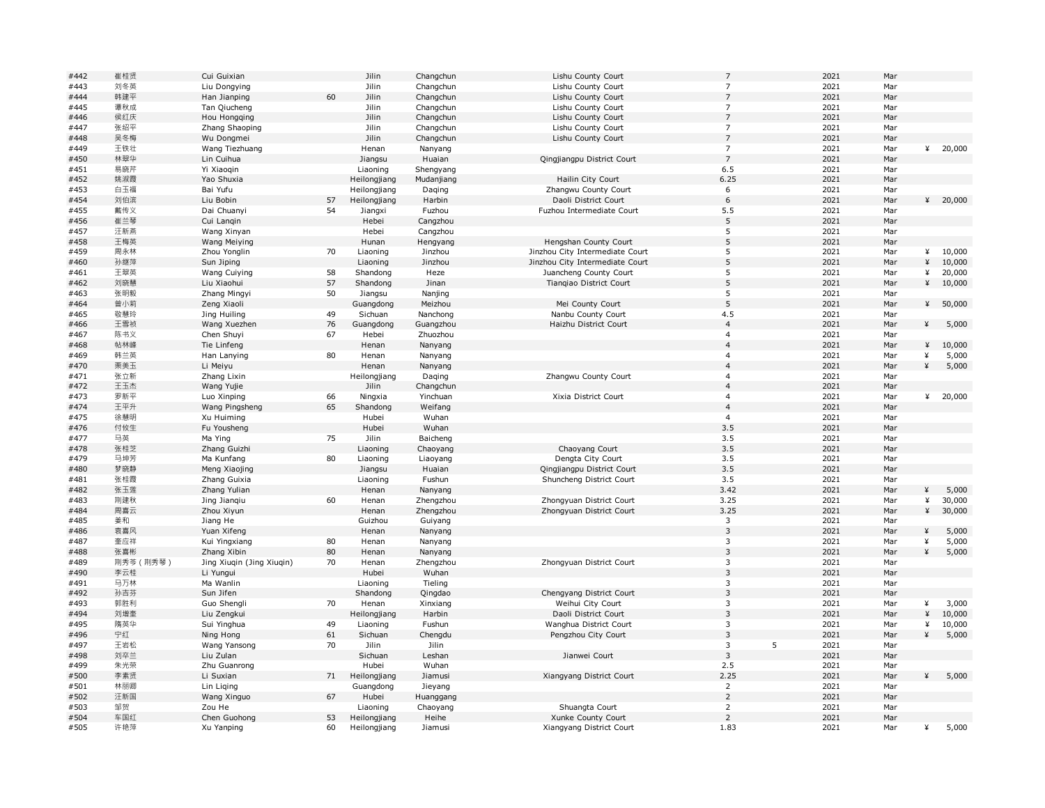| | | | | | | | | | | | | |
|---|---|---|---|---|---|---|---|---|---|---|---|---|
| #442 | 崔桂贤 | Cui Guixian | | Jilin | Changchun | Lishu County Court | 7 | | 2021 | Mar | | |
| #443 | 刘冬英 | Liu Dongying | | Jilin | Changchun | Lishu County Court | 7 | | 2021 | Mar | | |
| #444 | 韩建平 | Han Jianping | 60 | Jilin | Changchun | Lishu County Court | 7 | | 2021 | Mar | | |
| #445 | 谭秋成 | Tan Qiucheng | | Jilin | Changchun | Lishu County Court | 7 | | 2021 | Mar | | |
| #446 | 侯红庆 | Hou Hongqing | | Jilin | Changchun | Lishu County Court | 7 | | 2021 | Mar | | |
| #447 | 张绍平 | Zhang Shaoping | | Jilin | Changchun | Lishu County Court | 7 | | 2021 | Mar | | |
| #448 | 吴冬梅 | Wu Dongmei | | Jilin | Changchun | Lishu County Court | 7 | | 2021 | Mar | | |
| #449 | 王铁壮 | Wang Tiezhuang | | Henan | Nanyang | | 7 | | 2021 | Mar | ¥ | 20,000 |
| #450 | 林翠华 | Lin Cuihua | | Jiangsu | Huaian | Qingjiangpu District Court | 7 | | 2021 | Mar | | |
| #451 | 易晓芹 | Yi Xiaoqin | | Liaoning | Shengyang | | 6.5 | | 2021 | Mar | | |
| #452 | 姚淑霞 | Yao Shuxia | | Heilongjiang | Mudanjiang | Hailin City Court | 6.25 | | 2021 | Mar | | |
| #453 | 白玉福 | Bai Yufu | | Heilongjiang | Daqing | Zhangwu County Court | 6 | | 2021 | Mar | | |
| #454 | 刘伯滨 | Liu Bobin | 57 | Heilongjiang | Harbin | Daoli District Court | 6 | | 2021 | Mar | ¥ | 20,000 |
| #455 | 戴传义 | Dai Chuanyi | 54 | Jiangxi | Fuzhou | Fuzhou Intermediate Court | 5.5 | | 2021 | Mar | | |
| #456 | 崔兰琴 | Cui Lanqin | | Hebei | Cangzhou | | 5 | | 2021 | Mar | | |
| #457 | 汪新燕 | Wang Xinyan | | Hebei | Cangzhou | | 5 | | 2021 | Mar | | |
| #458 | 王梅英 | Wang Meiying | | Hunan | Hengyang | Hengshan County Court | 5 | | 2021 | Mar | | |
| #459 | 周永林 | Zhou Yonglin | 70 | Liaoning | Jinzhou | Jinzhou City Intermediate Court | 5 | | 2021 | Mar | ¥ | 10,000 |
| #460 | 孙继萍 | Sun Jiping | | Liaoning | Jinzhou | Jinzhou City Intermediate Court | 5 | | 2021 | Mar | ¥ | 10,000 |
| #461 | 王翠英 | Wang Cuiying | 58 | Shandong | Heze | Juancheng County Court | 5 | | 2021 | Mar | ¥ | 20,000 |
| #462 | 刘晓慧 | Liu Xiaohui | 57 | Shandong | Jinan | Tianqiao District Court | 5 | | 2021 | Mar | ¥ | 10,000 |
| #463 | 张明毅 | Zhang Mingyi | 50 | Jiangsu | Nanjing | | 5 | | 2021 | Mar | | |
| #464 | 曾小莉 | Zeng Xiaoli | | Guangdong | Meizhou | Mei County Court | 5 | | 2021 | Mar | ¥ | 50,000 |
| #465 | 敬慧玲 | Jing Huiling | 49 | Sichuan | Nanchong | Nanbu County Court | 4.5 | | 2021 | Mar | | |
| #466 | 王雪祯 | Wang Xuezhen | 76 | Guangdong | Guangzhou | Haizhu District Court | 4 | | 2021 | Mar | ¥ | 5,000 |
| #467 | 陈书义 | Chen Shuyi | 67 | Hebei | Zhuozhou | | 4 | | 2021 | Mar | | |
| #468 | 帖林峰 | Tie Linfeng | | Henan | Nanyang | | 4 | | 2021 | Mar | ¥ | 10,000 |
| #469 | 韩兰英 | Han Lanying | 80 | Henan | Nanyang | | 4 | | 2021 | Mar | ¥ | 5,000 |
| #470 | 栗美玉 | Li Meiyu | | Henan | Nanyang | | 4 | | 2021 | Mar | ¥ | 5,000 |
| #471 | 张立新 | Zhang Lixin | | Heilongjiang | Daqing | Zhangwu County Court | 4 | | 2021 | Mar | | |
| #472 | 王玉杰 | Wang Yujie | | Jilin | Changchun | | 4 | | 2021 | Mar | | |
| #473 | 罗新平 | Luo Xinping | 66 | Ningxia | Yinchuan | Xixia District Court | 4 | | 2021 | Mar | ¥ | 20,000 |
| #474 | 王平升 | Wang Pingsheng | 65 | Shandong | Weifang | | 4 | | 2021 | Mar | | |
| #475 | 徐慧明 | Xu Huiming | | Hubei | Wuhan | | 4 | | 2021 | Mar | | |
| #476 | 付攸生 | Fu Yousheng | | Hubei | Wuhan | | 3.5 | | 2021 | Mar | | |
| #477 | 马英 | Ma Ying | 75 | Jilin | Baicheng | | 3.5 | | 2021 | Mar | | |
| #478 | 张桂芝 | Zhang Guizhi | | Liaoning | Chaoyang | Chaoyang Court | 3.5 | | 2021 | Mar | | |
| #479 | 马坤芳 | Ma Kunfang | 80 | Liaoning | Liaoyang | Dengta City Court | 3.5 | | 2021 | Mar | | |
| #480 | 梦晓静 | Meng Xiaojing | | Jiangsu | Huaian | Qingjiangpu District Court | 3.5 | | 2021 | Mar | | |
| #481 | 张桂霞 | Zhang Guixia | | Liaoning | Fushun | Shuncheng District Court | 3.5 | | 2021 | Mar | | |
| #482 | 张玉莲 | Zhang Yulian | | Henan | Nanyang | | 3.42 | | 2021 | Mar | ¥ | 5,000 |
| #483 | 荆建秋 | Jing Jianqiu | 60 | Henan | Zhengzhou | Zhongyuan District Court | 3.25 | | 2021 | Mar | ¥ | 30,000 |
| #484 | 周喜云 | Zhou Xiyun | | Henan | Zhengzhou | Zhongyuan District Court | 3.25 | | 2021 | Mar | ¥ | 30,000 |
| #485 | 姜和 | Jiang He | | Guizhou | Guiyang | | 3 | | 2021 | Mar | | |
| #486 | 袁喜风 | Yuan Xifeng | | Henan | Nanyang | | 3 | | 2021 | Mar | ¥ | 5,000 |
| #487 | 奎应祥 | Kui Yingxiang | 80 | Henan | Nanyang | | 3 | | 2021 | Mar | ¥ | 5,000 |
| #488 | 张喜彬 | Zhang Xibin | 80 | Henan | Nanyang | | 3 | | 2021 | Mar | ¥ | 5,000 |
| #489 | 荆秀芩（荆秀琴） | Jing Xiuqin (Jing Xiuqin) | 70 | Henan | Zhengzhou | Zhongyuan District Court | 3 | | 2021 | Mar | | |
| #490 | 李云桂 | Li Yungui | | Hubei | Wuhan | | 3 | | 2021 | Mar | | |
| #491 | 马万林 | Ma Wanlin | | Liaoning | Tieling | | 3 | | 2021 | Mar | | |
| #492 | 孙吉芬 | Sun Jifen | | Shandong | Qingdao | Chengyang District Court | 3 | | 2021 | Mar | | |
| #493 | 郭胜利 | Guo Shengli | 70 | Henan | Xinxiang | Weihui City Court | 3 | | 2021 | Mar | ¥ | 3,000 |
| #494 | 刘增奎 | Liu Zengkui | | Heilongjiang | Harbin | Daoli District Court | 3 | | 2021 | Mar | ¥ | 10,000 |
| #495 | 隋英华 | Sui Yinghua | 49 | Liaoning | Fushun | Wanghua District Court | 3 | | 2021 | Mar | ¥ | 10,000 |
| #496 | 宁红 | Ning Hong | 61 | Sichuan | Chengdu | Pengzhou City Court | 3 | | 2021 | Mar | ¥ | 5,000 |
| #497 | 王岩松 | Wang Yansong | 70 | Jilin | Jilin | | 3 | 5 | 2021 | Mar | | |
| #498 | 刘卒兰 | Liu Zulan | | Sichuan | Leshan | Jianwei Court | 3 | | 2021 | Mar | | |
| #499 | 朱光荣 | Zhu Guanrong | | Hubei | Wuhan | | 2.5 | | 2021 | Mar | | |
| #500 | 李素贤 | Li Suxian | 71 | Heilongjiang | Jiamusi | Xiangyang District Court | 2.25 | | 2021 | Mar | ¥ | 5,000 |
| #501 | 林丽卿 | Lin Liqing | | Guangdong | Jieyang | | 2 | | 2021 | Mar | | |
| #502 | 汪新国 | Wang Xinguo | 67 | Hubei | Huanggang | | 2 | | 2021 | Mar | | |
| #503 | 邹贺 | Zou He | | Liaoning | Chaoyang | Shuangta Court | 2 | | 2021 | Mar | | |
| #504 | 车国红 | Chen Guohong | 53 | Heilongjiang | Heihe | Xunke County Court | 2 | | 2021 | Mar | | |
| #505 | 许艳萍 | Xu Yanping | 60 | Heilongjiang | Jiamusi | Xiangyang District Court | 1.83 | | 2021 | Mar | ¥ | 5,000 |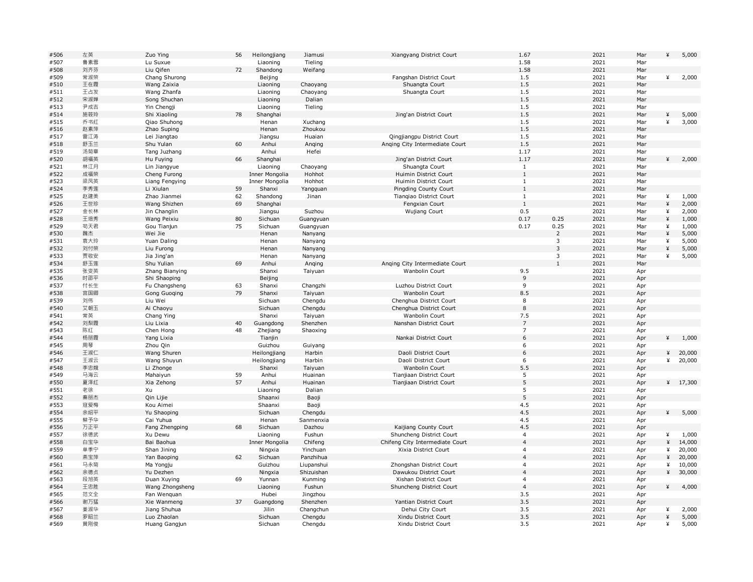| | | | | | | | | | | | | |
|---|---|---|---|---|---|---|---|---|---|---|---|---|
| #506 | 左英 | Zuo Ying | 56 | Heilongjiang | Jiamusi | Xiangyang District Court | 1.67 | | 2021 | Mar | ¥ | 5,000 |
| #507 | 鲁素雪 | Lu Suxue | | Liaoning | Tieling | | 1.58 | | 2021 | Mar | | |
| #508 | 刘齐芬 | Liu Qifen | 72 | Shandong | Weifang | | 1.58 | | 2021 | Mar | | |
| #509 | 常淑荣 | Chang Shurong | | Beijing | | Fangshan District Court | 1.5 | | 2021 | Mar | ¥ | 2,000 |
| #510 | 王在霞 | Wang Zaixia | | Liaoning | Chaoyang | Shuangta Court | 1.5 | | 2021 | Mar | | |
| #511 | 王占发 | Wang Zhanfa | | Liaoning | Chaoyang | Shuangta Court | 1.5 | | 2021 | Mar | | |
| #512 | 宋淑婵 | Song Shuchan | | Liaoning | Dalian | | 1.5 | | 2021 | Mar | | |
| #513 | 尹成吉 | Yin Chengji | | Liaoning | Tieling | | 1.5 | | 2021 | Mar | | |
| #514 | 施筱玲 | Shi Xiaoling | 78 | Shanghai | | Jing'an District Court | 1.5 | | 2021 | Mar | ¥ | 5,000 |
| #515 | 乔书红 | Qiao Shuhong | | Henan | Xuchang | | 1.5 | | 2021 | Mar | ¥ | 3,000 |
| #516 | 赵素萍 | Zhao Suping | | Henan | Zhoukou | | 1.5 | | 2021 | Mar | | |
| #517 | 雷江涛 | Lei Jiangtao | | Jiangsu | Huaian | Qingjiangpu District Court | 1.5 | | 2021 | Mar | | |
| #518 | 舒玉兰 | Shu Yulan | 60 | Anhui | Anqing | Anqing City Intermediate Court | 1.5 | | 2021 | Mar | | |
| #519 | 汤菊章 | Tang Juzhang | | Anhui | Hefei | | 1.17 | | 2021 | Mar | | |
| #520 | 胡福英 | Hu Fuying | 66 | Shanghai | | Jing'an District Court | 1.17 | | 2021 | Mar | ¥ | 2,000 |
| #521 | 林江月 | Lin Jiangyue | | Liaoning | Chaoyang | Shuangta Court | 1 | | 2021 | Mar | | |
| #522 | 成福荣 | Cheng Furong | | Inner Mongolia | Hohhot | Huimin District Court | 1 | | 2021 | Mar | | |
| #523 | 梁凤英 | Liang Fengying | | Inner Mongolia | Hohhot | Huimin District Court | 1 | | 2021 | Mar | | |
| #524 | 李秀莲 | Li Xiulan | 59 | Shanxi | Yangquan | Pingding County Court | 1 | | 2021 | Mar | | |
| #525 | 赵建美 | Zhao Jianmei | 62 | Shandong | Jinan | Tianqiao District Court | 1 | | 2021 | Mar | ¥ | 1,000 |
| #526 | 王世珍 | Wang Shizhen | 69 | Shanghai | | Fengxian Court | 1 | | 2021 | Mar | ¥ | 2,000 |
| #527 | 金长林 | Jin Changlin | | Jiangsu | Suzhou | Wujiang Court | 0.5 | | 2021 | Mar | ¥ | 2,000 |
| #528 | 王培秀 | Wang Peixiu | 80 | Sichuan | Guangyuan | | 0.17 | 0.25 | 2021 | Mar | ¥ | 1,000 |
| #529 | 苟天君 | Gou Tianjun | 75 | Sichuan | Guangyuan | | 0.17 | 0.25 | 2021 | Mar | ¥ | 1,000 |
| #530 | 魏杰 | Wei Jie | | Henan | Nanyang | | | 2 | 2021 | Mar | ¥ | 5,000 |
| #531 | 袁大玲 | Yuan Daling | | Henan | Nanyang | | | 3 | 2021 | Mar | ¥ | 5,000 |
| #532 | 刘付荣 | Liu Furong | | Henan | Nanyang | | | 3 | 2021 | Mar | ¥ | 5,000 |
| #533 | 贾敬安 | Jia Jing'an | | Henan | Nanyang | | | 3 | 2021 | Mar | ¥ | 5,000 |
| #534 | 舒玉莲 | Shu Yulian | 69 | Anhui | Anqing | Anqing City Intermediate Court | | 1 | 2021 | Mar | | |
| #535 | 张变英 | Zhang Bianying | | Shanxi | Taiyuan | Wanbolin Court | 9.5 | | 2021 | Apr | | |
| #536 | 时邵平 | Shi Shaoping | | Beijing | | | 9 | | 2021 | Apr | | |
| #537 | 付长生 | Fu Changsheng | 63 | Shanxi | Changzhi | Luzhou District Court | 9 | | 2021 | Apr | | |
| #538 | 宫国卿 | Gong Guoqing | 79 | Shanxi | Taiyuan | Wanbolin Court | 8.5 | | 2021 | Apr | | |
| #539 | 刘伟 | Liu Wei | | Sichuan | Chengdu | Chenghua District Court | 8 | | 2021 | Apr | | |
| #540 | 艾朝玉 | Ai Chaoyu | | Sichuan | Chengdu | Chenghua District Court | 8 | | 2021 | Apr | | |
| #541 | 常英 | Chang Ying | | Shanxi | Taiyuan | Wanbolin Court | 7.5 | | 2021 | Apr | | |
| #542 | 刘梨霞 | Liu Lixia | 40 | Guangdong | Shenzhen | Nanshan District Court | 7 | | 2021 | Apr | | |
| #543 | 陈红 | Chen Hong | 48 | Zhejiang | Shaoxing | | 7 | | 2021 | Apr | | |
| #544 | 杨丽霞 | Yang Lixia | | Tianjin | | Nankai District Court | 6 | | 2021 | Apr | ¥ | 1,000 |
| #545 | 周琴 | Zhou Qin | | Guizhou | Guiyang | | 6 | | 2021 | Apr | | |
| #546 | 王淑仁 | Wang Shuren | | Heilongjiang | Harbin | Daoli District Court | 6 | | 2021 | Apr | ¥ | 20,000 |
| #547 | 王淑云 | Wang Shuyun | | Heilongjiang | Harbin | Daoli District Court | 6 | | 2021 | Apr | ¥ | 20,000 |
| #548 | 李忠娥 | Li Zhonge | | Shanxi | Taiyuan | Wanbolin Court | 5.5 | | 2021 | Apr | | |
| #549 | 马海云 | Mahaiyun | 59 | Anhui | Huainan | Tianjiaan District Court | 5 | | 2021 | Apr | | |
| #550 | 夏泽红 | Xia Zehong | 57 | Anhui | Huainan | Tianjiaan District Court | 5 | | 2021 | Apr | ¥ | 17,300 |
| #551 | 老徐 | Xu | | Liaoning | Dalian | | 5 | | 2021 | Apr | | |
| #552 | 秦丽杰 | Qin Lijie | | Shaanxi | Baoji | | 5 | | 2021 | Apr | | |
| #553 | 寇爱梅 | Kou Aimei | | Shaanxi | Baoji | | 4.5 | | 2021 | Apr | | |
| #554 | 余绍平 | Yu Shaoping | | Sichuan | Chengdu | | 4.5 | | 2021 | Apr | ¥ | 5,000 |
| #555 | 蔡予华 | Cai Yuhua | | Henan | Sanmenxia | | 4.5 | | 2021 | Apr | | |
| #556 | 万正平 | Fang Zhengping | 68 | Sichuan | Dazhou | Kaijiang County Court | 4.5 | | 2021 | Apr | | |
| #557 | 徐德武 | Xu Dewu | | Liaoning | Fushun | Shuncheng District Court | 4 | | 2021 | Apr | ¥ | 1,000 |
| #558 | 白宝华 | Bai Baohua | | Inner Mongolia | Chifeng | Chifeng City Intermediate Court | 4 | | 2021 | Apr | ¥ | 14,000 |
| #559 | 单季宁 | Shan Jining | | Ningxia | Yinchuan | Xixia District Court | 4 | | 2021 | Apr | ¥ | 20,000 |
| #560 | 燕宝萍 | Yan Baoping | 62 | Sichuan | Panzhihua | | 4 | | 2021 | Apr | ¥ | 20,000 |
| #561 | 马永菊 | Ma Yongju | | Guizhou | Liupanshui | Zhongshan District Court | 4 | | 2021 | Apr | ¥ | 10,000 |
| #562 | 余德贞 | Yu Dezhen | | Ningxia | Shizuishan | Dawukou District Court | 4 | | 2021 | Apr | ¥ | 30,000 |
| #563 | 段旭英 | Duan Xuying | 69 | Yunnan | Kunming | Xishan District Court | 4 | | 2021 | Apr | | |
| #564 | 王忠胜 | Wang Zhongsheng | | Liaoning | Fushun | Shuncheng District Court | 4 | | 2021 | Apr | ¥ | 4,000 |
| #565 | 范文全 | Fan Wenquan | | Hubei | Jingzhou | | 3.5 | | 2021 | Apr | | |
| #566 | 谢万猛 | Xie Wanmeng | 37 | Guangdong | Shenzhen | Yantian District Court | 3.5 | | 2021 | Apr | | |
| #567 | 姜淑华 | Jiang Shuhua | | Jilin | Changchun | Dehui City Court | 3.5 | | 2021 | Apr | ¥ | 2,000 |
| #568 | 罗昭兰 | Luo Zhaolan | | Sichuan | Chengdu | Xindu District Court | 3.5 | | 2021 | Apr | ¥ | 5,000 |
| #569 | 黄刚俊 | Huang Gangjun | | Sichuan | Chengdu | Xindu District Court | 3.5 | | 2021 | Apr | ¥ | 5,000 |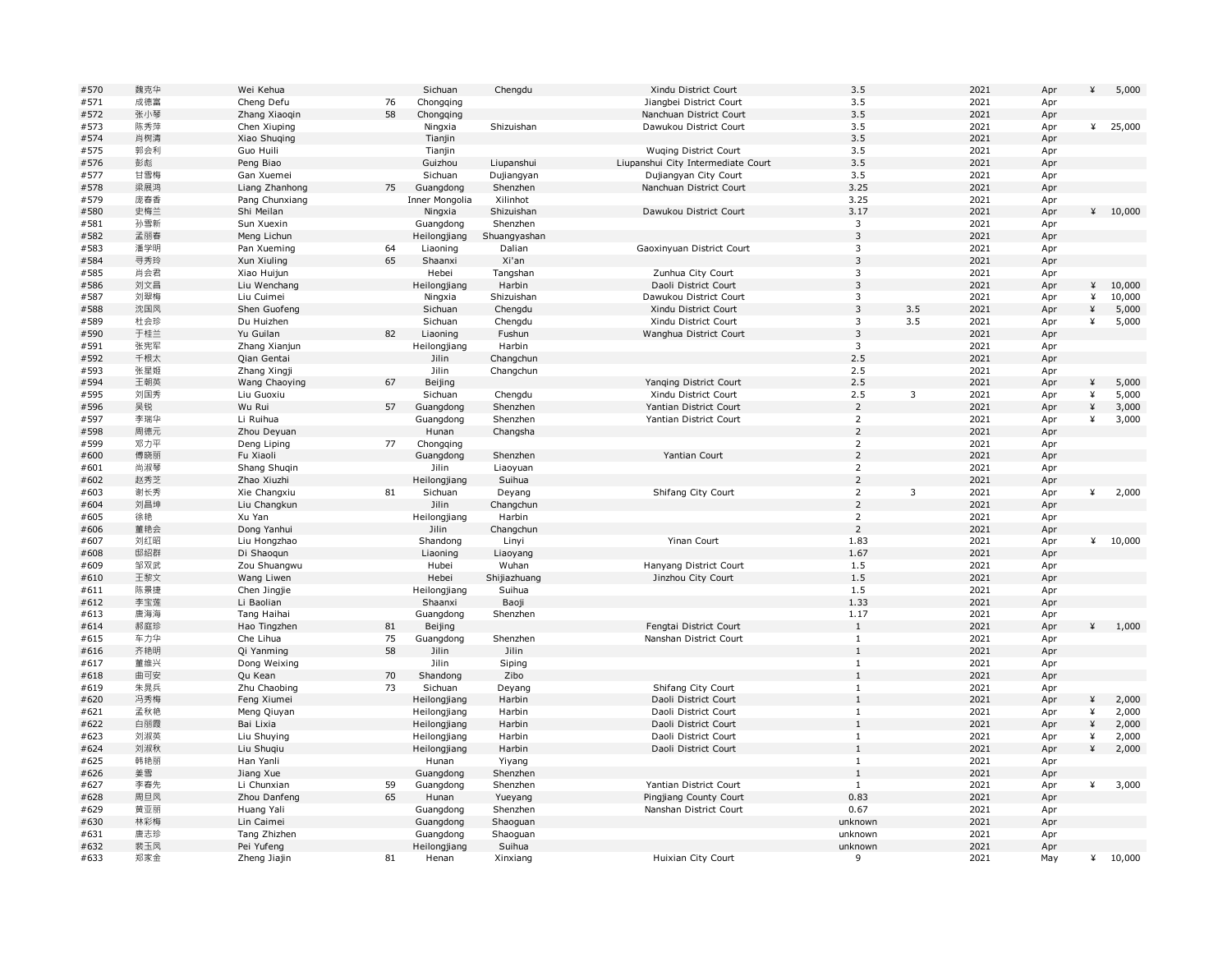| | | | | | | | | | | | | |
|---|---|---|---|---|---|---|---|---|---|---|---|---|
| #570 | 魏克华 | Wei Kehua | | Sichuan | Chengdu | Xindu District Court | 3.5 | | 2021 | Apr | ¥ | 5,000 |
| #571 | 成德富 | Cheng Defu | 76 | Chongqing | | Jiangbei District Court | 3.5 | | 2021 | Apr | | |
| #572 | 张小琴 | Zhang Xiaoqin | 58 | Chongqing | | Nanchuan District Court | 3.5 | | 2021 | Apr | | |
| #573 | 陈秀萍 | Chen Xiuping | | Ningxia | Shizuishan | Dawukou District Court | 3.5 | | 2021 | Apr | ¥ | 25,000 |
| #574 | 肖树清 | Xiao Shuqing | | Tianjin | | | 3.5 | | 2021 | Apr | | |
| #575 | 郭会利 | Guo Huili | | Tianjin | | Wuqing District Court | 3.5 | | 2021 | Apr | | |
| #576 | 彭彪 | Peng Biao | | Guizhou | Liupanshui | Liupanshui City Intermediate Court | 3.5 | | 2021 | Apr | | |
| #577 | 甘雪梅 | Gan Xuemei | | Sichuan | Dujiangyan | Dujiangyan City Court | 3.5 | | 2021 | Apr | | |
| #578 | 梁展鸿 | Liang Zhanhong | 75 | Guangdong | Shenzhen | Nanchuan District Court | 3.25 | | 2021 | Apr | | |
| #579 | 庞春香 | Pang Chunxiang | | Inner Mongolia | Xilinhot | | 3.25 | | 2021 | Apr | | |
| #580 | 史梅兰 | Shi Meilan | | Ningxia | Shizuishan | Dawukou District Court | 3.17 | | 2021 | Apr | ¥ | 10,000 |
| #581 | 孙雪新 | Sun Xuexin | | Guangdong | Shenzhen | | 3 | | 2021 | Apr | | |
| #582 | 孟丽春 | Meng Lichun | | Heilongjiang | Shuangyashan | | 3 | | 2021 | Apr | | |
| #583 | 潘学明 | Pan Xueming | 64 | Liaoning | Dalian | Gaoxinyuan District Court | 3 | | 2021 | Apr | | |
| #584 | 寻秀玲 | Xun Xiuling | 65 | Shaanxi | Xi'an | | 3 | | 2021 | Apr | | |
| #585 | 肖会君 | Xiao Huijun | | Hebei | Tangshan | Zunhua City Court | 3 | | 2021 | Apr | | |
| #586 | 刘文昌 | Liu Wenchang | | Heilongjiang | Harbin | Daoli District Court | 3 | | 2021 | Apr | ¥ | 10,000 |
| #587 | 刘翠梅 | Liu Cuimei | | Ningxia | Shizuishan | Dawukou District Court | 3 | | 2021 | Apr | ¥ | 10,000 |
| #588 | 沈国凤 | Shen Guofeng | | Sichuan | Chengdu | Xindu District Court | 3 | 3.5 | 2021 | Apr | ¥ | 5,000 |
| #589 | 杜会珍 | Du Huizhen | | Sichuan | Chengdu | Xindu District Court | 3 | 3.5 | 2021 | Apr | ¥ | 5,000 |
| #590 | 于桂兰 | Yu Guilan | 82 | Liaoning | Fushun | Wanghua District Court | 3 | | 2021 | Apr | | |
| #591 | 张宪军 | Zhang Xianjun | | Heilongjiang | Harbin | | 3 | | 2021 | Apr | | |
| #592 | 千根太 | Qian Gentai | | Jilin | Changchun | | 2.5 | | 2021 | Apr | | |
| #593 | 张星姬 | Zhang Xingji | | Jilin | Changchun | | 2.5 | | 2021 | Apr | | |
| #594 | 王朝英 | Wang Chaoying | 67 | Beijing | | Yanqing District Court | 2.5 | | 2021 | Apr | ¥ | 5,000 |
| #595 | 刘国秀 | Liu Guoxiu | | Sichuan | Chengdu | Xindu District Court | 2.5 | 3 | 2021 | Apr | ¥ | 5,000 |
| #596 | 吴锐 | Wu Rui | 57 | Guangdong | Shenzhen | Yantian District Court | 2 | | 2021 | Apr | ¥ | 3,000 |
| #597 | 李瑞华 | Li Ruihua | | Guangdong | Shenzhen | Yantian District Court | 2 | | 2021 | Apr | ¥ | 3,000 |
| #598 | 周德元 | Zhou Deyuan | | Hunan | Changsha | | 2 | | 2021 | Apr | | |
| #599 | 邓力平 | Deng Liping | 77 | Chongqing | | | 2 | | 2021 | Apr | | |
| #600 | 傅晓丽 | Fu Xiaoli | | Guangdong | Shenzhen | Yantian Court | 2 | | 2021 | Apr | | |
| #601 | 尚淑琴 | Shang Shuqin | | Jilin | Liaoyuan | | 2 | | 2021 | Apr | | |
| #602 | 赵秀芝 | Zhao Xiuzhi | | Heilongjiang | Suihua | | 2 | | 2021 | Apr | | |
| #603 | 谢长秀 | Xie Changxiu | 81 | Sichuan | Deyang | Shifang City Court | 2 | 3 | 2021 | Apr | ¥ | 2,000 |
| #604 | 刘昌坤 | Liu Changkun | | Jilin | Changchun | | 2 | | 2021 | Apr | | |
| #605 | 徐艳 | Xu Yan | | Heilongjiang | Harbin | | 2 | | 2021 | Apr | | |
| #606 | 董艳会 | Dong Yanhui | | Jilin | Changchun | | 2 | | 2021 | Apr | | |
| #607 | 刘红昭 | Liu Hongzhao | | Shandong | Linyi | Yinan Court | 1.83 | | 2021 | Apr | ¥ | 10,000 |
| #608 | 邸绍群 | Di Shaoqun | | Liaoning | Liaoyang | | 1.67 | | 2021 | Apr | | |
| #609 | 邹双武 | Zou Shuangwu | | Hubei | Wuhan | Hanyang District Court | 1.5 | | 2021 | Apr | | |
| #610 | 王黎文 | Wang Liwen | | Hebei | Shijiazhuang | Jinzhou City Court | 1.5 | | 2021 | Apr | | |
| #611 | 陈景捷 | Chen Jingjie | | Heilongjiang | Suihua | | 1.5 | | 2021 | Apr | | |
| #612 | 李宝莲 | Li Baolian | | Shaanxi | Baoji | | 1.33 | | 2021 | Apr | | |
| #613 | 唐海海 | Tang Haihai | | Guangdong | Shenzhen | | 1.17 | | 2021 | Apr | | |
| #614 | 郝庭珍 | Hao Tingzhen | 81 | Beijing | | Fengtai District Court | 1 | | 2021 | Apr | ¥ | 1,000 |
| #615 | 车力华 | Che Lihua | 75 | Guangdong | Shenzhen | Nanshan District Court | 1 | | 2021 | Apr | | |
| #616 | 齐艳明 | Qi Yanming | 58 | Jilin | Jilin | | 1 | | 2021 | Apr | | |
| #617 | 董维兴 | Dong Weixing | | Jilin | Siping | | 1 | | 2021 | Apr | | |
| #618 | 曲可安 | Qu Kean | 70 | Shandong | Zibo | | 1 | | 2021 | Apr | | |
| #619 | 朱晁兵 | Zhu Chaobing | 73 | Sichuan | Deyang | Shifang City Court | 1 | | 2021 | Apr | | |
| #620 | 冯秀梅 | Feng Xiumei | | Heilongjiang | Harbin | Daoli District Court | 1 | | 2021 | Apr | ¥ | 2,000 |
| #621 | 孟秋艳 | Meng Qiuyan | | Heilongjiang | Harbin | Daoli District Court | 1 | | 2021 | Apr | ¥ | 2,000 |
| #622 | 白丽霞 | Bai Lixia | | Heilongjiang | Harbin | Daoli District Court | 1 | | 2021 | Apr | ¥ | 2,000 |
| #623 | 刘淑英 | Liu Shuying | | Heilongjiang | Harbin | Daoli District Court | 1 | | 2021 | Apr | ¥ | 2,000 |
| #624 | 刘淑秋 | Liu Shuqiu | | Heilongjiang | Harbin | Daoli District Court | 1 | | 2021 | Apr | ¥ | 2,000 |
| #625 | 韩艳丽 | Han Yanli | | Hunan | Yiyang | | 1 | | 2021 | Apr | | |
| #626 | 姜雪 | Jiang Xue | | Guangdong | Shenzhen | | 1 | | 2021 | Apr | | |
| #627 | 李春先 | Li Chunxian | 59 | Guangdong | Shenzhen | Yantian District Court | 1 | | 2021 | Apr | ¥ | 3,000 |
| #628 | 周旦凤 | Zhou Danfeng | 65 | Hunan | Yueyang | Pingjiang County Court | 0.83 | | 2021 | Apr | | |
| #629 | 黄亚丽 | Huang Yali | | Guangdong | Shenzhen | Nanshan District Court | 0.67 | | 2021 | Apr | | |
| #630 | 林彩梅 | Lin Caimei | | Guangdong | Shaoguan | | unknown | | 2021 | Apr | | |
| #631 | 唐志珍 | Tang Zhizhen | | Guangdong | Shaoguan | | unknown | | 2021 | Apr | | |
| #632 | 裴玉凤 | Pei Yufeng | | Heilongjiang | Suihua | | unknown | | 2021 | Apr | | |
| #633 | 郑家金 | Zheng Jiajin | 81 | Henan | Xinxiang | Huixian City Court | 9 | | 2021 | May | ¥ | 10,000 |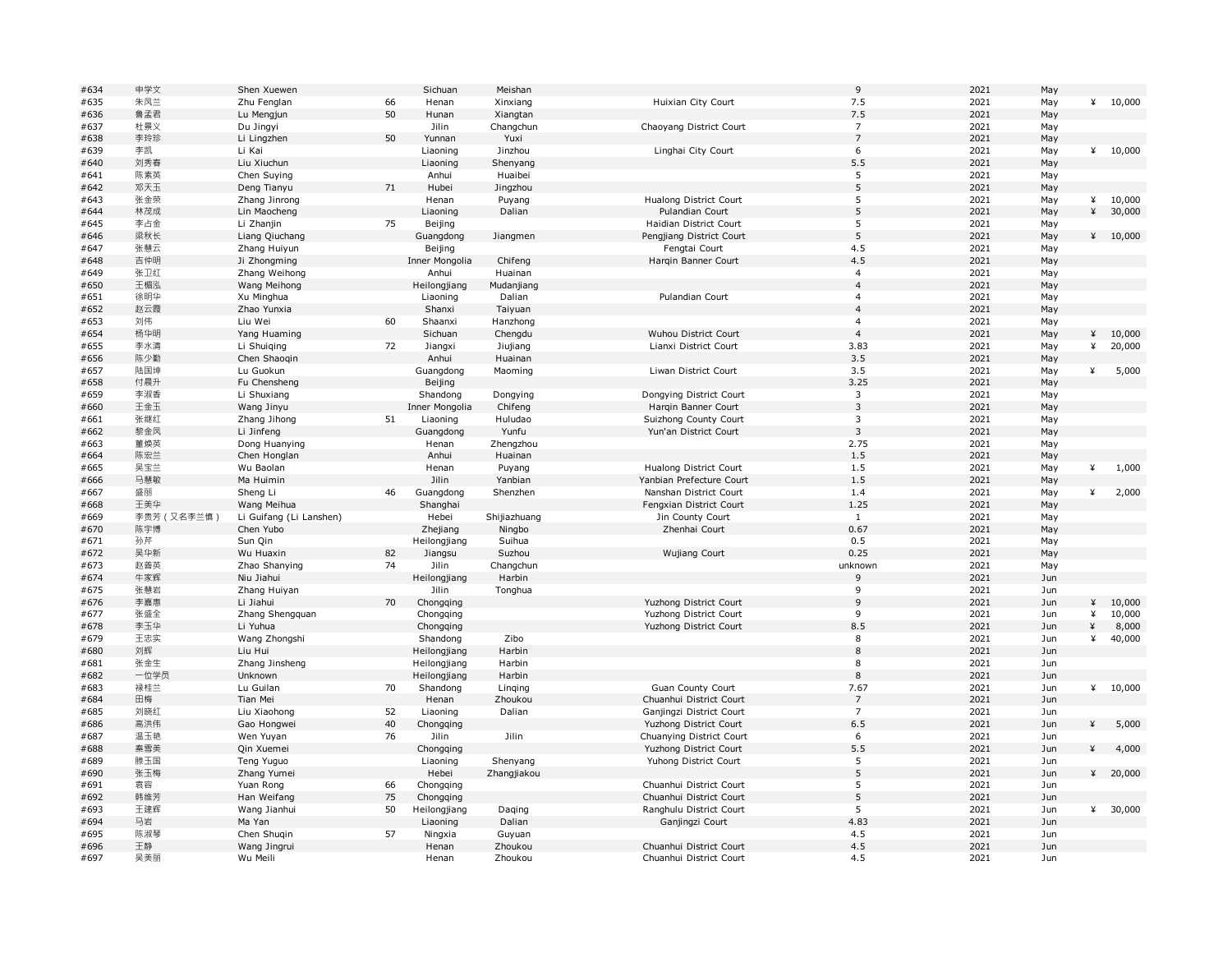| | | | | | | | | | | | |
|---|---|---|---|---|---|---|---|---|---|---|---|
| #634 | 申学文 | Shen Xuewen | | Sichuan | Meishan | | 9 | 2021 | May | | |
| #635 | 朱凤兰 | Zhu Fenglan | 66 | Henan | Xinxiang | Huixian City Court | 7.5 | 2021 | May | ¥ | 10,000 |
| #636 | 鲁孟君 | Lu Mengjun | 50 | Hunan | Xiangtan | | 7.5 | 2021 | May | | |
| #637 | 杜景义 | Du Jingyi | | Jilin | Changchun | Chaoyang District Court | 7 | 2021 | May | | |
| #638 | 李玲珍 | Li Lingzhen | 50 | Yunnan | Yuxi | | 7 | 2021 | May | | |
| #639 | 李凯 | Li Kai | | Liaoning | Jinzhou | Linghai City Court | 6 | 2021 | May | ¥ | 10,000 |
| #640 | 刘秀春 | Liu Xiuchun | | Liaoning | Shenyang | | 5.5 | 2021 | May | | |
| #641 | 陈素英 | Chen Suying | | Anhui | Huaibei | | 5 | 2021 | May | | |
| #642 | 邓天玉 | Deng Tianyu | 71 | Hubei | Jingzhou | | 5 | 2021 | May | | |
| #643 | 张金荣 | Zhang Jinrong | | Henan | Puyang | Hualong District Court | 5 | 2021 | May | ¥ | 10,000 |
| #644 | 林茂成 | Lin Maocheng | | Liaoning | Dalian | Pulandian Court | 5 | 2021 | May | ¥ | 30,000 |
| #645 | 李占金 | Li Zhanjin | 75 | Beijing | | Haidian District Court | 5 | 2021 | May | | |
| #646 | 梁秋长 | Liang Qiuchang | | Guangdong | Jiangmen | Pengjiang District Court | 5 | 2021 | May | ¥ | 10,000 |
| #647 | 张慧云 | Zhang Huiyun | | Beijing | | Fengtai Court | 4.5 | 2021 | May | | |
| #648 | 吉仲明 | Ji Zhongming | | Inner Mongolia | Chifeng | Harqin Banner Court | 4.5 | 2021 | May | | |
| #649 | 张卫红 | Zhang Weihong | | Anhui | Huainan | | 4 | 2021 | May | | |
| #650 | 王楣泓 | Wang Meihong | | Heilongjiang | Mudanjiang | | 4 | 2021 | May | | |
| #651 | 徐明华 | Xu Minghua | | Liaoning | Dalian | Pulandian Court | 4 | 2021 | May | | |
| #652 | 赵云霞 | Zhao Yunxia | | Shanxi | Taiyuan | | 4 | 2021 | May | | |
| #653 | 刘伟 | Liu Wei | 60 | Shaanxi | Hanzhong | | 4 | 2021 | May | | |
| #654 | 杨华明 | Yang Huaming | | Sichuan | Chengdu | Wuhou District Court | 4 | 2021 | May | ¥ | 10,000 |
| #655 | 李水清 | Li Shuiqing | 72 | Jiangxi | Jiujiang | Lianxi District Court | 3.83 | 2021 | May | ¥ | 20,000 |
| #656 | 陈少勤 | Chen Shaoqin | | Anhui | Huainan | | 3.5 | 2021 | May | | |
| #657 | 陆国坤 | Lu Guokun | | Guangdong | Maoming | Liwan District Court | 3.5 | 2021 | May | ¥ | 5,000 |
| #658 | 付晨升 | Fu Chensheng | | Beijing | | | 3.25 | 2021 | May | | |
| #659 | 李淑香 | Li Shuxiang | | Shandong | Dongying | Dongying District Court | 3 | 2021 | May | | |
| #660 | 王金玉 | Wang Jinyu | | Inner Mongolia | Chifeng | Harqin Banner Court | 3 | 2021 | May | | |
| #661 | 张继红 | Zhang Jihong | 51 | Liaoning | Huludao | Suizhong County Court | 3 | 2021 | May | | |
| #662 | 黎金凤 | Li Jinfeng | | Guangdong | Yunfu | Yun'an District Court | 3 | 2021 | May | | |
| #663 | 董焕英 | Dong Huanying | | Henan | Zhengzhou | | 2.75 | 2021 | May | | |
| #664 | 陈宏兰 | Chen Honglan | | Anhui | Huainan | | 1.5 | 2021 | May | | |
| #665 | 吴宝兰 | Wu Baolan | | Henan | Puyang | Hualong District Court | 1.5 | 2021 | May | ¥ | 1,000 |
| #666 | 马慧敏 | Ma Huimin | | Jilin | Yanbian | Yanbian Prefecture Court | 1.5 | 2021 | May | | |
| #667 | 盛丽 | Sheng Li | 46 | Guangdong | Shenzhen | Nanshan District Court | 1.4 | 2021 | May | ¥ | 2,000 |
| #668 | 王美华 | Wang Meihua | | Shanghai | | Fengxian District Court | 1.25 | 2021 | May | | |
| #669 | 李贵芳（又名李兰慎） | Li Guifang (Li Lanshen) | | Hebei | Shijiazhuang | Jin County Court | 1 | 2021 | May | | |
| #670 | 陈宇博 | Chen Yubo | | Zhejiang | Ningbo | Zhenhai Court | 0.67 | 2021 | May | | |
| #671 | 孙芹 | Sun Qin | | Heilongjiang | Suihua | | 0.5 | 2021 | May | | |
| #672 | 吴华新 | Wu Huaxin | 82 | Jiangsu | Suzhou | Wujiang Court | 0.25 | 2021 | May | | |
| #673 | 赵善英 | Zhao Shanying | 74 | Jilin | Changchun | | unknown | 2021 | May | | |
| #674 | 牛家辉 | Niu Jiahui | | Heilongjiang | Harbin | | 9 | 2021 | Jun | | |
| #675 | 张慧岩 | Zhang Huiyan | | Jilin | Tonghua | | 9 | 2021 | Jun | | |
| #676 | 李嘉惠 | Li Jiahui | 70 | Chongqing | | Yuzhong District Court | 9 | 2021 | Jun | ¥ | 10,000 |
| #677 | 张盛全 | Zhang Shengquan | | Chongqing | | Yuzhong District Court | 9 | 2021 | Jun | ¥ | 10,000 |
| #678 | 李玉华 | Li Yuhua | | Chongqing | | Yuzhong District Court | 8.5 | 2021 | Jun | ¥ | 8,000 |
| #679 | 王忠实 | Wang Zhongshi | | Shandong | Zibo | | 8 | 2021 | Jun | ¥ | 40,000 |
| #680 | 刘辉 | Liu Hui | | Heilongjiang | Harbin | | 8 | 2021 | Jun | | |
| #681 | 张金生 | Zhang Jinsheng | | Heilongjiang | Harbin | | 8 | 2021 | Jun | | |
| #682 | 一位学员 | Unknown | | Heilongjiang | Harbin | | 8 | 2021 | Jun | | |
| #683 | 禄桂兰 | Lu Guilan | 70 | Shandong | Linqing | Guan County Court | 7.67 | 2021 | Jun | ¥ | 10,000 |
| #684 | 田梅 | Tian Mei | | Henan | Zhoukou | Chuanhui District Court | 7 | 2021 | Jun | | |
| #685 | 刘晓红 | Liu Xiaohong | 52 | Liaoning | Dalian | Ganjingzi District Court | 7 | 2021 | Jun | | |
| #686 | 高洪伟 | Gao Hongwei | 40 | Chongqing | | Yuzhong District Court | 6.5 | 2021 | Jun | ¥ | 5,000 |
| #687 | 温玉艳 | Wen Yuyan | 76 | Jilin | Jilin | Chuanying District Court | 6 | 2021 | Jun | | |
| #688 | 秦雪美 | Qin Xuemei | | Chongqing | | Yuzhong District Court | 5.5 | 2021 | Jun | ¥ | 4,000 |
| #689 | 滕玉国 | Teng Yuguo | | Liaoning | Shenyang | Yuhong District Court | 5 | 2021 | Jun | | |
| #690 | 张玉梅 | Zhang Yumei | | Hebei | Zhangjiakou | | 5 | 2021 | Jun | ¥ | 20,000 |
| #691 | 袁容 | Yuan Rong | 66 | Chongqing | | Chuanhui District Court | 5 | 2021 | Jun | | |
| #692 | 韩维芳 | Han Weifang | 75 | Chongqing | | Chuanhui District Court | 5 | 2021 | Jun | | |
| #693 | 王建辉 | Wang Jianhui | 50 | Heilongjiang | Daqing | Ranghulu District Court | 5 | 2021 | Jun | ¥ | 30,000 |
| #694 | 马岩 | Ma Yan | | Liaoning | Dalian | Ganjingzi Court | 4.83 | 2021 | Jun | | |
| #695 | 陈淑琴 | Chen Shuqin | 57 | Ningxia | Guyuan | | 4.5 | 2021 | Jun | | |
| #696 | 王静 | Wang Jingrui | | Henan | Zhoukou | Chuanhui District Court | 4.5 | 2021 | Jun | | |
| #697 | 吴美丽 | Wu Meili | | Henan | Zhoukou | Chuanhui District Court | 4.5 | 2021 | Jun | | |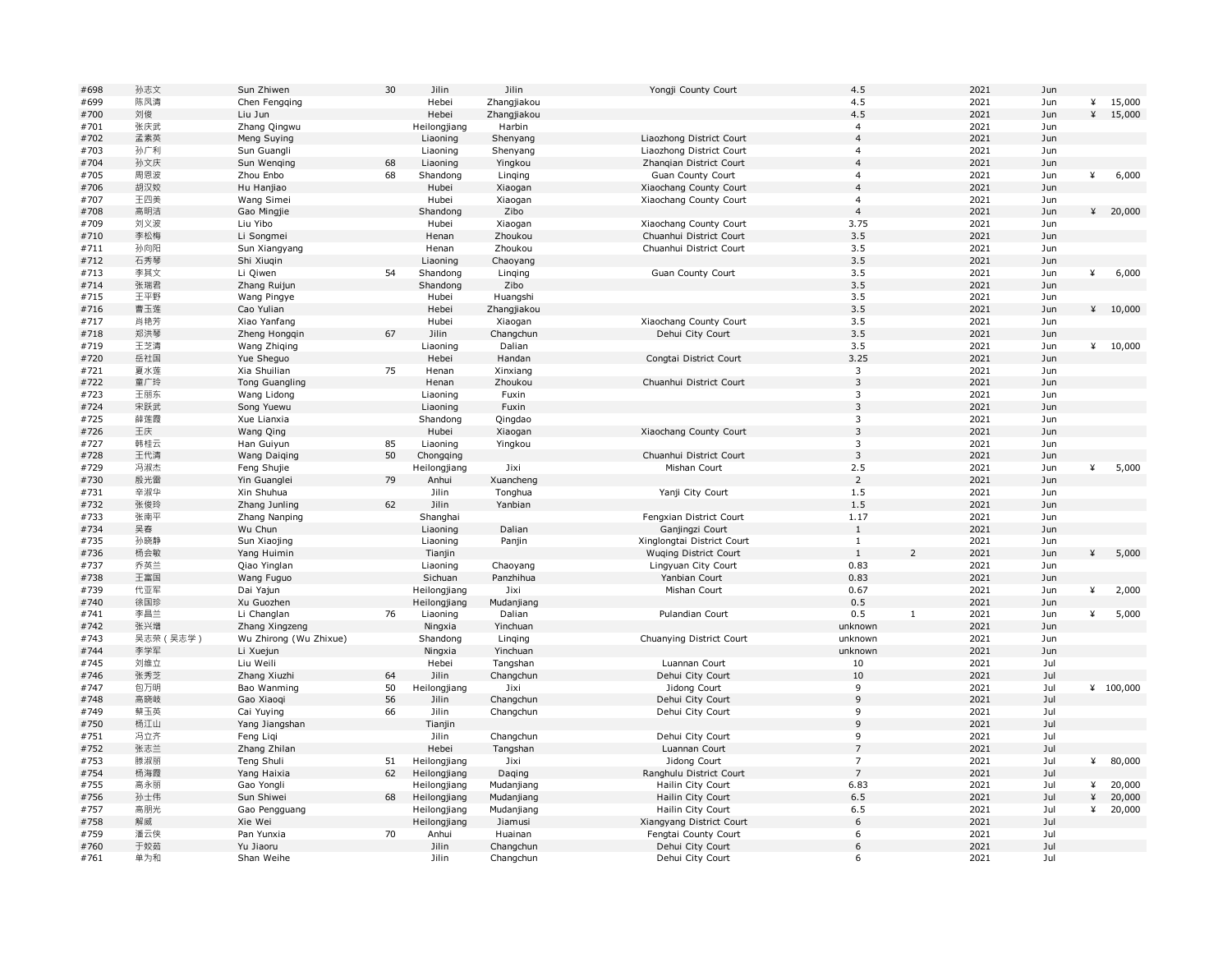| | | | | | | | | | | | | |
|---|---|---|---|---|---|---|---|---|---|---|---|---|
| #698 | 孙志文 | Sun Zhiwen | 30 | Jilin | Jilin | Yongji County Court | 4.5 | | 2021 | Jun | | |
| #699 | 陈凤清 | Chen Fengqing | | Hebei | Zhangjiakou | | 4.5 | | 2021 | Jun | ¥ | 15,000 |
| #700 | 刘俊 | Liu Jun | | Hebei | Zhangjiakou | | 4.5 | | 2021 | Jun | ¥ | 15,000 |
| #701 | 张庆武 | Zhang Qingwu | | Heilongjiang | Harbin | | 4 | | 2021 | Jun | | |
| #702 | 孟素英 | Meng Suying | | Liaoning | Shenyang | Liaozhong District Court | 4 | | 2021 | Jun | | |
| #703 | 孙广利 | Sun Guangli | | Liaoning | Shenyang | Liaozhong District Court | 4 | | 2021 | Jun | | |
| #704 | 孙文庆 | Sun Wenqing | 68 | Liaoning | Yingkou | Zhanqian District Court | 4 | | 2021 | Jun | | |
| #705 | 周恩波 | Zhou Enbo | 68 | Shandong | Linqing | Guan County Court | 4 | | 2021 | Jun | ¥ | 6,000 |
| #706 | 胡汉姣 | Hu Hanjiao | | Hubei | Xiaogan | Xiaochang County Court | 4 | | 2021 | Jun | | |
| #707 | 王四美 | Wang Simei | | Hubei | Xiaogan | Xiaochang County Court | 4 | | 2021 | Jun | | |
| #708 | 高明洁 | Gao Mingjie | | Shandong | Zibo | | 4 | | 2021 | Jun | ¥ | 20,000 |
| #709 | 刘义波 | Liu Yibo | | Hubei | Xiaogan | Xiaochang County Court | 3.75 | | 2021 | Jun | | |
| #710 | 李松梅 | Li Songmei | | Henan | Zhoukou | Chuanhui District Court | 3.5 | | 2021 | Jun | | |
| #711 | 孙向阳 | Sun Xiangyang | | Henan | Zhoukou | Chuanhui District Court | 3.5 | | 2021 | Jun | | |
| #712 | 石秀琴 | Shi Xiuqin | | Liaoning | Chaoyang | | 3.5 | | 2021 | Jun | | |
| #713 | 李其文 | Li Qiwen | 54 | Shandong | Linqing | Guan County Court | 3.5 | | 2021 | Jun | ¥ | 6,000 |
| #714 | 张瑞君 | Zhang Ruijun | | Shandong | Zibo | | 3.5 | | 2021 | Jun | | |
| #715 | 王平野 | Wang Pingye | | Hubei | Huangshi | | 3.5 | | 2021 | Jun | | |
| #716 | 曹玉莲 | Cao Yulian | | Hebei | Zhangjiakou | | 3.5 | | 2021 | Jun | ¥ | 10,000 |
| #717 | 肖艳芳 | Xiao Yanfang | | Hubei | Xiaogan | Xiaochang County Court | 3.5 | | 2021 | Jun | | |
| #718 | 郑洪琴 | Zheng Hongqin | 67 | Jilin | Changchun | Dehui City Court | 3.5 | | 2021 | Jun | | |
| #719 | 王芝清 | Wang Zhiqing | | Liaoning | Dalian | | 3.5 | | 2021 | Jun | ¥ | 10,000 |
| #720 | 岳社国 | Yue Sheguo | | Hebei | Handan | Congtai District Court | 3.25 | | 2021 | Jun | | |
| #721 | 夏水莲 | Xia Shuilian | 75 | Henan | Xinxiang | | 3 | | 2021 | Jun | | |
| #722 | 童广玲 | Tong Guangling | | Henan | Zhoukou | Chuanhui District Court | 3 | | 2021 | Jun | | |
| #723 | 王丽东 | Wang Lidong | | Liaoning | Fuxin | | 3 | | 2021 | Jun | | |
| #724 | 宋跃武 | Song Yuewu | | Liaoning | Fuxin | | 3 | | 2021 | Jun | | |
| #725 | 薛莲霞 | Xue Lianxia | | Shandong | Qingdao | | 3 | | 2021 | Jun | | |
| #726 | 王庆 | Wang Qing | | Hubei | Xiaogan | Xiaochang County Court | 3 | | 2021 | Jun | | |
| #727 | 韩桂云 | Han Guiyun | 85 | Liaoning | Yingkou | | 3 | | 2021 | Jun | | |
| #728 | 王代清 | Wang Daiqing | 50 | Chongqing | | Chuanhui District Court | 3 | | 2021 | Jun | | |
| #729 | 冯淑杰 | Feng Shujie | | Heilongjiang | Jixi | Mishan Court | 2.5 | | 2021 | Jun | ¥ | 5,000 |
| #730 | 殷光雷 | Yin Guanglei | 79 | Anhui | Xuancheng | | 2 | | 2021 | Jun | | |
| #731 | 辛淑华 | Xin Shuhua | | Jilin | Tonghua | Yanji City Court | 1.5 | | 2021 | Jun | | |
| #732 | 张俊玲 | Zhang Junling | 62 | Jilin | Yanbian | | 1.5 | | 2021 | Jun | | |
| #733 | 张南平 | Zhang Nanping | | Shanghai | | Fengxian District Court | 1.17 | | 2021 | Jun | | |
| #734 | 吴春 | Wu Chun | | Liaoning | Dalian | Ganjingzi Court | 1 | | 2021 | Jun | | |
| #735 | 孙晓静 | Sun Xiaojing | | Liaoning | Panjin | Xinglongtai District Court | 1 | | 2021 | Jun | | |
| #736 | 杨会敏 | Yang Huimin | | Tianjin | | Wuqing District Court | 1 | 2 | 2021 | Jun | ¥ | 5,000 |
| #737 | 乔英兰 | Qiao Yinglan | | Liaoning | Chaoyang | Lingyuan City Court | 0.83 | | 2021 | Jun | | |
| #738 | 王富国 | Wang Fuguo | | Sichuan | Panzhihua | Yanbian Court | 0.83 | | 2021 | Jun | | |
| #739 | 代亚军 | Dai Yajun | | Heilongjiang | Jixi | Mishan Court | 0.67 | | 2021 | Jun | ¥ | 2,000 |
| #740 | 徐国珍 | Xu Guozhen | | Heilongjiang | Mudanjiang | | 0.5 | | 2021 | Jun | | |
| #741 | 李昌兰 | Li Changlan | 76 | Liaoning | Dalian | Pulandian Court | 0.5 | 1 | 2021 | Jun | ¥ | 5,000 |
| #742 | 张兴增 | Zhang Xingzeng | | Ningxia | Yinchuan | | unknown | | 2021 | Jun | | |
| #743 | 吴志荣（吴志学） | Wu Zhirong (Wu Zhixue) | | Shandong | Linqing | Chuanying District Court | unknown | | 2021 | Jun | | |
| #744 | 李学军 | Li Xuejun | | Ningxia | Yinchuan | | unknown | | 2021 | Jun | | |
| #745 | 刘维立 | Liu Weili | | Hebei | Tangshan | Luannan Court | 10 | | 2021 | Jul | | |
| #746 | 张秀芝 | Zhang Xiuzhi | 64 | Jilin | Changchun | Dehui City Court | 10 | | 2021 | Jul | | |
| #747 | 包万明 | Bao Wanming | 50 | Heilongjiang | Jixi | Jidong Court | 9 | | 2021 | Jul | ¥ | 100,000 |
| #748 | 高晓岐 | Gao Xiaoqi | 56 | Jilin | Changchun | Dehui City Court | 9 | | 2021 | Jul | | |
| #749 | 蔡玉英 | Cai Yuying | 66 | Jilin | Changchun | Dehui City Court | 9 | | 2021 | Jul | | |
| #750 | 杨江山 | Yang Jiangshan | | Tianjin | | | 9 | | 2021 | Jul | | |
| #751 | 冯立齐 | Feng Liqi | | Jilin | Changchun | Dehui City Court | 9 | | 2021 | Jul | | |
| #752 | 张志兰 | Zhang Zhilan | | Hebei | Tangshan | Luannan Court | 7 | | 2021 | Jul | | |
| #753 | 滕淑丽 | Teng Shuli | 51 | Heilongjiang | Jixi | Jidong Court | 7 | | 2021 | Jul | ¥ | 80,000 |
| #754 | 杨海霞 | Yang Haixia | 62 | Heilongjiang | Daqing | Ranghulu District Court | 7 | | 2021 | Jul | | |
| #755 | 高永丽 | Gao Yongli | | Heilongjiang | Mudanjiang | Hailin City Court | 6.83 | | 2021 | Jul | ¥ | 20,000 |
| #756 | 孙士伟 | Sun Shiwei | 68 | Heilongjiang | Mudanjiang | Hailin City Court | 6.5 | | 2021 | Jul | ¥ | 20,000 |
| #757 | 高朋光 | Gao Pengguang | | Heilongjiang | Mudanjiang | Hailin City Court | 6.5 | | 2021 | Jul | ¥ | 20,000 |
| #758 | 解威 | Xie Wei | | Heilongjiang | Jiamusi | Xiangyang District Court | 6 | | 2021 | Jul | | |
| #759 | 潘云侠 | Pan Yunxia | 70 | Anhui | Huainan | Fengtai County Court | 6 | | 2021 | Jul | | |
| #760 | 于姣茹 | Yu Jiaoru | | Jilin | Changchun | Dehui City Court | 6 | | 2021 | Jul | | |
| #761 | 单为和 | Shan Weihe | | Jilin | Changchun | Dehui City Court | 6 | | 2021 | Jul | | |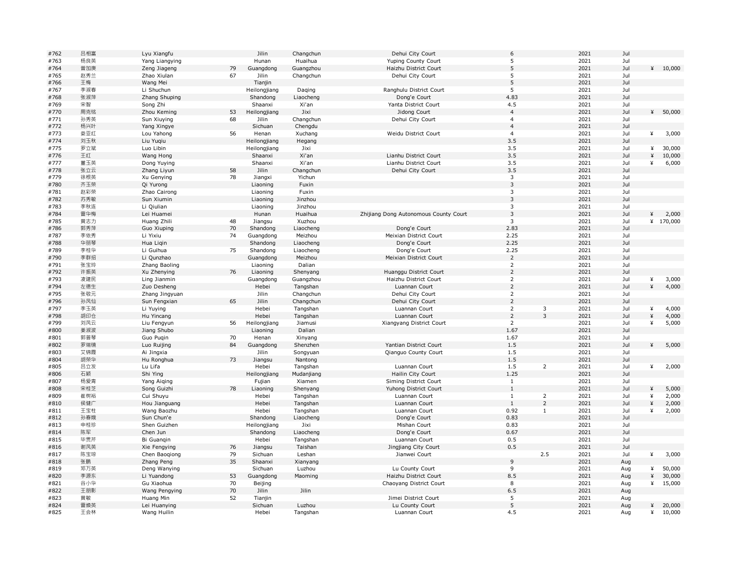| | | | | | | | | | | | | |
|---|---|---|---|---|---|---|---|---|---|---|---|---|
| #762 | 吕相富 | Lyu Xiangfu | | Jilin | Changchun | Dehui City Court | 6 | | | 2021 | Jul | |
| #763 | 杨良英 | Yang Liangying | | Hunan | Huaihua | Yuping County Court | 5 | | | 2021 | Jul | |
| #764 | 曾加庚 | Zeng Jiageng | 79 | Guangdong | Guangzhou | Haizhu District Court | 5 | | | 2021 | Jul | ¥ 10,000 |
| #765 | 赵秀兰 | Zhao Xiulan | 67 | Jilin | Changchun | Dehui City Court | 5 | | | 2021 | Jul | |
| #766 | 王梅 | Wang Mei | | Tianjin | | | 5 | | | 2021 | Jul | |
| #767 | 李淑春 | Li Shuchun | | Heilongjiang | Daqing | Ranghulu District Court | 5 | | | 2021 | Jul | |
| #768 | 张淑萍 | Zhang Shuping | | Shandong | Liaocheng | Dong'e Court | 4.83 | | | 2021 | Jul | |
| #769 | 宋智 | Song Zhi | | Shaanxi | Xi'an | Yanta District Court | 4.5 | | | 2021 | Jul | |
| #770 | 周克铭 | Zhou Keming | 53 | Heilongjiang | Jixi | Jidong Court | 4 | | | 2021 | Jul | ¥ 50,000 |
| #771 | 孙秀英 | Sun Xiuying | 68 | Jilin | Changchun | Dehui City Court | 4 | | | 2021 | Jul | |
| #772 | 杨兴叶 | Yang Xingye | | Sichuan | Chengdu | | 4 | | | 2021 | Jul | |
| #773 | 娄亚红 | Lou Yahong | 56 | Henan | Xuchang | Weidu District Court | 4 | | | 2021 | Jul | ¥ 3,000 |
| #774 | 刘玉秋 | Liu Yuqiu | | Heilongjiang | Hegang | | 3.5 | | | 2021 | Jul | |
| #775 | 罗立斌 | Luo Libin | | Heilongjiang | Jixi | | 3.5 | | | 2021 | Jul | ¥ 30,000 |
| #776 | 王红 | Wang Hong | | Shaanxi | Xi'an | Lianhu District Court | 3.5 | | | 2021 | Jul | ¥ 10,000 |
| #777 | 董玉英 | Dong Yuying | | Shaanxi | Xi'an | Lianhu District Court | 3.5 | | | 2021 | Jul | ¥ 6,000 |
| #778 | 张立云 | Zhang Liyun | 58 | Jilin | Changchun | Dehui City Court | 3.5 | | | 2021 | Jul | |
| #779 | 徐根英 | Xu Genying | 78 | Jiangxi | Yichun | | 3 | | | 2021 | Jul | |
| #780 | 齐玉荣 | Qi Yurong | | Liaoning | Fuxin | | 3 | | | 2021 | Jul | |
| #781 | 赵彩荣 | Zhao Cairong | | Liaoning | Fuxin | | 3 | | | 2021 | Jul | |
| #782 | 苏秀敏 | Sun Xiumin | | Liaoning | Jinzhou | | 3 | | | 2021 | Jul | |
| #783 | 李秋连 | Li Qiulian | | Liaoning | Jinzhou | | 3 | | | 2021 | Jul | |
| #784 | 雷华梅 | Lei Huamei | | Hunan | Huaihua | Zhijiang Dong Autonomous County Court | 3 | | | 2021 | Jul | ¥ 2,000 |
| #785 | 黄志力 | Huang Zhili | 48 | Jiangsu | Xuzhou | | 3 | | | 2021 | Jul | ¥ 170,000 |
| #786 | 郭秀萍 | Guo Xiuping | 70 | Shandong | Liaocheng | Dong'e Court | 2.83 | | | 2021 | Jul | |
| #787 | 李依秀 | Li Yixiu | 74 | Guangdong | Meizhou | Meixian District Court | 2.25 | | | 2021 | Jul | |
| #788 | 华丽琴 | Hua Liqin | | Shandong | Liaocheng | Dong'e Court | 2.25 | | | 2021 | Jul | |
| #789 | 李桂华 | Li Guihua | 75 | Shandong | Liaocheng | Dong'e Court | 2.25 | | | 2021 | Jul | |
| #790 | 李群招 | Li Qunzhao | | Guangdong | Meizhou | Meixian District Court | 2 | | | 2021 | Jul | |
| #791 | 张宝玲 | Zhang Baoling | | Liaoning | Dalian | | 2 | | | 2021 | Jul | |
| #792 | 许振英 | Xu Zhenying | 76 | Liaoning | Shenyang | Huanggu District Court | 2 | | | 2021 | Jul | |
| #793 | 凌建民 | Ling Jianmin | | Guangdong | Guangzhou | Haizhu District Court | 2 | | | 2021 | Jul | ¥ 3,000 |
| #794 | 左德生 | Zuo Desheng | | Hebei | Tangshan | Luannan Court | 2 | | | 2021 | Jul | ¥ 4,000 |
| #795 | 张敬元 | Zhang Jingyuan | | Jilin | Changchun | Dehui City Court | 2 | | | 2021 | Jul | |
| #796 | 孙凤仙 | Sun Fengxian | 65 | Jilin | Changchun | Dehui City Court | 2 | | | 2021 | Jul | |
| #797 | 李玉英 | Li Yuying | | Hebei | Tangshan | Luannan Court | 2 | 3 | | 2021 | Jul | ¥ 4,000 |
| #798 | 胡印仓 | Hu Yincang | | Hebei | Tangshan | Luannan Court | 2 | 3 | | 2021 | Jul | ¥ 4,000 |
| #799 | 刘凤云 | Liu Fengyun | 56 | Heilongjiang | Jiamusi | Xiangyang District Court | 2 | | | 2021 | Jul | ¥ 5,000 |
| #800 | 姜淑波 | Jiang Shubo | | Liaoning | Dalian | | 1.67 | | | 2021 | Jul | |
| #801 | 郭普琴 | Guo Puqin | 70 | Henan | Xinyang | | 1.67 | | | 2021 | Jul | |
| #802 | 罗瑞镜 | Luo Ruijing | 84 | Guangdong | Shenzhen | Yantian District Court | 1.5 | | | 2021 | Jul | ¥ 5,000 |
| #803 | 艾锦霞 | Ai Jingxia | | Jilin | Songyuan | Qianguo County Court | 1.5 | | | 2021 | Jul | |
| #804 | 胡荣华 | Hu Ronghua | 73 | Jiangsu | Nantong | | 1.5 | | | 2021 | Jul | |
| #805 | 吕立发 | Lu Lifa | | Hebei | Tangshan | Luannan Court | 1.5 | 2 | | 2021 | Jul | ¥ 2,000 |
| #806 | 石颖 | Shi Ying | | Heilongjiang | Mudanjiang | Hailin City Court | 1.25 | | | 2021 | Jul | |
| #807 | 杨爱青 | Yang Aiqing | | Fujian | Xiamen | Siming District Court | 1 | | | 2021 | Jul | |
| #808 | 宋桂芝 | Song Guizhi | 78 | Liaoning | Shenyang | Yuhong District Court | 1 | | | 2021 | Jul | ¥ 5,000 |
| #809 | 崔树裕 | Cui Shuyu | | Hebei | Tangshan | Luannan Court | 1 | 2 | | 2021 | Jul | ¥ 2,000 |
| #810 | 侯健广 | Hou Jianguang | | Hebei | Tangshan | Luannan Court | 1 | 2 | | 2021 | Jul | ¥ 2,000 |
| #811 | 王宝柱 | Wang Baozhu | | Hebei | Tangshan | Luannan Court | 0.92 | 1 | | 2021 | Jul | ¥ 2,000 |
| #812 | 孙春娥 | Sun Chun'e | | Shandong | Liaocheng | Dong'e Court | 0.83 | | | 2021 | Jul | |
| #813 | 申桂珍 | Shen Guizhen | | Heilongjiang | Jixi | Mishan Court | 0.83 | | | 2021 | Jul | |
| #814 | 陈军 | Chen Jun | | Shandong | Liaocheng | Dong'e Court | 0.67 | | | 2021 | Jul | |
| #815 | 毕贯芹 | Bi Guanqin | | Hebei | Tangshan | Luannan Court | 0.5 | | | 2021 | Jul | |
| #816 | 谢凤英 | Xie Fengying | 76 | Jiangsu | Taishan | Jingjiang City Court | 0.5 | | | 2021 | Jul | |
| #817 | 陈宝琼 | Chen Baoqiong | 79 | Sichuan | Leshan | Jianwei Court | | | 2.5 | 2021 | Jul | ¥ 3,000 |
| #818 | 张鹏 | Zhang Peng | 35 | Shaanxi | Xianyang | | 9 | | | 2021 | Aug | |
| #819 | 邓万英 | Deng Wanying | | Sichuan | Luzhou | Lu County Court | 9 | | | 2021 | Aug | ¥ 50,000 |
| #820 | 李源东 | Li Yuandong | 53 | Guangdong | Maoming | Haizhu District Court | 8.5 | | | 2021 | Aug | ¥ 30,000 |
| #821 | 谷小华 | Gu Xiaohua | 70 | Beijing | | Chaoyang District Court | 8 | | | 2021 | Aug | ¥ 15,000 |
| #822 | 王朋影 | Wang Pengying | 70 | Jilin | Jilin | | 6.5 | | | 2021 | Aug | |
| #823 | 黄敏 | Huang Min | 52 | Tianjin | | Jimei District Court | 5 | | | 2021 | Aug | |
| #824 | 雷焕英 | Lei Huanying | | Sichuan | Luzhou | Lu County Court | 5 | | | 2021 | Aug | ¥ 20,000 |
| #825 | 王会林 | Wang Huilin | | Hebei | Tangshan | Luannan Court | 4.5 | | | 2021 | Aug | ¥ 10,000 |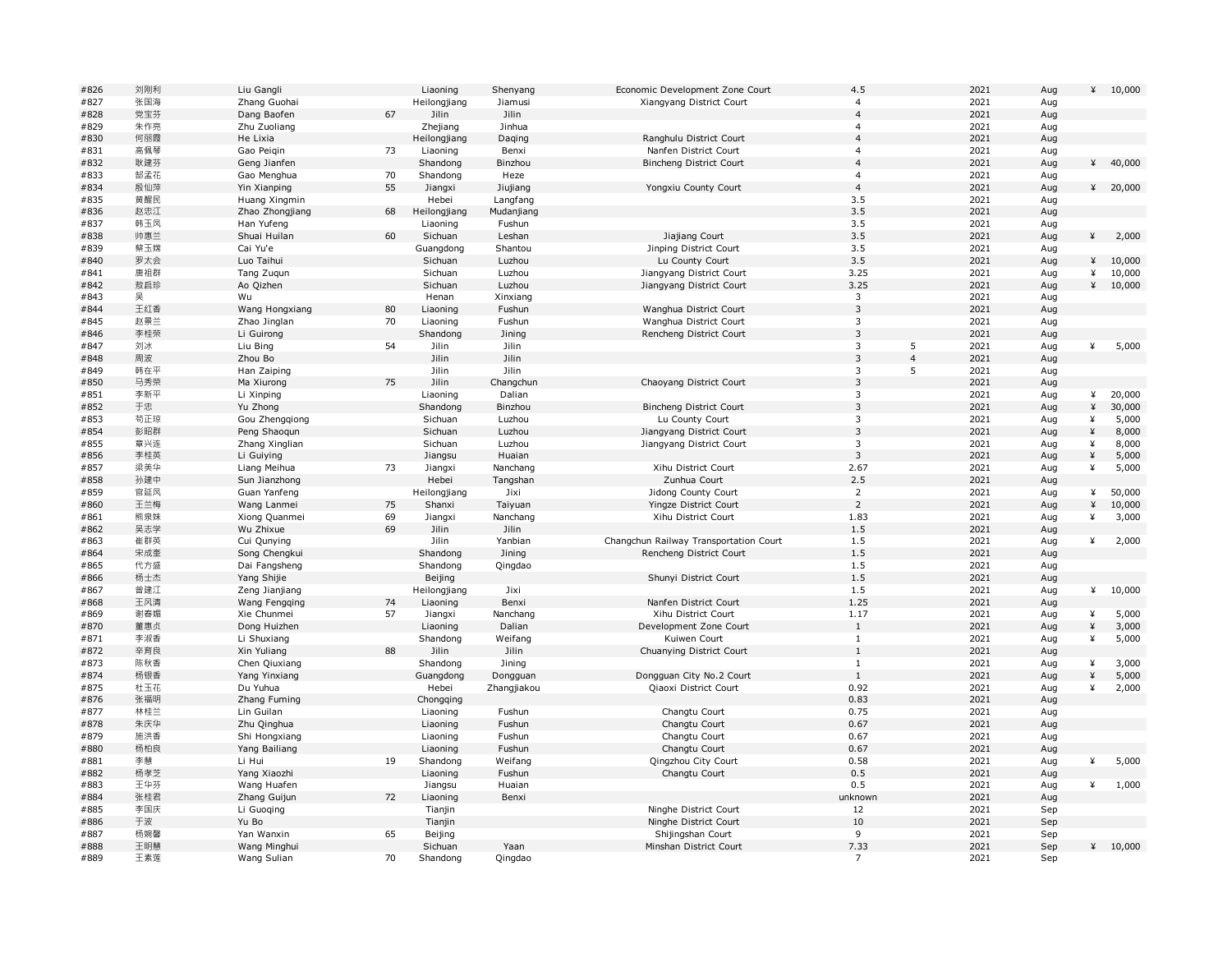| | | | | | | | | | | | | |
|---|---|---|---|---|---|---|---|---|---|---|---|---|
| #826 | 刘刚利 | Liu Gangli | | Liaoning | Shenyang | Economic Development Zone Court | 4.5 | | 2021 | Aug | ¥ | 10,000 |
| #827 | 张国海 | Zhang Guohai | | Heilongjiang | Jiamusi | Xiangyang District Court | 4 | | 2021 | Aug | | |
| #828 | 党宝芬 | Dang Baofen | 67 | Jilin | Jilin | | 4 | | 2021 | Aug | | |
| #829 | 朱作亮 | Zhu Zuoliang | | Zhejiang | Jinhua | | 4 | | 2021 | Aug | | |
| #830 | 何丽霞 | He Lixia | | Heilongjiang | Daqing | Ranghulu District Court | 4 | | 2021 | Aug | | |
| #831 | 高佩琴 | Gao Peiqin | 73 | Liaoning | Benxi | Nanfen District Court | 4 | | 2021 | Aug | | |
| #832 | 耿建芬 | Geng Jianfen | | Shandong | Binzhou | Bincheng District Court | 4 | | 2021 | Aug | ¥ | 40,000 |
| #833 | 郜孟花 | Gao Menghua | 70 | Shandong | Heze | | 4 | | 2021 | Aug | | |
| #834 | 殷仙萍 | Yin Xianping | 55 | Jiangxi | Jiujiang | Yongxiu County Court | 4 | | 2021 | Aug | ¥ | 20,000 |
| #835 | 黄醒民 | Huang Xingmin | | Hebei | Langfang | | 3.5 | | 2021 | Aug | | |
| #836 | 赵忠江 | Zhao Zhongjiang | 68 | Heilongjiang | Mudanjiang | | 3.5 | | 2021 | Aug | | |
| #837 | 韩玉凤 | Han Yufeng | | Liaoning | Fushun | | 3.5 | | 2021 | Aug | | |
| #838 | 帅惠兰 | Shuai Huilan | 60 | Sichuan | Leshan | Jiajiang Court | 3.5 | | 2021 | Aug | ¥ | 2,000 |
| #839 | 蔡玉娥 | Cai Yu'e | | Guangdong | Shantou | Jinping District Court | 3.5 | | 2021 | Aug | | |
| #840 | 罗太会 | Luo Taihui | | Sichuan | Luzhou | Lu County Court | 3.5 | | 2021 | Aug | ¥ | 10,000 |
| #841 | 唐祖群 | Tang Zuqun | | Sichuan | Luzhou | Jiangyang District Court | 3.25 | | 2021 | Aug | ¥ | 10,000 |
| #842 | 敖启珍 | Ao Qizhen | | Sichuan | Luzhou | Jiangyang District Court | 3.25 | | 2021 | Aug | ¥ | 10,000 |
| #843 | 吴 | Wu | | Henan | Xinxiang | | 3 | | 2021 | Aug | | |
| #844 | 王红香 | Wang Hongxiang | 80 | Liaoning | Fushun | Wanghua District Court | 3 | | 2021 | Aug | | |
| #845 | 赵景兰 | Zhao Jinglan | 70 | Liaoning | Fushun | Wanghua District Court | 3 | | 2021 | Aug | | |
| #846 | 李桂荣 | Li Guirong | | Shandong | Jining | Rencheng District Court | 3 | | 2021 | Aug | | |
| #847 | 刘冰 | Liu Bing | 54 | Jilin | Jilin | | 3 | 5 | 2021 | Aug | ¥ | 5,000 |
| #848 | 周波 | Zhou Bo | | Jilin | Jilin | | 3 | 4 | 2021 | Aug | | |
| #849 | 韩在平 | Han Zaiping | | Jilin | Jilin | | 3 | 5 | 2021 | Aug | | |
| #850 | 马秀荣 | Ma Xiurong | 75 | Jilin | Changchun | Chaoyang District Court | 3 | | 2021 | Aug | | |
| #851 | 李新平 | Li Xinping | | Liaoning | Dalian | | 3 | | 2021 | Aug | ¥ | 20,000 |
| #852 | 于忠 | Yu Zhong | | Shandong | Binzhou | Bincheng District Court | 3 | | 2021 | Aug | ¥ | 30,000 |
| #853 | 苟正琼 | Gou Zhengqiong | | Sichuan | Luzhou | Lu County Court | 3 | | 2021 | Aug | ¥ | 5,000 |
| #854 | 彭昭群 | Peng Shaoqun | | Sichuan | Luzhou | Jiangyang District Court | 3 | | 2021 | Aug | ¥ | 8,000 |
| #855 | 章兴连 | Zhang Xinglian | | Sichuan | Luzhou | Jiangyang District Court | 3 | | 2021 | Aug | ¥ | 8,000 |
| #856 | 李桂英 | Li Guiying | | Jiangsu | Huaian | | 3 | | 2021 | Aug | ¥ | 5,000 |
| #857 | 梁美华 | Liang Meihua | 73 | Jiangxi | Nanchang | Xihu District Court | 2.67 | | 2021 | Aug | ¥ | 5,000 |
| #858 | 孙建中 | Sun Jianzhong | | Hebei | Tangshan | Zunhua Court | 2.5 | | 2021 | Aug | | |
| #859 | 官延凤 | Guan Yanfeng | | Heilongjiang | Jixi | Jidong County Court | 2 | | 2021 | Aug | ¥ | 50,000 |
| #860 | 王兰梅 | Wang Lanmei | 75 | Shanxi | Taiyuan | Yingze District Court | 2 | | 2021 | Aug | ¥ | 10,000 |
| #861 | 熊泉妹 | Xiong Quanmei | 69 | Jiangxi | Nanchang | Xihu District Court | 1.83 | | 2021 | Aug | ¥ | 3,000 |
| #862 | 吴志学 | Wu Zhixue | 69 | Jilin | Jilin | | 1.5 | | 2021 | Aug | | |
| #863 | 崔群英 | Cui Qunying | | Jilin | Yanbian | Changchun Railway Transportation Court | 1.5 | | 2021 | Aug | ¥ | 2,000 |
| #864 | 宋成奎 | Song Chengkui | | Shandong | Jining | Rencheng District Court | 1.5 | | 2021 | Aug | | |
| #865 | 代方盛 | Dai Fangsheng | | Shandong | Qingdao | | 1.5 | | 2021 | Aug | | |
| #866 | 杨士杰 | Yang Shijie | | Beijing | | Shunyi District Court | 1.5 | | 2021 | Aug | | |
| #867 | 曾建江 | Zeng Jianjiang | | Heilongjiang | Jixi | | 1.5 | | 2021 | Aug | ¥ | 10,000 |
| #868 | 王凤清 | Wang Fengqing | 74 | Liaoning | Benxi | Nanfen District Court | 1.25 | | 2021 | Aug | | |
| #869 | 谢春媚 | Xie Chunmei | 57 | Jiangxi | Nanchang | Xihu District Court | 1.17 | | 2021 | Aug | ¥ | 5,000 |
| #870 | 董惠贞 | Dong Huizhen | | Liaoning | Dalian | Development Zone Court | 1 | | 2021 | Aug | ¥ | 3,000 |
| #871 | 李淑香 | Li Shuxiang | | Shandong | Weifang | Kuiwen Court | 1 | | 2021 | Aug | ¥ | 5,000 |
| #872 | 辛育良 | Xin Yuliang | 88 | Jilin | Jilin | Chuanying District Court | 1 | | 2021 | Aug | | |
| #873 | 陈秋香 | Chen Qiuxiang | | Shandong | Jining | | 1 | | 2021 | Aug | ¥ | 3,000 |
| #874 | 杨银香 | Yang Yinxiang | | Guangdong | Dongguan | Dongguan City No.2 Court | 1 | | 2021 | Aug | ¥ | 5,000 |
| #875 | 杜玉花 | Du Yuhua | | Hebei | Zhangjiakou | Qiaoxi District Court | 0.92 | | 2021 | Aug | ¥ | 2,000 |
| #876 | 张福明 | Zhang Fuming | | Chongqing | | | 0.83 | | 2021 | Aug | | |
| #877 | 林桂兰 | Lin Guilan | | Liaoning | Fushun | Changtu Court | 0.75 | | 2021 | Aug | | |
| #878 | 朱庆华 | Zhu Qinghua | | Liaoning | Fushun | Changtu Court | 0.67 | | 2021 | Aug | | |
| #879 | 施洪香 | Shi Hongxiang | | Liaoning | Fushun | Changtu Court | 0.67 | | 2021 | Aug | | |
| #880 | 杨柏良 | Yang Bailiang | | Liaoning | Fushun | Changtu Court | 0.67 | | 2021 | Aug | | |
| #881 | 李慧 | Li Hui | 19 | Shandong | Weifang | Qingzhou City Court | 0.58 | | 2021 | Aug | ¥ | 5,000 |
| #882 | 杨孝芝 | Yang Xiaozhi | | Liaoning | Fushun | Changtu Court | 0.5 | | 2021 | Aug | | |
| #883 | 王华芬 | Wang Huafen | | Jiangsu | Huaian | | 0.5 | | 2021 | Aug | ¥ | 1,000 |
| #884 | 张桂君 | Zhang Guijun | 72 | Liaoning | Benxi | | unknown | | 2021 | Aug | | |
| #885 | 李国庆 | Li Guoqing | | Tianjin | | Ninghe District Court | 12 | | 2021 | Sep | | |
| #886 | 于波 | Yu Bo | | Tianjin | | Ninghe District Court | 10 | | 2021 | Sep | | |
| #887 | 杨婉馨 | Yan Wanxin | 65 | Beijing | | Shijingshan Court | 9 | | 2021 | Sep | | |
| #888 | 王明慧 | Wang Minghui | | Sichuan | Yaan | Minshan District Court | 7.33 | | 2021 | Sep | ¥ | 10,000 |
| #889 | 王素莲 | Wang Sulian | 70 | Shandong | Qingdao | | 7 | | 2021 | Sep | | |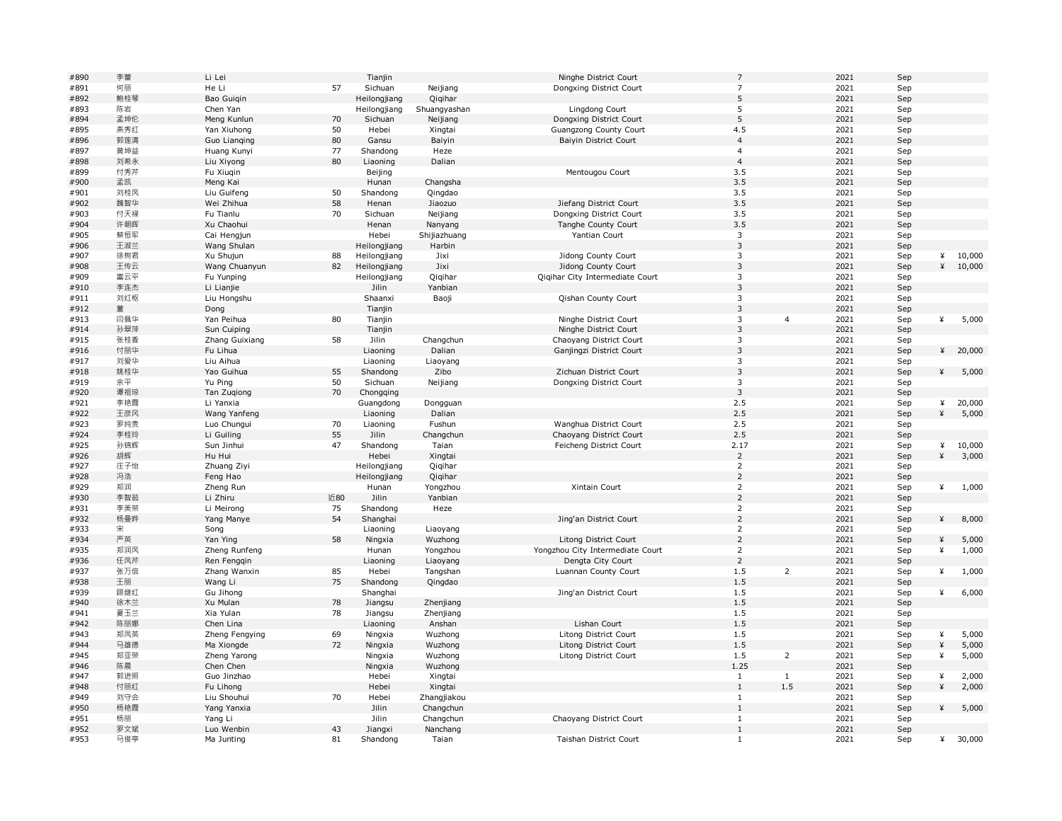| | | | | | | | | | | | | |
|---|---|---|---|---|---|---|---|---|---|---|---|---|
| #890 | 李蕾 | Li Lei | | Tianjin | | Ninghe District Court | 7 | | 2021 | Sep | | |
| #891 | 何丽 | He Li | 57 | Sichuan | Neijiang | Dongxing District Court | 7 | | 2021 | Sep | | |
| #892 | 鲍桂琴 | Bao Guiqin | | Heilongjiang | Qiqihar | | 5 | | 2021 | Sep | | |
| #893 | 陈岩 | Chen Yan | | Heilongjiang | Shuangyashan | Lingdong Court | 5 | | 2021 | Sep | | |
| #894 | 孟坤伦 | Meng Kunlun | 70 | Sichuan | Neijiang | Dongxing District Court | 5 | | 2021 | Sep | | |
| #895 | 燕秀红 | Yan Xiuhong | 50 | Hebei | Xingtai | Guangzong County Court | 4.5 | | 2021 | Sep | | |
| #896 | 郭莲清 | Guo Lianqing | 80 | Gansu | Baiyin | Baiyin District Court | 4 | | 2021 | Sep | | |
| #897 | 黄坤益 | Huang Kunyi | 77 | Shandong | Heze | | 4 | | 2021 | Sep | | |
| #898 | 刘希永 | Liu Xiyong | 80 | Liaoning | Dalian | | 4 | | 2021 | Sep | | |
| #899 | 付秀芹 | Fu Xiuqin | | Beijing | | Mentougou Court | 3.5 | | 2021 | Sep | | |
| #900 | 孟凯 | Meng Kai | | Hunan | Changsha | | 3.5 | | 2021 | Sep | | |
| #901 | 刘桂凤 | Liu Guifeng | 50 | Shandong | Qingdao | | 3.5 | | 2021 | Sep | | |
| #902 | 魏智华 | Wei Zhihua | 58 | Henan | Jiaozuo | Jiefang District Court | 3.5 | | 2021 | Sep | | |
| #903 | 付天禄 | Fu Tianlu | 70 | Sichuan | Neijiang | Dongxing District Court | 3.5 | | 2021 | Sep | | |
| #904 | 许朝晖 | Xu Chaohui | | Henan | Nanyang | Tanghe County Court | 3.5 | | 2021 | Sep | | |
| #905 | 蔡恒军 | Cai Hengjun | | Hebei | Shijiazhuang | Yantian Court | 3 | | 2021 | Sep | | |
| #906 | 王淑兰 | Wang Shulan | | Heilongjiang | Harbin | | 3 | | 2021 | Sep | | |
| #907 | 徐树君 | Xu Shujun | 88 | Heilongjiang | Jixi | Jidong County Court | 3 | | 2021 | Sep | ¥ | 10,000 |
| #908 | 王传云 | Wang Chuanyun | 82 | Heilongjiang | Jixi | Jidong County Court | 3 | | 2021 | Sep | ¥ | 10,000 |
| #909 | 富云平 | Fu Yunping | | Heilongjiang | Qiqihar | Qiqihar City Intermediate Court | 3 | | 2021 | Sep | | |
| #910 | 李连杰 | Li Lianjie | | Jilin | Yanbian | | 3 | | 2021 | Sep | | |
| #911 | 刘红枢 | Liu Hongshu | | Shaanxi | Baoji | Qishan County Court | 3 | | 2021 | Sep | | |
| #912 | 董 | Dong | | Tianjin | | | 3 | | 2021 | Sep | | |
| #913 | 闫佩华 | Yan Peihua | 80 | Tianjin | | Ninghe District Court | 3 | 4 | 2021 | Sep | ¥ | 5,000 |
| #914 | 孙翠萍 | Sun Cuiping | | Tianjin | | Ninghe District Court | 3 | | 2021 | Sep | | |
| #915 | 张桂香 | Zhang Guixiang | 58 | Jilin | Changchun | Chaoyang District Court | 3 | | 2021 | Sep | | |
| #916 | 付丽华 | Fu Lihua | | Liaoning | Dalian | Ganjingzi District Court | 3 | | 2021 | Sep | ¥ | 20,000 |
| #917 | 刘爱华 | Liu Aihua | | Liaoning | Liaoyang | | 3 | | 2021 | Sep | | |
| #918 | 姚桂华 | Yao Guihua | 55 | Shandong | Zibo | Zichuan District Court | 3 | | 2021 | Sep | ¥ | 5,000 |
| #919 | 余平 | Yu Ping | 50 | Sichuan | Neijiang | Dongxing District Court | 3 | | 2021 | Sep | | |
| #920 | 谭祖琼 | Tan Zuqiong | 70 | Chongqing | | | 3 | | 2021 | Sep | | |
| #921 | 李艳霞 | Li Yanxia | | Guangdong | Dongguan | | 2.5 | | 2021 | Sep | ¥ | 20,000 |
| #922 | 王彦风 | Wang Yanfeng | | Liaoning | Dalian | | 2.5 | | 2021 | Sep | ¥ | 5,000 |
| #923 | 罗纯贵 | Luo Chungui | 70 | Liaoning | Fushun | Wanghua District Court | 2.5 | | 2021 | Sep | | |
| #924 | 李桂玲 | Li Guiling | 55 | Jilin | Changchun | Chaoyang District Court | 2.5 | | 2021 | Sep | | |
| #925 | 孙锦辉 | Sun Jinhui | 47 | Shandong | Taian | Feicheng District Court | 2.17 | | 2021 | Sep | ¥ | 10,000 |
| #926 | 胡辉 | Hu Hui | | Hebei | Xingtai | | 2 | | 2021 | Sep | ¥ | 3,000 |
| #927 | 庄子怡 | Zhuang Ziyi | | Heilongjiang | Qiqihar | | 2 | | 2021 | Sep | | |
| #928 | 冯浩 | Feng Hao | | Heilongjiang | Qiqihar | | 2 | | 2021 | Sep | | |
| #929 | 郑润 | Zheng Run | | Hunan | Yongzhou | Xintain Court | 2 | | 2021 | Sep | ¥ | 1,000 |
| #930 | 李智茹 | Li Zhiru | 近80 | Jilin | Yanbian | | 2 | | 2021 | Sep | | |
| #931 | 李美荣 | Li Meirong | 75 | Shandong | Heze | | 2 | | 2021 | Sep | | |
| #932 | 杨曼晔 | Yang Manye | 54 | Shanghai | | Jing'an District Court | 2 | | 2021 | Sep | ¥ | 8,000 |
| #933 | 宋 | Song | | Liaoning | Liaoyang | | 2 | | 2021 | Sep | | |
| #934 | 严英 | Yan Ying | 58 | Ningxia | Wuzhong | Litong District Court | 2 | | 2021 | Sep | ¥ | 5,000 |
| #935 | 郑润凤 | Zheng Runfeng | | Hunan | Yongzhou | Yongzhou City Intermediate Court | 2 | | 2021 | Sep | ¥ | 1,000 |
| #936 | 任凤芹 | Ren Fengqin | | Liaoning | Liaoyang | Dengta City Court | 2 | | 2021 | Sep | | |
| #937 | 张万信 | Zhang Wanxin | 85 | Hebei | Tangshan | Luannan County Court | 1.5 | 2 | 2021 | Sep | ¥ | 1,000 |
| #938 | 王丽 | Wang Li | 75 | Shandong | Qingdao | | 1.5 | | 2021 | Sep | | |
| #939 | 顾继红 | Gu Jihong | | Shanghai | | Jing'an District Court | 1.5 | | 2021 | Sep | ¥ | 6,000 |
| #940 | 徐木兰 | Xu Mulan | 78 | Jiangsu | Zhenjiang | | 1.5 | | 2021 | Sep | | |
| #941 | 夏玉兰 | Xia Yulan | 78 | Jiangsu | Zhenjiang | | 1.5 | | 2021 | Sep | | |
| #942 | 陈丽娜 | Chen Lina | | Liaoning | Anshan | Lishan Court | 1.5 | | 2021 | Sep | | |
| #943 | 郑凤英 | Zheng Fengying | 69 | Ningxia | Wuzhong | Litong District Court | 1.5 | | 2021 | Sep | ¥ | 5,000 |
| #944 | 马雄德 | Ma Xiongde | 72 | Ningxia | Wuzhong | Litong District Court | 1.5 | | 2021 | Sep | ¥ | 5,000 |
| #945 | 郑亚荣 | Zheng Yarong | | Ningxia | Wuzhong | Litong District Court | 1.5 | 2 | 2021 | Sep | ¥ | 5,000 |
| #946 | 陈晨 | Chen Chen | | Ningxia | Wuzhong | | 1.25 | | 2021 | Sep | | |
| #947 | 郭进照 | Guo Jinzhao | | Hebei | Xingtai | | 1 | 1 | 2021 | Sep | ¥ | 2,000 |
| #948 | 付丽红 | Fu Lihong | | Hebei | Xingtai | | 1 | 1.5 | 2021 | Sep | ¥ | 2,000 |
| #949 | 刘守会 | Liu Shouhui | 70 | Hebei | Zhangjiakou | | 1 | | 2021 | Sep | | |
| #950 | 杨艳霞 | Yang Yanxia | | Jilin | Changchun | | 1 | | 2021 | Sep | ¥ | 5,000 |
| #951 | 杨丽 | Yang Li | | Jilin | Changchun | Chaoyang District Court | 1 | | 2021 | Sep | | |
| #952 | 罗文斌 | Luo Wenbin | 43 | Jiangxi | Nanchang | | 1 | | 2021 | Sep | | |
| #953 | 马俊亭 | Ma Junting | 81 | Shandong | Taian | Taishan District Court | 1 | | 2021 | Sep | ¥ | 30,000 |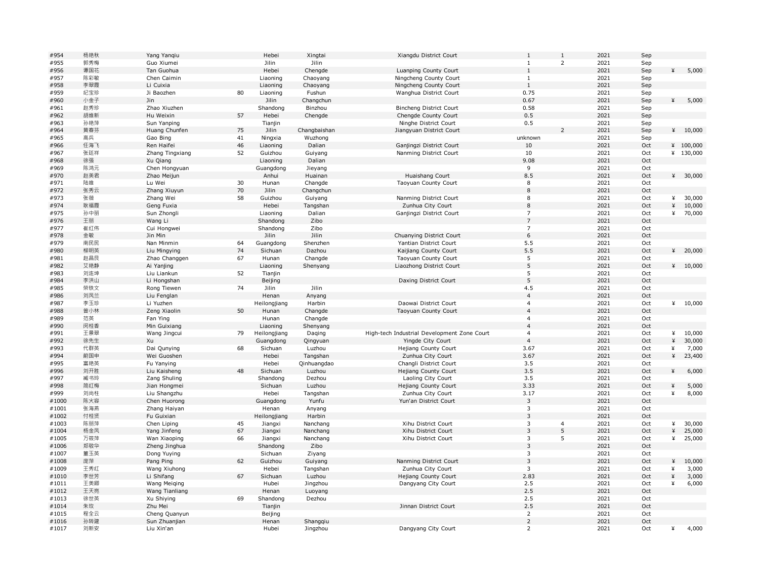| | | | | | | | | | | | |
|---|---|---|---|---|---|---|---|---|---|---|---|
| #954 | 杨艳秋 | Yang Yanqiu | | Hebei | Xingtai | Xiangdu District Court | 1 | 1 | 2021 | Sep | |
| #955 | 郭秀梅 | Guo Xiumei | | Jilin | Jilin | | 1 | 2 | 2021 | Sep | |
| #956 | 谭国花 | Tan Guohua | | Hebei | Chengde | Luanping County Court | 1 | | 2021 | Sep | ¥ 5,000 |
| #957 | 陈彩敏 | Chen Caimin | | Liaoning | Chaoyang | Ningcheng County Court | 1 | | 2021 | Sep | |
| #958 | 李翠霞 | Li Cuixia | | Liaoning | Chaoyang | Ningcheng County Court | 1 | | 2021 | Sep | |
| #959 | 纪宝珍 | Ji Baozhen | 80 | Liaoning | Fushun | Wanghua District Court | 0.75 | | 2021 | Sep | |
| #960 | 小金子 | Jin | | Jilin | Changchun | | 0.67 | | 2021 | Sep | ¥ 5,000 |
| #961 | 赵秀珍 | Zhao Xiuzhen | | Shandong | Binzhou | Bincheng District Court | 0.58 | | 2021 | Sep | |
| #962 | 胡维新 | Hu Weixin | 57 | Hebei | Chengde | Chengde County Court | 0.5 | | 2021 | Sep | |
| #963 | 孙艳萍 | Sun Yanping | | Tianjin | | Ninghe District Court | 0.5 | | 2021 | Sep | |
| #964 | 黄春芬 | Huang Chunfen | 75 | Jilin | Changbaishan | Jiangyuan District Court | | 2 | 2021 | Sep | ¥ 10,000 |
| #965 | 高兵 | Gao Bing | 41 | Ningxia | Wuzhong | | unknown | | 2021 | Sep | |
| #966 | 任海飞 | Ren Haifei | 46 | Liaoning | Dalian | Ganjingzi District Court | 10 | | 2021 | Oct | ¥ 100,000 |
| #967 | 张廷祥 | Zhang Tingxiang | 52 | Guizhou | Guiyang | Nanming District Court | 10 | | 2021 | Oct | ¥ 130,000 |
| #968 | 徐强 | Xu Qiang | | Liaoning | Dalian | | 9.08 | | 2021 | Oct | |
| #969 | 陈鸿元 | Chen Hongyuan | | Guangdong | Jieyang | | 9 | | 2021 | Oct | |
| #970 | 赵美君 | Zhao Meijun | | Anhui | Huainan | Huaishang Court | 8.5 | | 2021 | Oct | ¥ 30,000 |
| #971 | 陆维 | Lu Wei | 30 | Hunan | Changde | Taoyuan County Court | 8 | | 2021 | Oct | |
| #972 | 张秀云 | Zhang Xiuyun | 70 | Jilin | Changchun | | 8 | | 2021 | Oct | |
| #973 | 张薇 | Zhang Wei | 58 | Guizhou | Guiyang | Nanming District Court | 8 | | 2021 | Oct | ¥ 30,000 |
| #974 | 耿福霞 | Geng Fuxia | | Hebei | Tangshan | Zunhua City Court | 8 | | 2021 | Oct | ¥ 10,000 |
| #975 | 孙中丽 | Sun Zhongli | | Liaoning | Dalian | Ganjingzi District Court | 7 | | 2021 | Oct | ¥ 70,000 |
| #976 | 王丽 | Wang Li | | Shandong | Zibo | | 7 | | 2021 | Oct | |
| #977 | 崔红伟 | Cui Hongwei | | Shandong | Zibo | | 7 | | 2021 | Oct | |
| #978 | 金敏 | Jin Min | | Jilin | Jilin | Chuanying District Court | 6 | | 2021 | Oct | |
| #979 | 南民民 | Nan Minmin | 64 | Guangdong | Shenzhen | Yantian District Court | 5.5 | | 2021 | Oct | |
| #980 | 柳明英 | Liu Mingying | 74 | Sichuan | Dazhou | Kaijiang County Court | 5.5 | | 2021 | Oct | ¥ 20,000 |
| #981 | 赵昌艮 | Zhao Changgen | 67 | Hunan | Changde | Taoyuan County Court | 5 | | 2021 | Oct | |
| #982 | 艾艳静 | Ai Yanjing | | Liaoning | Shenyang | Liaozhong District Court | 5 | | 2021 | Oct | ¥ 10,000 |
| #983 | 刘连坤 | Liu Liankun | 52 | Tianjin | | | 5 | | 2021 | Oct | |
| #984 | 李洪山 | Li Hongshan | | Beijing | | Daxing District Court | 5 | | 2021 | Oct | |
| #985 | 荣铁文 | Rong Tiewen | 74 | Jilin | Jilin | | 4.5 | | 2021 | Oct | |
| #986 | 刘凤兰 | Liu Fenglan | | Henan | Anyang | | 4 | | 2021 | Oct | |
| #987 | 李玉珍 | Li Yuzhen | | Heilongjiang | Harbin | Daowai District Court | 4 | | 2021 | Oct | ¥ 10,000 |
| #988 | 曾小林 | Zeng Xiaolin | 50 | Hunan | Changde | Taoyuan County Court | 4 | | 2021 | Oct | |
| #989 | 范英 | Fan Ying | | Hunan | Changde | | 4 | | 2021 | Oct | |
| #990 | 闵桂香 | Min Guixiang | | Liaoning | Shenyang | | 4 | | 2021 | Oct | |
| #991 | 王景翠 | Wang Jingcui | 79 | Heilongjiang | Daqing | High-tech Industrial Development Zone Court | 4 | | 2021 | Oct | ¥ 10,000 |
| #992 | 徐先生 | Xu | | Guangdong | Qingyuan | Yingde City Court | 4 | | 2021 | Oct | ¥ 30,000 |
| #993 | 代群英 | Dai Qunying | 68 | Sichuan | Luzhou | Hejiang County Court | 3.67 | | 2021 | Oct | ¥ 7,000 |
| #994 | 蔚国申 | Wei Guoshen | | Hebei | Tangshan | Zunhua City Court | 3.67 | | 2021 | Oct | ¥ 23,400 |
| #995 | 富艳英 | Fu Yanying | | Hebei | Qinhuangdao | Changli District Court | 3.5 | | 2021 | Oct | |
| #996 | 刘开胜 | Liu Kaisheng | 48 | Sichuan | Luzhou | Hejiang County Court | 3.5 | | 2021 | Oct | ¥ 6,000 |
| #997 | 臧书玲 | Zang Shuling | | Shandong | Dezhou | Laoling City Court | 3.5 | | 2021 | Oct | |
| #998 | 简红梅 | Jian Hongmei | | Sichuan | Luzhou | Hejiang County Court | 3.33 | | 2021 | Oct | ¥ 5,000 |
| #999 | 刘尚柱 | Liu Shangzhu | | Hebei | Tangshan | Zunhua City Court | 3.17 | | 2021 | Oct | ¥ 8,000 |
| #1000 | 陈火容 | Chen Huorong | | Guangdong | Yunfu | Yun'an District Court | 3 | | 2021 | Oct | |
| #1001 | 张海燕 | Zhang Haiyan | | Henan | Anyang | | 3 | | 2021 | Oct | |
| #1002 | 付桂贤 | Fu Guixian | | Heilongjiang | Harbin | | 3 | | 2021 | Oct | |
| #1003 | 陈丽萍 | Chen Liping | 45 | Jiangxi | Nanchang | Xihu District Court | 3 | 4 | 2021 | Oct | ¥ 30,000 |
| #1004 | 杨金凤 | Yang Jinfeng | 67 | Jiangxi | Nanchang | Xihu District Court | 3 | 5 | 2021 | Oct | ¥ 25,000 |
| #1005 | 万筱萍 | Wan Xiaoping | 66 | Jiangxi | Nanchang | Xihu District Court | 3 | 5 | 2021 | Oct | ¥ 25,000 |
| #1006 | 郑敬华 | Zheng Jinghua | | Shandong | Zibo | | 3 | | 2021 | Oct | |
| #1007 | 董玉英 | Dong Yuying | | Sichuan | Ziyang | | 3 | | 2021 | Oct | |
| #1008 | 庞萍 | Pang Ping | 62 | Guizhou | Guiyang | Nanming District Court | 3 | | 2021 | Oct | ¥ 10,000 |
| #1009 | 王秀红 | Wang Xiuhong | | Hebei | Tangshan | Zunhua City Court | 3 | | 2021 | Oct | ¥ 3,000 |
| #1010 | 李世芳 | Li Shifang | 67 | Sichuan | Luzhou | Hejiang County Court | 2.83 | | 2021 | Oct | ¥ 3,000 |
| #1011 | 王美卿 | Wang Meiqing | | Hubei | Jingzhou | Dangyang City Court | 2.5 | | 2021 | Oct | ¥ 6,000 |
| #1012 | 王天亮 | Wang Tianliang | | Henan | Luoyang | | 2.5 | | 2021 | Oct | |
| #1013 | 徐世英 | Xu Shiying | 69 | Shandong | Dezhou | | 2.5 | | 2021 | Oct | |
| #1014 | 朱玫 | Zhu Mei | | Tianjin | | Jinnan District Court | 2.5 | | 2021 | Oct | |
| #1015 | 程全云 | Cheng Quanyun | | Beijing | | | 2 | | 2021 | Oct | |
| #1016 | 孙转建 | Sun Zhuanjian | | Henan | Shangqiu | | 2 | | 2021 | Oct | |
| #1017 | 刘新安 | Liu Xin'an | | Hubei | Jingzhou | Dangyang City Court | 2 | | 2021 | Oct | ¥ 4,000 |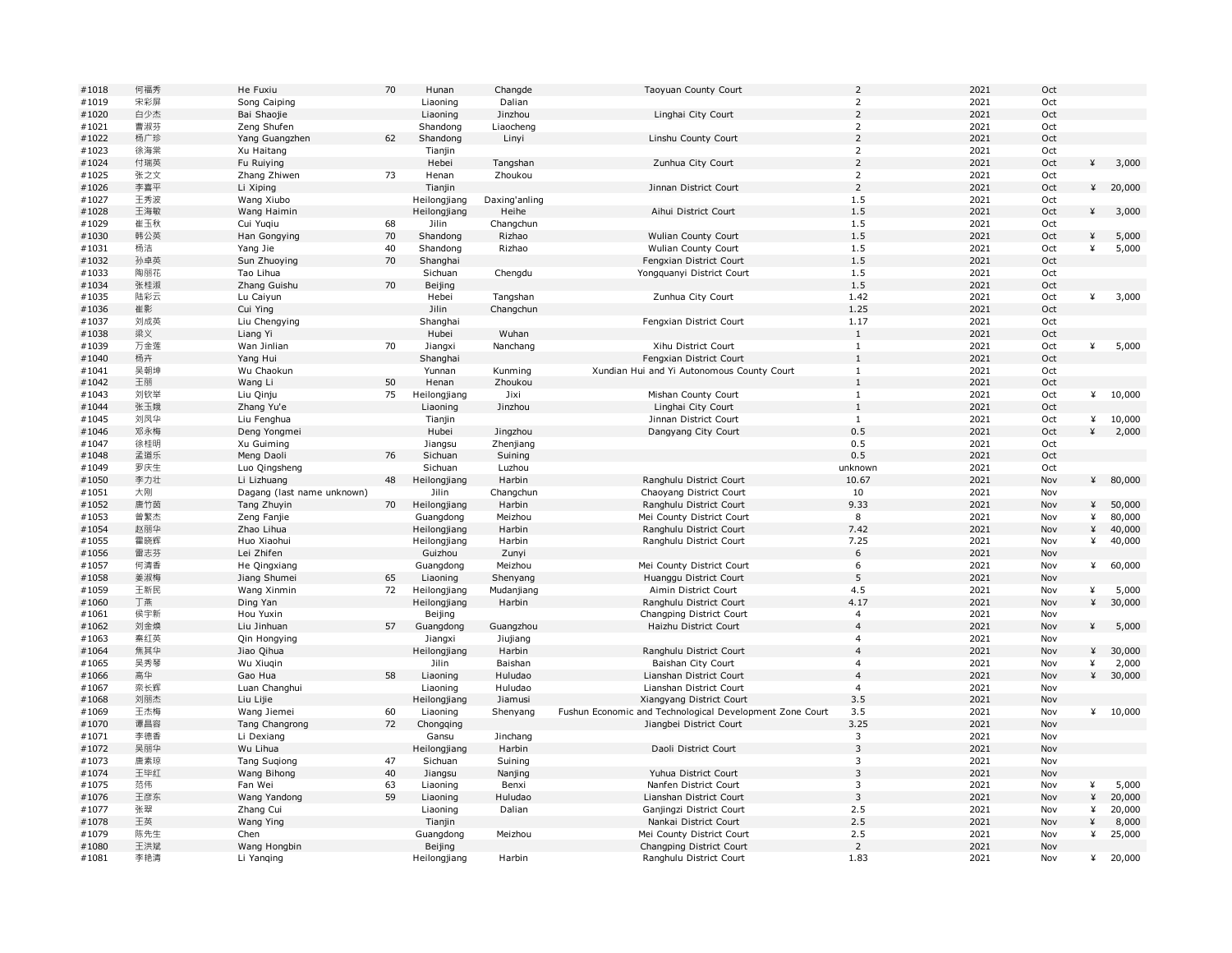| | | | | | | | | | | | |
|---|---|---|---|---|---|---|---|---|---|---|---|
| #1018 | 何福秀 | He Fuxiu | 70 | Hunan | Changde | Taoyuan County Court | 2 | 2021 | Oct | | |
| #1019 | 宋彩屏 | Song Caiping | | Liaoning | Dalian | | 2 | 2021 | Oct | | |
| #1020 | 白少杰 | Bai Shaojie | | Liaoning | Jinzhou | Linghai City Court | 2 | 2021 | Oct | | |
| #1021 | 曹淑芬 | Zeng Shufen | | Shandong | Liaocheng | | 2 | 2021 | Oct | | |
| #1022 | 杨广珍 | Yang Guangzhen | 62 | Shandong | Linyi | Linshu County Court | 2 | 2021 | Oct | | |
| #1023 | 徐海棠 | Xu Haitang | | Tianjin | | | 2 | 2021 | Oct | | |
| #1024 | 付瑞英 | Fu Ruiying | | Hebei | Tangshan | Zunhua City Court | 2 | 2021 | Oct | ¥ | 3,000 |
| #1025 | 张之文 | Zhang Zhiwen | 73 | Henan | Zhoukou | | 2 | 2021 | Oct | | |
| #1026 | 李喜平 | Li Xiping | | Tianjin | | Jinnan District Court | 2 | 2021 | Oct | ¥ | 20,000 |
| #1027 | 王秀波 | Wang Xiubo | | Heilongjiang | Daxing'anling | | 1.5 | 2021 | Oct | | |
| #1028 | 王海敏 | Wang Haimin | | Heilongjiang | Heihe | Aihui District Court | 1.5 | 2021 | Oct | ¥ | 3,000 |
| #1029 | 崔玉秋 | Cui Yuqiu | 68 | Jilin | Changchun | | 1.5 | 2021 | Oct | | |
| #1030 | 韩公英 | Han Gongying | 70 | Shandong | Rizhao | Wulian County Court | 1.5 | 2021 | Oct | ¥ | 5,000 |
| #1031 | 杨洁 | Yang Jie | 40 | Shandong | Rizhao | Wulian County Court | 1.5 | 2021 | Oct | ¥ | 5,000 |
| #1032 | 孙卓英 | Sun Zhuoying | 70 | Shanghai | | Fengxian District Court | 1.5 | 2021 | Oct | | |
| #1033 | 陶丽花 | Tao Lihua | | Sichuan | Chengdu | Yongquanyi District Court | 1.5 | 2021 | Oct | | |
| #1034 | 张桂淑 | Zhang Guishu | 70 | Beijing | | | 1.5 | 2021 | Oct | | |
| #1035 | 陆彩云 | Lu Caiyun | | Hebei | Tangshan | Zunhua City Court | 1.42 | 2021 | Oct | ¥ | 3,000 |
| #1036 | 崔影 | Cui Ying | | Jilin | Changchun | | 1.25 | 2021 | Oct | | |
| #1037 | 刘成英 | Liu Chengying | | Shanghai | | Fengxian District Court | 1.17 | 2021 | Oct | | |
| #1038 | 梁义 | Liang Yi | | Hubei | Wuhan | | 1 | 2021 | Oct | | |
| #1039 | 万金莲 | Wan Jinlian | 70 | Jiangxi | Nanchang | Xihu District Court | 1 | 2021 | Oct | ¥ | 5,000 |
| #1040 | 杨卉 | Yang Hui | | Shanghai | | Fengxian District Court | 1 | 2021 | Oct | | |
| #1041 | 吴朝坤 | Wu Chaokun | | Yunnan | Kunming | Xundian Hui and Yi Autonomous County Court | 1 | 2021 | Oct | | |
| #1042 | 王丽 | Wang Li | 50 | Henan | Zhoukou | | 1 | 2021 | Oct | | |
| #1043 | 刘钦举 | Liu Qinju | 75 | Heilongjiang | Jixi | Mishan County Court | 1 | 2021 | Oct | ¥ | 10,000 |
| #1044 | 张玉娥 | Zhang Yu'e | | Liaoning | Jinzhou | Linghai City Court | 1 | 2021 | Oct | | |
| #1045 | 刘凤华 | Liu Fenghua | | Tianjin | | Jinnan District Court | 1 | 2021 | Oct | ¥ | 10,000 |
| #1046 | 邓永梅 | Deng Yongmei | | Hubei | Jingzhou | Dangyang City Court | 0.5 | 2021 | Oct | ¥ | 2,000 |
| #1047 | 徐桂明 | Xu Guiming | | Jiangsu | Zhenjiang | | 0.5 | 2021 | Oct | | |
| #1048 | 孟道乐 | Meng Daoli | 76 | Sichuan | Suining | | 0.5 | 2021 | Oct | | |
| #1049 | 罗庆生 | Luo Qingsheng | | Sichuan | Luzhou | | unknown | 2021 | Oct | | |
| #1050 | 李力壮 | Li Lizhuang | 48 | Heilongjiang | Harbin | Ranghulu District Court | 10.67 | 2021 | Nov | ¥ | 80,000 |
| #1051 | 大刚 | Dagang (last name unknown) | | Jilin | Changchun | Chaoyang District Court | 10 | 2021 | Nov | | |
| #1052 | 唐竹茵 | Tang Zhuyin | 70 | Heilongjiang | Harbin | Ranghulu District Court | 9.33 | 2021 | Nov | ¥ | 50,000 |
| #1053 | 曾繁杰 | Zeng Fanjie | | Guangdong | Meizhou | Mei County District Court | 8 | 2021 | Nov | ¥ | 80,000 |
| #1054 | 赵丽华 | Zhao Lihua | | Heilongjiang | Harbin | Ranghulu District Court | 7.42 | 2021 | Nov | ¥ | 40,000 |
| #1055 | 霍晓辉 | Huo Xiaohui | | Heilongjiang | Harbin | Ranghulu District Court | 7.25 | 2021 | Nov | ¥ | 40,000 |
| #1056 | 雷志芬 | Lei Zhifen | | Guizhou | Zunyi | | 6 | 2021 | Nov | | |
| #1057 | 何清香 | He Qingxiang | | Guangdong | Meizhou | Mei County District Court | 6 | 2021 | Nov | ¥ | 60,000 |
| #1058 | 姜淑梅 | Jiang Shumei | 65 | Liaoning | Shenyang | Huanggu District Court | 5 | 2021 | Nov | | |
| #1059 | 王新民 | Wang Xinmin | 72 | Heilongjiang | Mudanjiang | Aimin District Court | 4.5 | 2021 | Nov | ¥ | 5,000 |
| #1060 | 丁燕 | Ding Yan | | Heilongjiang | Harbin | Ranghulu District Court | 4.17 | 2021 | Nov | ¥ | 30,000 |
| #1061 | 侯宇新 | Hou Yuxin | | Beijing | | Changping District Court | 4 | 2021 | Nov | | |
| #1062 | 刘金焕 | Liu Jinhuan | 57 | Guangdong | Guangzhou | Haizhu District Court | 4 | 2021 | Nov | ¥ | 5,000 |
| #1063 | 秦红英 | Qin Hongying | | Jiangxi | Jiujiang | | 4 | 2021 | Nov | | |
| #1064 | 焦其华 | Jiao Qihua | | Heilongjiang | Harbin | Ranghulu District Court | 4 | 2021 | Nov | ¥ | 30,000 |
| #1065 | 吴秀琴 | Wu Xiuqin | | Jilin | Baishan | Baishan City Court | 4 | 2021 | Nov | ¥ | 2,000 |
| #1066 | 高华 | Gao Hua | 58 | Liaoning | Huludao | Lianshan District Court | 4 | 2021 | Nov | ¥ | 30,000 |
| #1067 | 栾长辉 | Luan Changhui | | Liaoning | Huludao | Lianshan District Court | 4 | 2021 | Nov | | |
| #1068 | 刘丽杰 | Liu Lijie | | Heilongjiang | Jiamusi | Xiangyang District Court | 3.5 | 2021 | Nov | | |
| #1069 | 王杰梅 | Wang Jiemei | 60 | Liaoning | Shenyang | Fushun Economic and Technological Development Zone Court | 3.5 | 2021 | Nov | ¥ | 10,000 |
| #1070 | 谭昌容 | Tang Changrong | 72 | Chongqing | | Jiangbei District Court | 3.25 | 2021 | Nov | | |
| #1071 | 李德香 | Li Dexiang | | Gansu | Jinchang | | 3 | 2021 | Nov | | |
| #1072 | 吴丽华 | Wu Lihua | | Heilongjiang | Harbin | Daoli District Court | 3 | 2021 | Nov | | |
| #1073 | 唐素琼 | Tang Suqiong | 47 | Sichuan | Suining | | 3 | 2021 | Nov | | |
| #1074 | 王毕红 | Wang Bihong | 40 | Jiangsu | Nanjing | Yuhua District Court | 3 | 2021 | Nov | | |
| #1075 | 范伟 | Fan Wei | 63 | Liaoning | Benxi | Nanfen District Court | 3 | 2021 | Nov | ¥ | 5,000 |
| #1076 | 王彦东 | Wang Yandong | 59 | Liaoning | Huludao | Lianshan District Court | 3 | 2021 | Nov | ¥ | 20,000 |
| #1077 | 张翠 | Zhang Cui | | Liaoning | Dalian | Ganjingzi District Court | 2.5 | 2021 | Nov | ¥ | 20,000 |
| #1078 | 王英 | Wang Ying | | Tianjin | | Nankai District Court | 2.5 | 2021 | Nov | ¥ | 8,000 |
| #1079 | 陈先生 | Chen | | Guangdong | Meizhou | Mei County District Court | 2.5 | 2021 | Nov | ¥ | 25,000 |
| #1080 | 王洪斌 | Wang Hongbin | | Beijing | | Changping District Court | 2 | 2021 | Nov | | |
| #1081 | 李艳清 | Li Yanqing | | Heilongjiang | Harbin | Ranghulu District Court | 1.83 | 2021 | Nov | ¥ | 20,000 |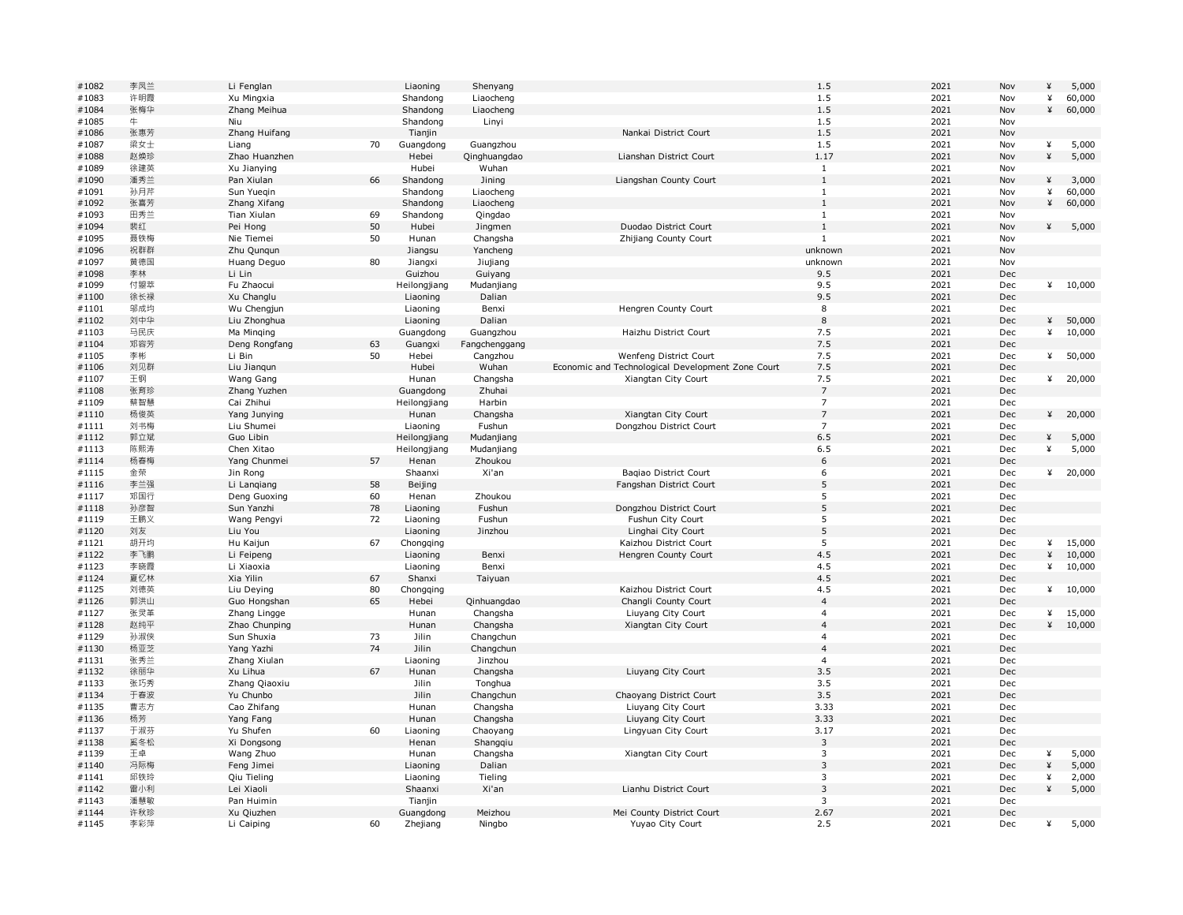| | | | | | | | | | | | |
|---|---|---|---|---|---|---|---|---|---|---|---|
| #1082 | 李凤兰 | Li Fenglan | | Liaoning | Shenyang | | 1.5 | 2021 | Nov | ¥ | 5,000 |
| #1083 | 许明霞 | Xu Mingxia | | Shandong | Liaocheng | | 1.5 | 2021 | Nov | ¥ | 60,000 |
| #1084 | 张梅华 | Zhang Meihua | | Shandong | Liaocheng | | 1.5 | 2021 | Nov | ¥ | 60,000 |
| #1085 | 牛 | Niu | | Shandong | Linyi | | 1.5 | 2021 | Nov | | |
| #1086 | 张惠芳 | Zhang Huifang | | Tianjin | | Nankai District Court | 1.5 | 2021 | Nov | | |
| #1087 | 梁女士 | Liang | 70 | Guangdong | Guangzhou | | 1.5 | 2021 | Nov | ¥ | 5,000 |
| #1088 | 赵焕珍 | Zhao Huanzhen | | Hebei | Qinghuangdao | Lianshan District Court | 1.17 | 2021 | Nov | ¥ | 5,000 |
| #1089 | 徐建英 | Xu Jianying | | Hubei | Wuhan | | 1 | 2021 | Nov | | |
| #1090 | 潘秀兰 | Pan Xiulan | 66 | Shandong | Jining | Liangshan County Court | 1 | 2021 | Nov | ¥ | 3,000 |
| #1091 | 孙月芹 | Sun Yueqin | | Shandong | Liaocheng | | 1 | 2021 | Nov | ¥ | 60,000 |
| #1092 | 张喜芳 | Zhang Xifang | | Shandong | Liaocheng | | 1 | 2021 | Nov | ¥ | 60,000 |
| #1093 | 田秀兰 | Tian Xiulan | 69 | Shandong | Qingdao | | 1 | 2021 | Nov | | |
| #1094 | 裴红 | Pei Hong | 50 | Hubei | Jingmen | Duodao District Court | 1 | 2021 | Nov | ¥ | 5,000 |
| #1095 | 聂铁梅 | Nie Tiemei | 50 | Hunan | Changsha | Zhijiang County Court | 1 | 2021 | Nov | | |
| #1096 | 祝群群 | Zhu Qunqun | | Jiangsu | Yancheng | | unknown | 2021 | Nov | | |
| #1097 | 黄德国 | Huang Deguo | 80 | Jiangxi | Jiujiang | | unknown | 2021 | Nov | | |
| #1098 | 李林 | Li Lin | | Guizhou | Guiyang | | 9.5 | 2021 | Dec | | |
| #1099 | 付照萃 | Fu Zhaocui | | Heilongjiang | Mudanjiang | | 9.5 | 2021 | Dec | ¥ | 10,000 |
| #1100 | 徐长禄 | Xu Changlu | | Liaoning | Dalian | | 9.5 | 2021 | Dec | | |
| #1101 | 邬成均 | Wu Chengjun | | Liaoning | Benxi | Hengren County Court | 8 | 2021 | Dec | | |
| #1102 | 刘中华 | Liu Zhonghua | | Liaoning | Dalian | | 8 | 2021 | Dec | ¥ | 50,000 |
| #1103 | 马民庆 | Ma Minqing | | Guangdong | Guangzhou | Haizhu District Court | 7.5 | 2021 | Dec | ¥ | 10,000 |
| #1104 | 邓容芳 | Deng Rongfang | 63 | Guangxi | Fangchenggang | | 7.5 | 2021 | Dec | | |
| #1105 | 李彬 | Li Bin | 50 | Hebei | Cangzhou | Wenfeng District Court | 7.5 | 2021 | Dec | ¥ | 50,000 |
| #1106 | 刘见群 | Liu Jianqun | | Hubei | Wuhan | Economic and Technological Development Zone Court | 7.5 | 2021 | Dec | | |
| #1107 | 王钢 | Wang Gang | | Hunan | Changsha | Xiangtan City Court | 7.5 | 2021 | Dec | ¥ | 20,000 |
| #1108 | 张育珍 | Zhang Yuzhen | | Guangdong | Zhuhai | | 7 | 2021 | Dec | | |
| #1109 | 蔡智慧 | Cai Zhihui | | Heilongjiang | Harbin | | 7 | 2021 | Dec | | |
| #1110 | 杨俊英 | Yang Junying | | Hunan | Changsha | Xiangtan City Court | 7 | 2021 | Dec | ¥ | 20,000 |
| #1111 | 刘书梅 | Liu Shumei | | Liaoning | Fushun | Dongzhou District Court | 7 | 2021 | Dec | | |
| #1112 | 郭立斌 | Guo Libin | | Heilongjiang | Mudanjiang | | 6.5 | 2021 | Dec | ¥ | 5,000 |
| #1113 | 陈熙涛 | Chen Xitao | | Heilongjiang | Mudanjiang | | 6.5 | 2021 | Dec | ¥ | 5,000 |
| #1114 | 杨春梅 | Yang Chunmei | 57 | Henan | Zhoukou | | 6 | 2021 | Dec | | |
| #1115 | 金荣 | Jin Rong | | Shaanxi | Xi'an | Baqiao District Court | 6 | 2021 | Dec | ¥ | 20,000 |
| #1116 | 李兰强 | Li Lanqiang | 58 | Beijing | | Fangshan District Court | 5 | 2021 | Dec | | |
| #1117 | 邓国行 | Deng Guoxing | 60 | Henan | Zhoukou | | 5 | 2021 | Dec | | |
| #1118 | 孙彦智 | Sun Yanzhi | 78 | Liaoning | Fushun | Dongzhou District Court | 5 | 2021 | Dec | | |
| #1119 | 王鹏义 | Wang Pengyi | 72 | Liaoning | Fushun | Fushun City Court | 5 | 2021 | Dec | | |
| #1120 | 刘友 | Liu You | | Liaoning | Jinzhou | Linghai City Court | 5 | 2021 | Dec | | |
| #1121 | 胡开均 | Hu Kaijun | 67 | Chongqing | | Kaizhou District Court | 5 | 2021 | Dec | ¥ | 15,000 |
| #1122 | 李飞鹏 | Li Feipeng | | Liaoning | Benxi | Hengren County Court | 4.5 | 2021 | Dec | ¥ | 10,000 |
| #1123 | 李晓霞 | Li Xiaoxia | | Liaoning | Benxi | | 4.5 | 2021 | Dec | ¥ | 10,000 |
| #1124 | 夏亿林 | Xia Yilin | 67 | Shanxi | Taiyuan | | 4.5 | 2021 | Dec | | |
| #1125 | 刘德英 | Liu Deying | 80 | Chongqing | | Kaizhou District Court | 4.5 | 2021 | Dec | ¥ | 10,000 |
| #1126 | 郭洪山 | Guo Hongshan | 65 | Hebei | Qinhuangdao | Changli County Court | 4 | 2021 | Dec | | |
| #1127 | 张灵革 | Zhang Lingge | | Hunan | Changsha | Liuyang City Court | 4 | 2021 | Dec | ¥ | 15,000 |
| #1128 | 赵纯平 | Zhao Chunping | | Hunan | Changsha | Xiangtan City Court | 4 | 2021 | Dec | ¥ | 10,000 |
| #1129 | 孙淑侠 | Sun Shuxia | 73 | Jilin | Changchun | | 4 | 2021 | Dec | | |
| #1130 | 杨亚芝 | Yang Yazhi | 74 | Jilin | Changchun | | 4 | 2021 | Dec | | |
| #1131 | 张秀兰 | Zhang Xiulan | | Liaoning | Jinzhou | | 4 | 2021 | Dec | | |
| #1132 | 徐丽华 | Xu Lihua | 67 | Hunan | Changsha | Liuyang City Court | 3.5 | 2021 | Dec | | |
| #1133 | 张巧秀 | Zhang Qiaoxiu | | Jilin | Tonghua | | 3.5 | 2021 | Dec | | |
| #1134 | 于春波 | Yu Chunbo | | Jilin | Changchun | Chaoyang District Court | 3.5 | 2021 | Dec | | |
| #1135 | 曹志方 | Cao Zhifang | | Hunan | Changsha | Liuyang City Court | 3.33 | 2021 | Dec | | |
| #1136 | 杨芳 | Yang Fang | | Hunan | Changsha | Liuyang City Court | 3.33 | 2021 | Dec | | |
| #1137 | 于淑芬 | Yu Shufen | 60 | Liaoning | Chaoyang | Lingyuan City Court | 3.17 | 2021 | Dec | | |
| #1138 | 奚冬松 | Xi Dongsong | | Henan | Shangqiu | | 3 | 2021 | Dec | | |
| #1139 | 王卓 | Wang Zhuo | | Hunan | Changsha | Xiangtan City Court | 3 | 2021 | Dec | ¥ | 5,000 |
| #1140 | 冯际梅 | Feng Jimei | | Liaoning | Dalian | | 3 | 2021 | Dec | ¥ | 5,000 |
| #1141 | 邱铁玲 | Qiu Tieling | | Liaoning | Tieling | | 3 | 2021 | Dec | ¥ | 2,000 |
| #1142 | 雷小利 | Lei Xiaoli | | Shaanxi | Xi'an | Lianhu District Court | 3 | 2021 | Dec | ¥ | 5,000 |
| #1143 | 潘慧敏 | Pan Huimin | | Tianjin | | | 3 | 2021 | Dec | | |
| #1144 | 许秋珍 | Xu Qiuzhen | | Guangdong | Meizhou | Mei County District Court | 2.67 | 2021 | Dec | | |
| #1145 | 李彩萍 | Li Caiping | 60 | Zhejiang | Ningbo | Yuyao City Court | 2.5 | 2021 | Dec | ¥ | 5,000 |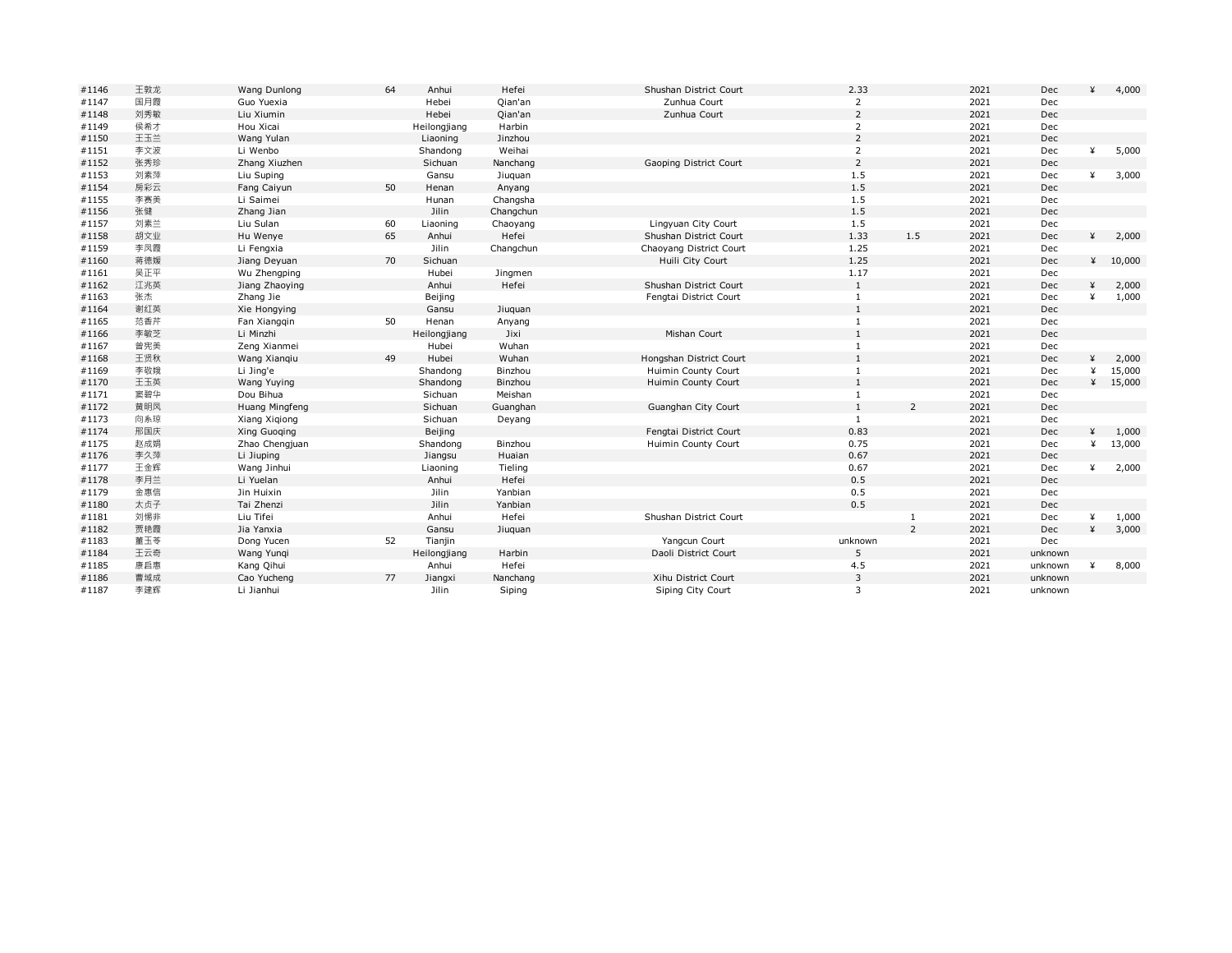| | | | | | | | | | | | | |
|---|---|---|---|---|---|---|---|---|---|---|---|---|
| #1146 | 王敦龙 | Wang Dunlong | 64 | Anhui | Hefei | Shushan District Court | 2.33 | | 2021 | Dec | ¥ | 4,000 |
| #1147 | 国月霞 | Guo Yuexia | | Hebei | Qian'an | Zunhua Court | 2 | | 2021 | Dec | | |
| #1148 | 刘秀敏 | Liu Xiumin | | Hebei | Qian'an | Zunhua Court | 2 | | 2021 | Dec | | |
| #1149 | 侯希才 | Hou Xicai | | Heilongjiang | Harbin | | 2 | | 2021 | Dec | | |
| #1150 | 王玉兰 | Wang Yulan | | Liaoning | Jinzhou | | 2 | | 2021 | Dec | | |
| #1151 | 李文波 | Li Wenbo | | Shandong | Weihai | | 2 | | 2021 | Dec | ¥ | 5,000 |
| #1152 | 张秀珍 | Zhang Xiuzhen | | Sichuan | Nanchang | Gaoping District Court | 2 | | 2021 | Dec | | |
| #1153 | 刘素萍 | Liu Suping | | Gansu | Jiuquan | | 1.5 | | 2021 | Dec | ¥ | 3,000 |
| #1154 | 房彩云 | Fang Caiyun | 50 | Henan | Anyang | | 1.5 | | 2021 | Dec | | |
| #1155 | 李赛美 | Li Saimei | | Hunan | Changsha | | 1.5 | | 2021 | Dec | | |
| #1156 | 张健 | Zhang Jian | | Jilin | Changchun | | 1.5 | | 2021 | Dec | | |
| #1157 | 刘素兰 | Liu Sulan | 60 | Liaoning | Chaoyang | Lingyuan City Court | 1.5 | | 2021 | Dec | | |
| #1158 | 胡文业 | Hu Wenye | 65 | Anhui | Hefei | Shushan District Court | 1.33 | 1.5 | 2021 | Dec | ¥ | 2,000 |
| #1159 | 李凤霞 | Li Fengxia | | Jilin | Changchun | Chaoyang District Court | 1.25 | | 2021 | Dec | | |
| #1160 | 蒋德媛 | Jiang Deyuan | 70 | Sichuan | | Huili City Court | 1.25 | | 2021 | Dec | ¥ | 10,000 |
| #1161 | 吴正平 | Wu Zhengping | | Hubei | Jingmen | | 1.17 | | 2021 | Dec | | |
| #1162 | 江兆英 | Jiang Zhaoying | | Anhui | Hefei | Shushan District Court | 1 | | 2021 | Dec | ¥ | 2,000 |
| #1163 | 张杰 | Zhang Jie | | Beijing | | Fengtai District Court | 1 | | 2021 | Dec | ¥ | 1,000 |
| #1164 | 谢红英 | Xie Hongying | | Gansu | Jiuquan | | 1 | | 2021 | Dec | | |
| #1165 | 范香芹 | Fan Xiangqin | 50 | Henan | Anyang | | 1 | | 2021 | Dec | | |
| #1166 | 李敏芝 | Li Minzhi | | Heilongjiang | Jixi | Mishan Court | 1 | | 2021 | Dec | | |
| #1167 | 曾宪美 | Zeng Xianmei | | Hubei | Wuhan | | 1 | | 2021 | Dec | | |
| #1168 | 王贤秋 | Wang Xianqiu | 49 | Hubei | Wuhan | Hongshan District Court | 1 | | 2021 | Dec | ¥ | 2,000 |
| #1169 | 李敬娥 | Li Jing'e | | Shandong | Binzhou | Huimin County Court | 1 | | 2021 | Dec | ¥ | 15,000 |
| #1170 | 王玉英 | Wang Yuying | | Shandong | Binzhou | Huimin County Court | 1 | | 2021 | Dec | ¥ | 15,000 |
| #1171 | 窦碧华 | Dou Bihua | | Sichuan | Meishan | | 1 | | 2021 | Dec | | |
| #1172 | 黄明凤 | Huang Mingfeng | | Sichuan | Guanghan | Guanghan City Court | 1 | 2 | 2021 | Dec | | |
| #1173 | 向系琼 | Xiang Xiqiong | | Sichuan | Deyang | | 1 | | 2021 | Dec | | |
| #1174 | 邢国庆 | Xing Guoqing | | Beijing | | Fengtai District Court | 0.83 | | 2021 | Dec | ¥ | 1,000 |
| #1175 | 赵成娟 | Zhao Chengjuan | | Shandong | Binzhou | Huimin County Court | 0.75 | | 2021 | Dec | ¥ | 13,000 |
| #1176 | 李久萍 | Li Jiuping | | Jiangsu | Huaian | | 0.67 | | 2021 | Dec | | |
| #1177 | 王金辉 | Wang Jinhui | | Liaoning | Tieling | | 0.67 | | 2021 | Dec | ¥ | 2,000 |
| #1178 | 李月兰 | Li Yuelan | | Anhui | Hefei | | 0.5 | | 2021 | Dec | | |
| #1179 | 金惠信 | Jin Huixin | | Jilin | Yanbian | | 0.5 | | 2021 | Dec | | |
| #1180 | 太贞子 | Tai Zhenzi | | Jilin | Yanbian | | 0.5 | | 2021 | Dec | | |
| #1181 | 刘惕非 | Liu Tifei | | Anhui | Hefei | Shushan District Court | | 1 | 2021 | Dec | ¥ | 1,000 |
| #1182 | 贾艳霞 | Jia Yanxia | | Gansu | Jiuquan | | | 2 | 2021 | Dec | ¥ | 3,000 |
| #1183 | 董玉苓 | Dong Yucen | 52 | Tianjin | | Yangcun Court | unknown | | 2021 | Dec | | |
| #1184 | 王云奇 | Wang Yunqi | | Heilongjiang | Harbin | Daoli District Court | 5 | | 2021 | unknown | | |
| #1185 | 康启惠 | Kang Qihui | | Anhui | Hefei | | 4.5 | | 2021 | unknown | ¥ | 8,000 |
| #1186 | 曹域成 | Cao Yucheng | 77 | Jiangxi | Nanchang | Xihu District Court | 3 | | 2021 | unknown | | |
| #1187 | 李建辉 | Li Jianhui | | Jilin | Siping | Siping City Court | 3 | | 2021 | unknown | | |